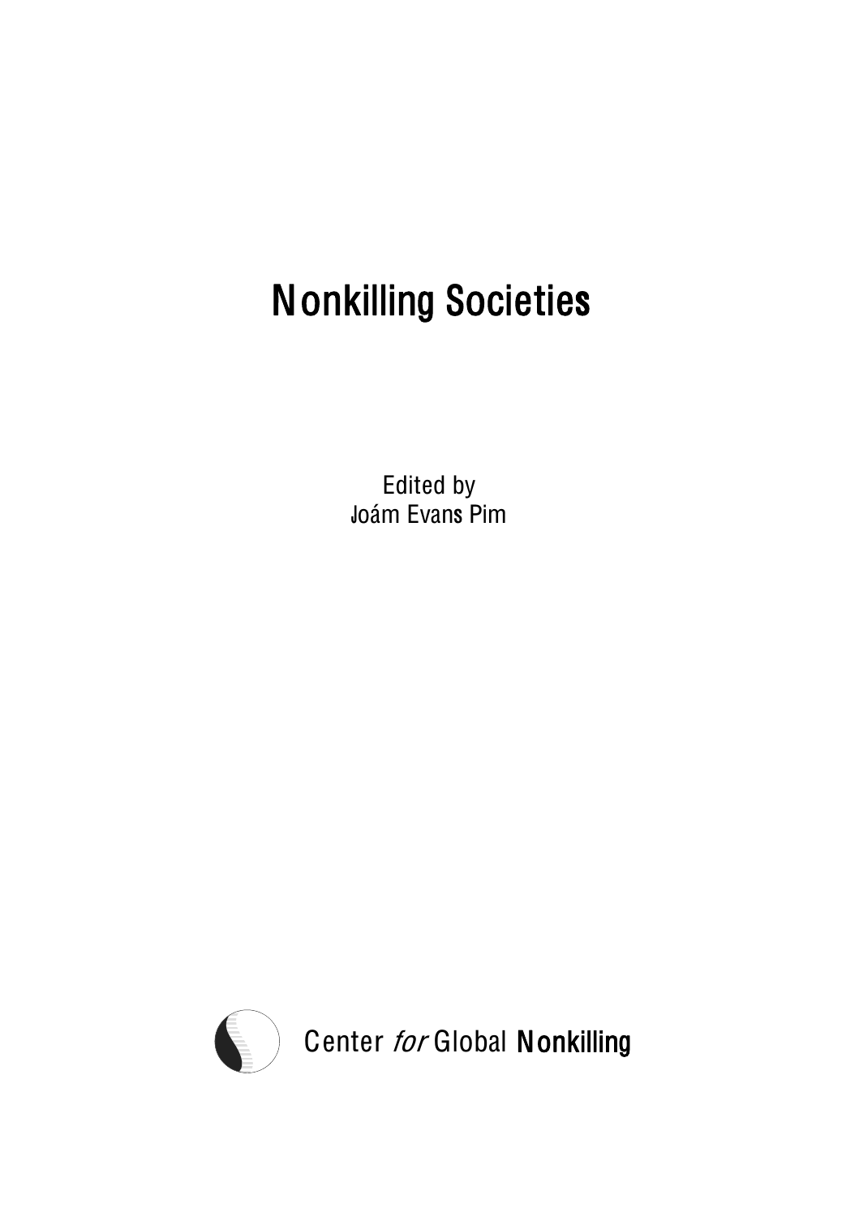# Nonkilling Societies

Edited by
Joám Evans Pim

Center *for* Global **Nonkilling**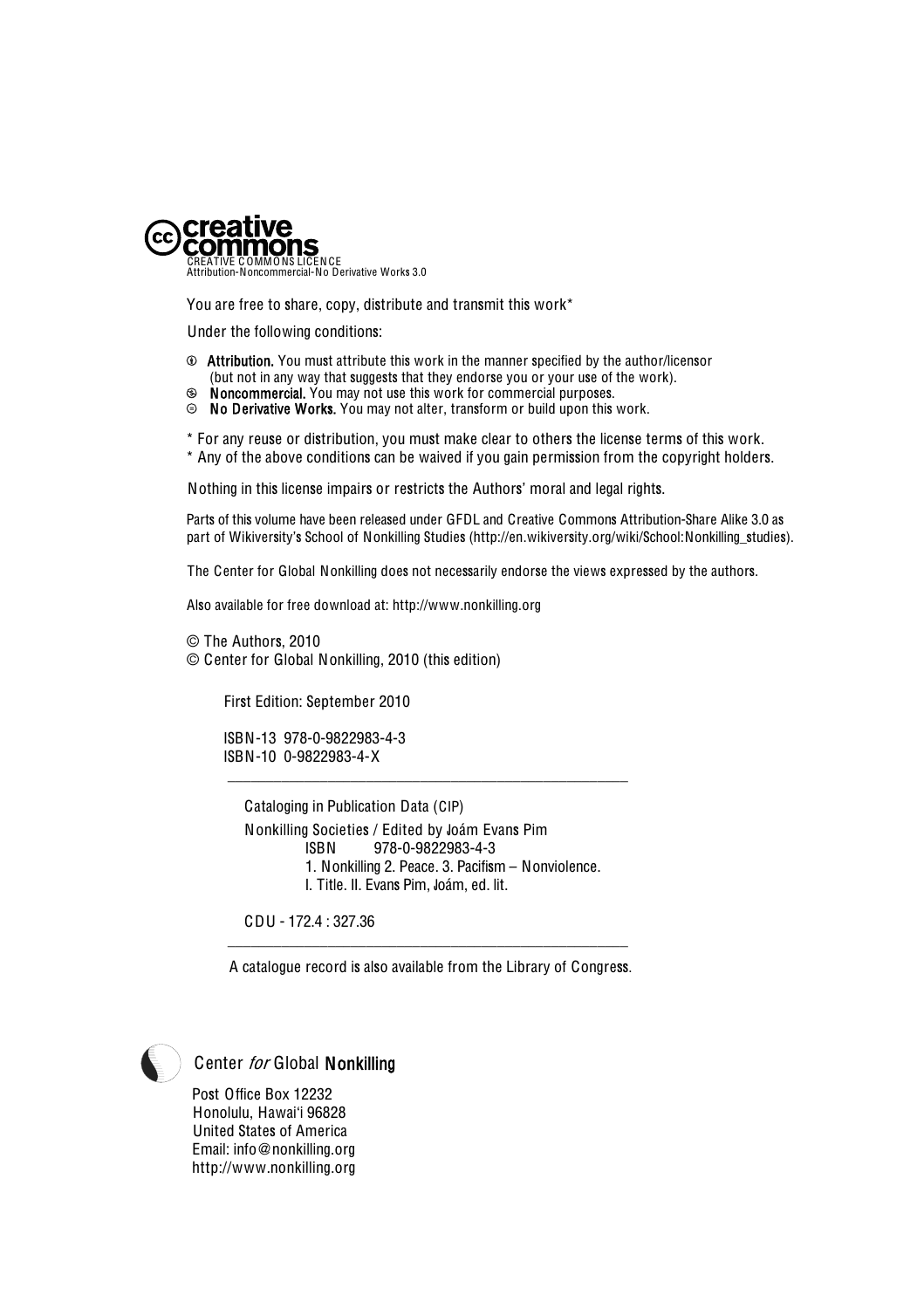**creative commons**

CREATIVE COMMONS LICENCE
Attribution-Noncommercial-No Derivative Works 3.0

You are free to share, copy, distribute and transmit this work*

Under the following conditions:

- **Attribution.** You must attribute this work in the manner specified by the author/licensor (but not in any way that suggests that they endorse you or your use of the work).
- **Noncommercial.** You may not use this work for commercial purposes.
- **No Derivative Works.** You may not alter, transform or build upon this work.

* For any reuse or distribution, you must make clear to others the license terms of this work.
* Any of the above conditions can be waived if you gain permission from the copyright holders.

Nothing in this license impairs or restricts the Authors' moral and legal rights.

Parts of this volume have been released under GFDL and Creative Commons Attribution-Share Alike 3.0 as part of Wikiversity's School of Nonkilling Studies (http://en.wikiversity.org/wiki/School:Nonkilling_studies).

The Center for Global Nonkilling does not necessarily endorse the views expressed by the authors.

Also available for free download at: http://www.nonkilling.org

© The Authors, 2010
© Center for Global Nonkilling, 2010 (this edition)

First Edition: September 2010

ISBN-13 978-0-9822983-4-3
ISBN-10 0-9822983-4-X

---

Cataloging in Publication Data (CIP)

Nonkilling Societies / Edited by Joám Evans Pim
ISBN 978-0-9822983-4-3
1. Nonkilling 2. Peace. 3. Pacifism – Nonviolence.
I. Title. II. Evans Pim, Joám, ed. lit.

CDU - 172.4 : 327.36

---

A catalogue record is also available from the Library of Congress.

Center *for* Global **Nonkilling**

Post Office Box 12232
Honolulu, Hawai'i 96828
United States of America
Email: info@nonkilling.org
http://www.nonkilling.org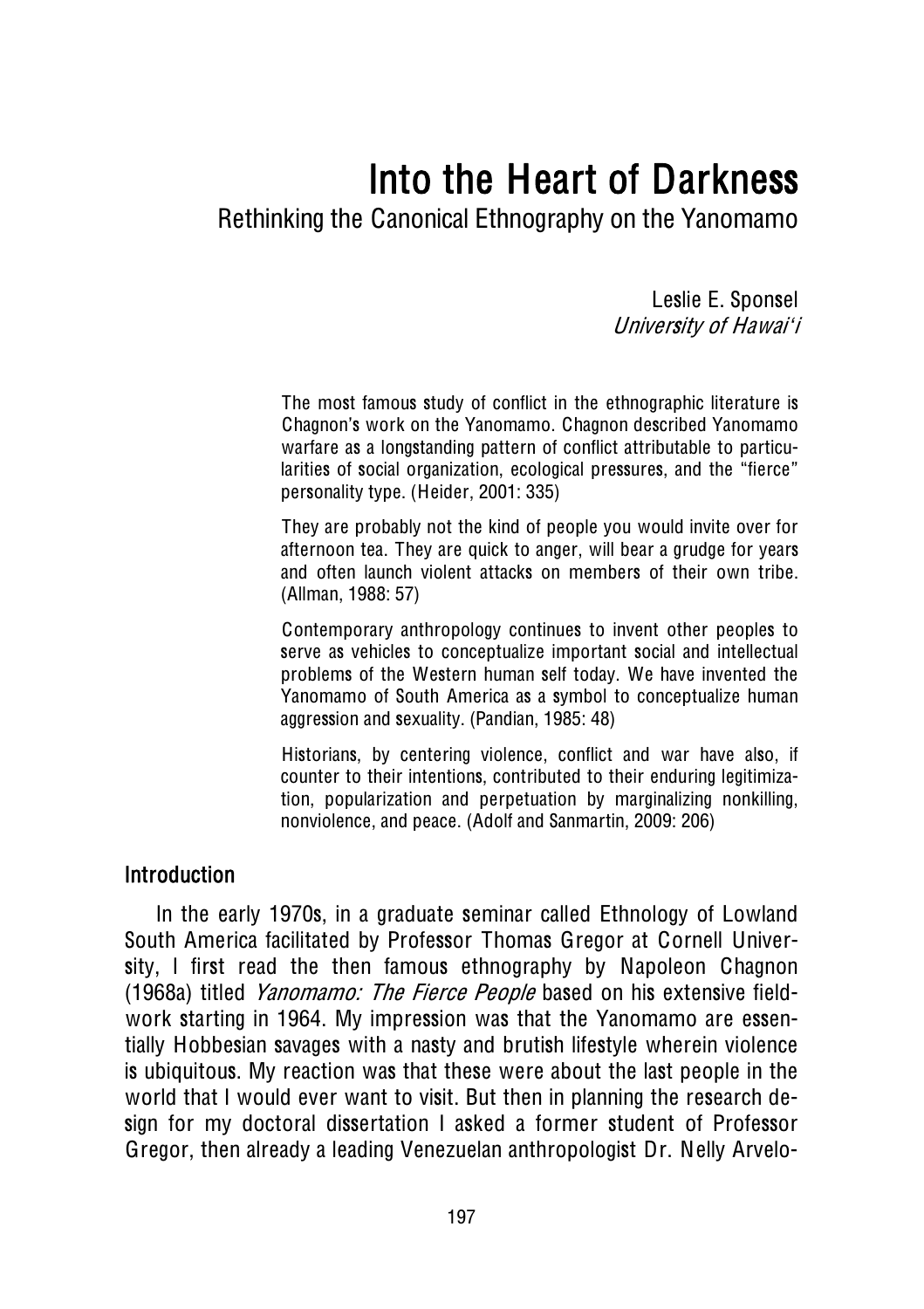# Into the Heart of Darkness

Rethinking the Canonical Ethnography on the Yanomamo

Leslie E. Sponsel
*University of Hawai'i*

> The most famous study of conflict in the ethnographic literature is Chagnon's work on the Yanomamo. Chagnon described Yanomamo warfare as a longstanding pattern of conflict attributable to particularities of social organization, ecological pressures, and the "fierce" personality type. (Heider, 2001: 335)

> They are probably not the kind of people you would invite over for afternoon tea. They are quick to anger, will bear a grudge for years and often launch violent attacks on members of their own tribe. (Allman, 1988: 57)

> Contemporary anthropology continues to invent other peoples to serve as vehicles to conceptualize important social and intellectual problems of the Western human self today. We have invented the Yanomamo of South America as a symbol to conceptualize human aggression and sexuality. (Pandian, 1985: 48)

> Historians, by centering violence, conflict and war have also, if counter to their intentions, contributed to their enduring legitimization, popularization and perpetuation by marginalizing nonkilling, nonviolence, and peace. (Adolf and Sanmartin, 2009: 206)

## Introduction

In the early 1970s, in a graduate seminar called Ethnology of Lowland South America facilitated by Professor Thomas Gregor at Cornell University, I first read the then famous ethnography by Napoleon Chagnon (1968a) titled *Yanomamo: The Fierce People* based on his extensive fieldwork starting in 1964. My impression was that the Yanomamo are essentially Hobbesian savages with a nasty and brutish lifestyle wherein violence is ubiquitous. My reaction was that these were about the last people in the world that I would ever want to visit. But then in planning the research design for my doctoral dissertation I asked a former student of Professor Gregor, then already a leading Venezuelan anthropologist Dr. Nelly Arvelo-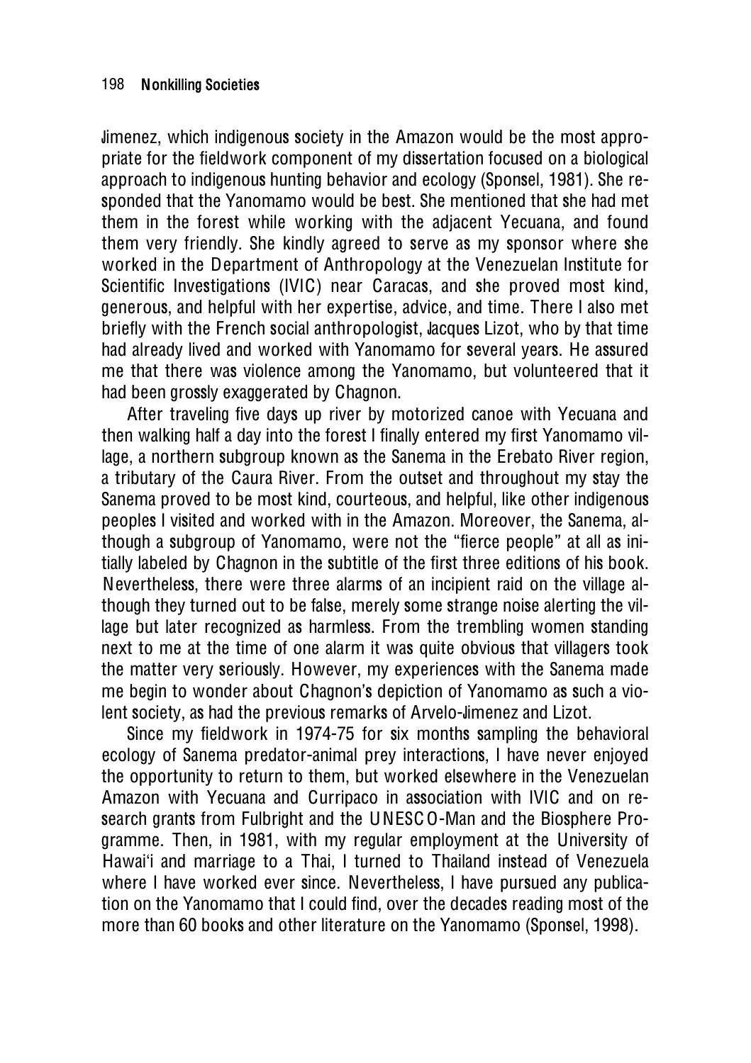Jimenez, which indigenous society in the Amazon would be the most appropriate for the fieldwork component of my dissertation focused on a biological approach to indigenous hunting behavior and ecology (Sponsel, 1981). She responded that the Yanomamo would be best. She mentioned that she had met them in the forest while working with the adjacent Yecuana, and found them very friendly. She kindly agreed to serve as my sponsor where she worked in the Department of Anthropology at the Venezuelan Institute for Scientific Investigations (IVIC) near Caracas, and she proved most kind, generous, and helpful with her expertise, advice, and time. There I also met briefly with the French social anthropologist, Jacques Lizot, who by that time had already lived and worked with Yanomamo for several years. He assured me that there was violence among the Yanomamo, but volunteered that it had been grossly exaggerated by Chagnon.

After traveling five days up river by motorized canoe with Yecuana and then walking half a day into the forest I finally entered my first Yanomamo village, a northern subgroup known as the Sanema in the Erebato River region, a tributary of the Caura River. From the outset and throughout my stay the Sanema proved to be most kind, courteous, and helpful, like other indigenous peoples I visited and worked with in the Amazon. Moreover, the Sanema, although a subgroup of Yanomamo, were not the "fierce people" at all as initially labeled by Chagnon in the subtitle of the first three editions of his book. Nevertheless, there were three alarms of an incipient raid on the village although they turned out to be false, merely some strange noise alerting the village but later recognized as harmless. From the trembling women standing next to me at the time of one alarm it was quite obvious that villagers took the matter very seriously. However, my experiences with the Sanema made me begin to wonder about Chagnon's depiction of Yanomamo as such a violent society, as had the previous remarks of Arvelo-Jimenez and Lizot.

Since my fieldwork in 1974-75 for six months sampling the behavioral ecology of Sanema predator-animal prey interactions, I have never enjoyed the opportunity to return to them, but worked elsewhere in the Venezuelan Amazon with Yecuana and Curripaco in association with IVIC and on research grants from Fulbright and the UNESCO-Man and the Biosphere Programme. Then, in 1981, with my regular employment at the University of Hawai'i and marriage to a Thai, I turned to Thailand instead of Venezuela where I have worked ever since. Nevertheless, I have pursued any publication on the Yanomamo that I could find, over the decades reading most of the more than 60 books and other literature on the Yanomamo (Sponsel, 1998).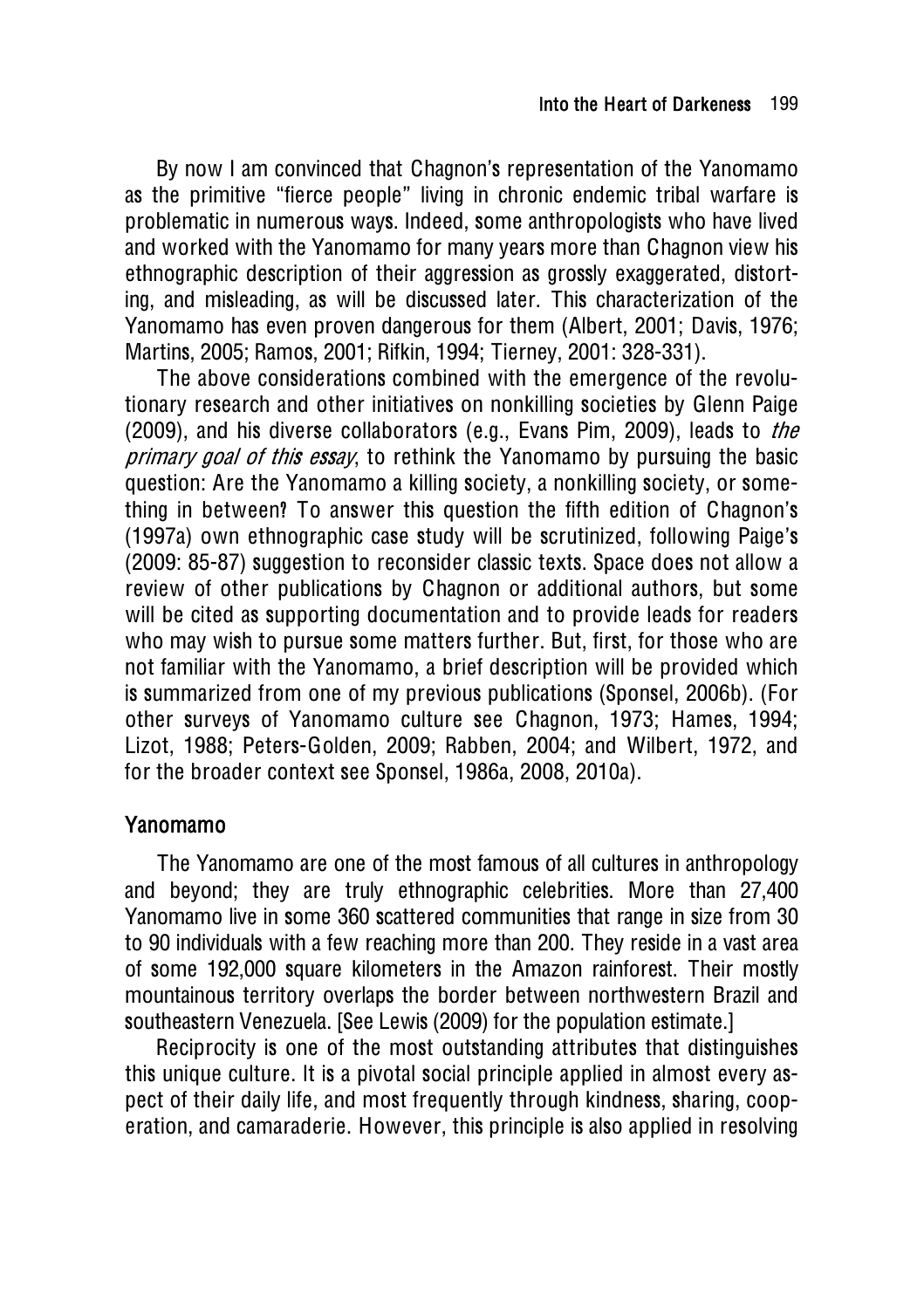By now I am convinced that Chagnon's representation of the Yanomamo as the primitive "fierce people" living in chronic endemic tribal warfare is problematic in numerous ways. Indeed, some anthropologists who have lived and worked with the Yanomamo for many years more than Chagnon view his ethnographic description of their aggression as grossly exaggerated, distorting, and misleading, as will be discussed later. This characterization of the Yanomamo has even proven dangerous for them (Albert, 2001; Davis, 1976; Martins, 2005; Ramos, 2001; Rifkin, 1994; Tierney, 2001: 328-331).

The above considerations combined with the emergence of the revolutionary research and other initiatives on nonkilling societies by Glenn Paige (2009), and his diverse collaborators (e.g., Evans Pim, 2009), leads to *the primary goal of this essay*, to rethink the Yanomamo by pursuing the basic question: Are the Yanomamo a killing society, a nonkilling society, or something in between? To answer this question the fifth edition of Chagnon's (1997a) own ethnographic case study will be scrutinized, following Paige's (2009: 85-87) suggestion to reconsider classic texts. Space does not allow a review of other publications by Chagnon or additional authors, but some will be cited as supporting documentation and to provide leads for readers who may wish to pursue some matters further. But, first, for those who are not familiar with the Yanomamo, a brief description will be provided which is summarized from one of my previous publications (Sponsel, 2006b). (For other surveys of Yanomamo culture see Chagnon, 1973; Hames, 1994; Lizot, 1988; Peters-Golden, 2009; Rabben, 2004; and Wilbert, 1972, and for the broader context see Sponsel, 1986a, 2008, 2010a).

## Yanomamo

The Yanomamo are one of the most famous of all cultures in anthropology and beyond; they are truly ethnographic celebrities. More than 27,400 Yanomamo live in some 360 scattered communities that range in size from 30 to 90 individuals with a few reaching more than 200. They reside in a vast area of some 192,000 square kilometers in the Amazon rainforest. Their mostly mountainous territory overlaps the border between northwestern Brazil and southeastern Venezuela. [See Lewis (2009) for the population estimate.]

Reciprocity is one of the most outstanding attributes that distinguishes this unique culture. It is a pivotal social principle applied in almost every aspect of their daily life, and most frequently through kindness, sharing, cooperation, and camaraderie. However, this principle is also applied in resolving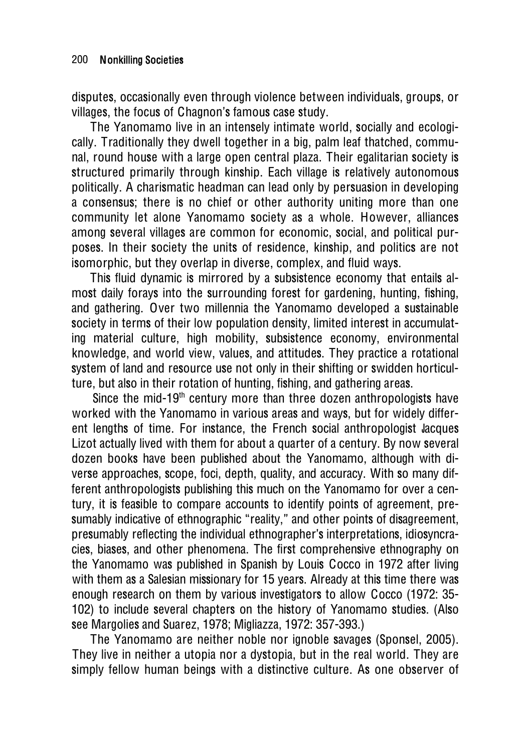disputes, occasionally even through violence between individuals, groups, or villages, the focus of Chagnon's famous case study.

The Yanomamo live in an intensely intimate world, socially and ecologically. Traditionally they dwell together in a big, palm leaf thatched, communal, round house with a large open central plaza. Their egalitarian society is structured primarily through kinship. Each village is relatively autonomous politically. A charismatic headman can lead only by persuasion in developing a consensus; there is no chief or other authority uniting more than one community let alone Yanomamo society as a whole. However, alliances among several villages are common for economic, social, and political purposes. In their society the units of residence, kinship, and politics are not isomorphic, but they overlap in diverse, complex, and fluid ways.

This fluid dynamic is mirrored by a subsistence economy that entails almost daily forays into the surrounding forest for gardening, hunting, fishing, and gathering. Over two millennia the Yanomamo developed a sustainable society in terms of their low population density, limited interest in accumulating material culture, high mobility, subsistence economy, environmental knowledge, and world view, values, and attitudes. They practice a rotational system of land and resource use not only in their shifting or swidden horticulture, but also in their rotation of hunting, fishing, and gathering areas.

Since the mid-19th century more than three dozen anthropologists have worked with the Yanomamo in various areas and ways, but for widely different lengths of time. For instance, the French social anthropologist Jacques Lizot actually lived with them for about a quarter of a century. By now several dozen books have been published about the Yanomamo, although with diverse approaches, scope, foci, depth, quality, and accuracy. With so many different anthropologists publishing this much on the Yanomamo for over a century, it is feasible to compare accounts to identify points of agreement, presumably indicative of ethnographic "reality," and other points of disagreement, presumably reflecting the individual ethnographer's interpretations, idiosyncracies, biases, and other phenomena. The first comprehensive ethnography on the Yanomamo was published in Spanish by Louis Cocco in 1972 after living with them as a Salesian missionary for 15 years. Already at this time there was enough research on them by various investigators to allow Cocco (1972: 35-102) to include several chapters on the history of Yanomamo studies. (Also see Margolies and Suarez, 1978; Migliazza, 1972: 357-393.)

The Yanomamo are neither noble nor ignoble savages (Sponsel, 2005). They live in neither a utopia nor a dystopia, but in the real world. They are simply fellow human beings with a distinctive culture. As one observer of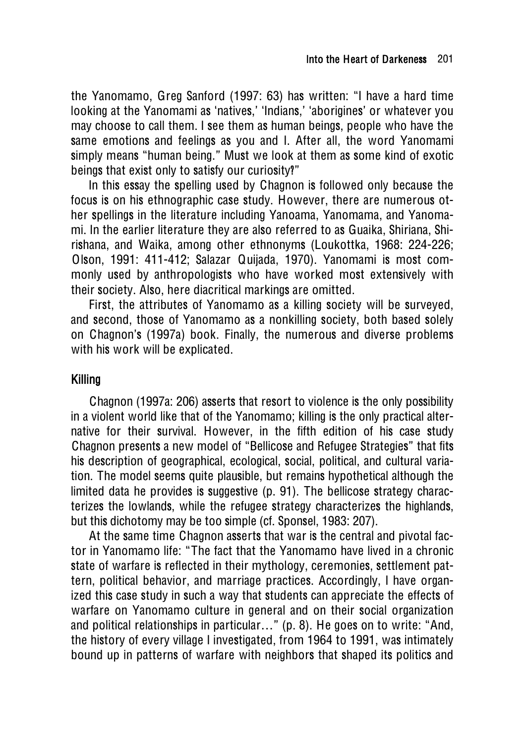the Yanomamo, Greg Sanford (1997: 63) has written: "I have a hard time looking at the Yanomami as 'natives,' 'Indians,' 'aborigines' or whatever you may choose to call them. I see them as human beings, people who have the same emotions and feelings as you and I. After all, the word Yanomami simply means "human being." Must we look at them as some kind of exotic beings that exist only to satisfy our curiosity?"

In this essay the spelling used by Chagnon is followed only because the focus is on his ethnographic case study. However, there are numerous other spellings in the literature including Yanoama, Yanomama, and Yanomami. In the earlier literature they are also referred to as Guaika, Shiriana, Shirishana, and Waika, among other ethnonyms (Loukottka, 1968: 224-226; Olson, 1991: 411-412; Salazar Quijada, 1970). Yanomami is most commonly used by anthropologists who have worked most extensively with their society. Also, here diacritical markings are omitted.

First, the attributes of Yanomamo as a killing society will be surveyed, and second, those of Yanomamo as a nonkilling society, both based solely on Chagnon's (1997a) book. Finally, the numerous and diverse problems with his work will be explicated.

## Killing

Chagnon (1997a: 206) asserts that resort to violence is the only possibility in a violent world like that of the Yanomamo; killing is the only practical alternative for their survival. However, in the fifth edition of his case study Chagnon presents a new model of "Bellicose and Refugee Strategies" that fits his description of geographical, ecological, social, political, and cultural variation. The model seems quite plausible, but remains hypothetical although the limited data he provides is suggestive (p. 91). The bellicose strategy characterizes the lowlands, while the refugee strategy characterizes the highlands, but this dichotomy may be too simple (cf. Sponsel, 1983: 207).

At the same time Chagnon asserts that war is the central and pivotal factor in Yanomamo life: "The fact that the Yanomamo have lived in a chronic state of warfare is reflected in their mythology, ceremonies, settlement pattern, political behavior, and marriage practices. Accordingly, I have organized this case study in such a way that students can appreciate the effects of warfare on Yanomamo culture in general and on their social organization and political relationships in particular…" (p. 8). He goes on to write: "And, the history of every village I investigated, from 1964 to 1991, was intimately bound up in patterns of warfare with neighbors that shaped its politics and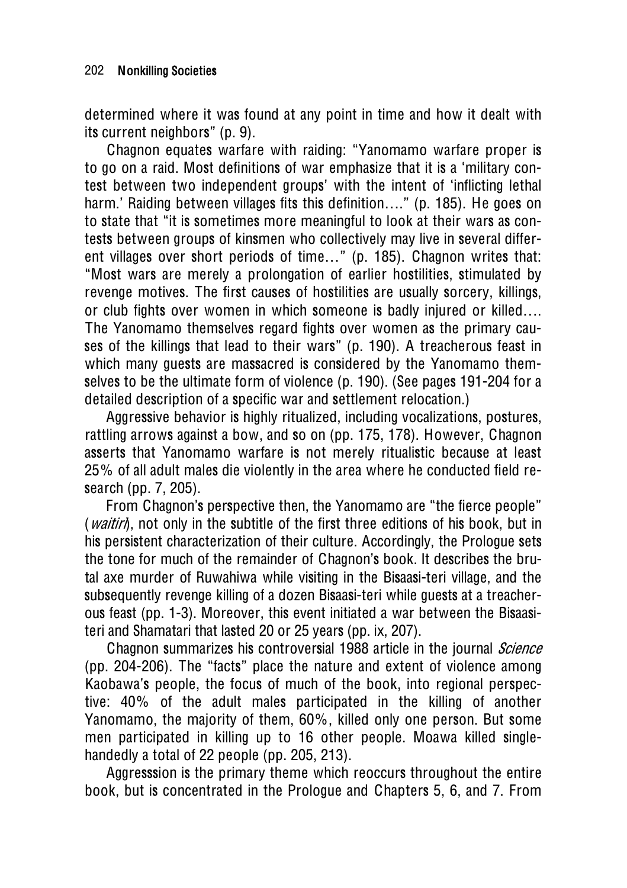determined where it was found at any point in time and how it dealt with its current neighbors" (p. 9).

Chagnon equates warfare with raiding: "Yanomamo warfare proper is to go on a raid. Most definitions of war emphasize that it is a 'military contest between two independent groups' with the intent of 'inflicting lethal harm.' Raiding between villages fits this definition…." (p. 185). He goes on to state that "it is sometimes more meaningful to look at their wars as contests between groups of kinsmen who collectively may live in several different villages over short periods of time…" (p. 185). Chagnon writes that: "Most wars are merely a prolongation of earlier hostilities, stimulated by revenge motives. The first causes of hostilities are usually sorcery, killings, or club fights over women in which someone is badly injured or killed…. The Yanomamo themselves regard fights over women as the primary causes of the killings that lead to their wars" (p. 190). A treacherous feast in which many guests are massacred is considered by the Yanomamo themselves to be the ultimate form of violence (p. 190). (See pages 191-204 for a detailed description of a specific war and settlement relocation.)

Aggressive behavior is highly ritualized, including vocalizations, postures, rattling arrows against a bow, and so on (pp. 175, 178). However, Chagnon asserts that Yanomamo warfare is not merely ritualistic because at least 25% of all adult males die violently in the area where he conducted field research (pp. 7, 205).

From Chagnon's perspective then, the Yanomamo are "the fierce people" (*waitiri*), not only in the subtitle of the first three editions of his book, but in his persistent characterization of their culture. Accordingly, the Prologue sets the tone for much of the remainder of Chagnon's book. It describes the brutal axe murder of Ruwahiwa while visiting in the Bisaasi-teri village, and the subsequently revenge killing of a dozen Bisaasi-teri while guests at a treacherous feast (pp. 1-3). Moreover, this event initiated a war between the Bisaasi-teri and Shamatari that lasted 20 or 25 years (pp. ix, 207).

Chagnon summarizes his controversial 1988 article in the journal *Science* (pp. 204-206). The "facts" place the nature and extent of violence among Kaobawa's people, the focus of much of the book, into regional perspective: 40% of the adult males participated in the killing of another Yanomamo, the majority of them, 60%, killed only one person. But some men participated in killing up to 16 other people. Moawa killed single-handedly a total of 22 people (pp. 205, 213).

Aggresssion is the primary theme which reoccurs throughout the entire book, but is concentrated in the Prologue and Chapters 5, 6, and 7. From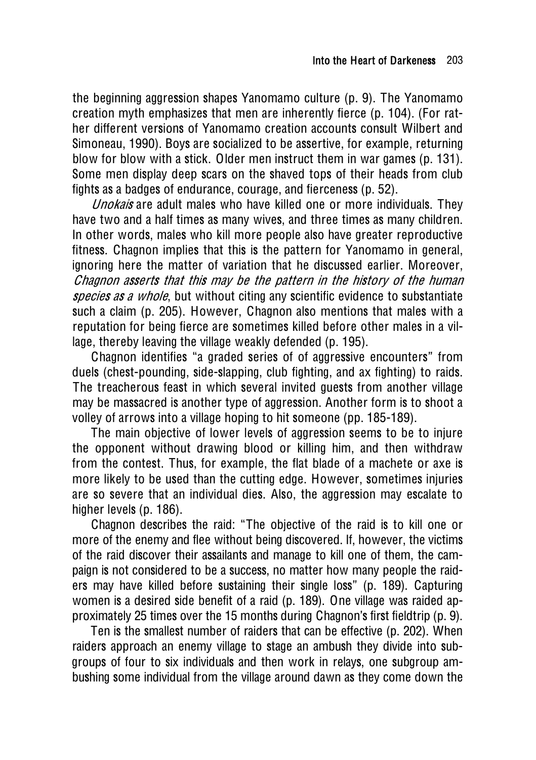the beginning aggression shapes Yanomamo culture (p. 9). The Yanomamo creation myth emphasizes that men are inherently fierce (p. 104). (For rather different versions of Yanomamo creation accounts consult Wilbert and Simoneau, 1990). Boys are socialized to be assertive, for example, returning blow for blow with a stick. Older men instruct them in war games (p. 131). Some men display deep scars on the shaved tops of their heads from club fights as a badges of endurance, courage, and fierceness (p. 52).

*Unokais* are adult males who have killed one or more individuals. They have two and a half times as many wives, and three times as many children. In other words, males who kill more people also have greater reproductive fitness. Chagnon implies that this is the pattern for Yanomamo in general, ignoring here the matter of variation that he discussed earlier. Moreover, *Chagnon asserts that this may be the pattern in the history of the human species as a whole*, but without citing any scientific evidence to substantiate such a claim (p. 205). However, Chagnon also mentions that males with a reputation for being fierce are sometimes killed before other males in a village, thereby leaving the village weakly defended (p. 195).

Chagnon identifies "a graded series of of aggressive encounters" from duels (chest-pounding, side-slapping, club fighting, and ax fighting) to raids. The treacherous feast in which several invited guests from another village may be massacred is another type of aggression. Another form is to shoot a volley of arrows into a village hoping to hit someone (pp. 185-189).

The main objective of lower levels of aggression seems to be to injure the opponent without drawing blood or killing him, and then withdraw from the contest. Thus, for example, the flat blade of a machete or axe is more likely to be used than the cutting edge. However, sometimes injuries are so severe that an individual dies. Also, the aggression may escalate to higher levels (p. 186).

Chagnon describes the raid: "The objective of the raid is to kill one or more of the enemy and flee without being discovered. If, however, the victims of the raid discover their assailants and manage to kill one of them, the campaign is not considered to be a success, no matter how many people the raiders may have killed before sustaining their single loss" (p. 189). Capturing women is a desired side benefit of a raid (p. 189). One village was raided approximately 25 times over the 15 months during Chagnon's first fieldtrip (p. 9).

Ten is the smallest number of raiders that can be effective (p. 202). When raiders approach an enemy village to stage an ambush they divide into subgroups of four to six individuals and then work in relays, one subgroup ambushing some individual from the village around dawn as they come down the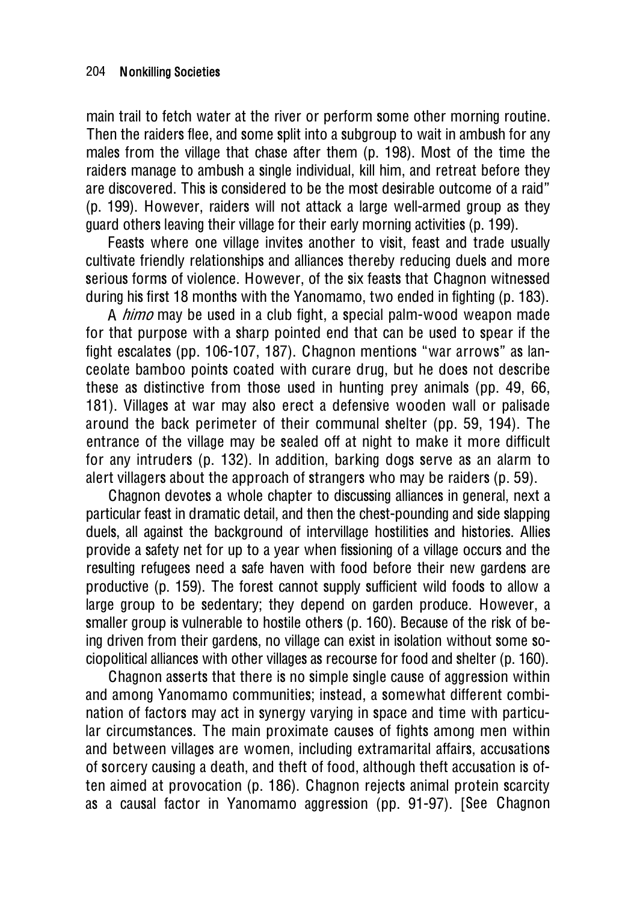main trail to fetch water at the river or perform some other morning routine. Then the raiders flee, and some split into a subgroup to wait in ambush for any males from the village that chase after them (p. 198). Most of the time the raiders manage to ambush a single individual, kill him, and retreat before they are discovered. This is considered to be the most desirable outcome of a raid" (p. 199). However, raiders will not attack a large well-armed group as they guard others leaving their village for their early morning activities (p. 199).

Feasts where one village invites another to visit, feast and trade usually cultivate friendly relationships and alliances thereby reducing duels and more serious forms of violence. However, of the six feasts that Chagnon witnessed during his first 18 months with the Yanomamo, two ended in fighting (p. 183).

A *himo* may be used in a club fight, a special palm-wood weapon made for that purpose with a sharp pointed end that can be used to spear if the fight escalates (pp. 106-107, 187). Chagnon mentions "war arrows" as lanceolate bamboo points coated with curare drug, but he does not describe these as distinctive from those used in hunting prey animals (pp. 49, 66, 181). Villages at war may also erect a defensive wooden wall or palisade around the back perimeter of their communal shelter (pp. 59, 194). The entrance of the village may be sealed off at night to make it more difficult for any intruders (p. 132). In addition, barking dogs serve as an alarm to alert villagers about the approach of strangers who may be raiders (p. 59).

Chagnon devotes a whole chapter to discussing alliances in general, next a particular feast in dramatic detail, and then the chest-pounding and side slapping duels, all against the background of intervillage hostilities and histories. Allies provide a safety net for up to a year when fissioning of a village occurs and the resulting refugees need a safe haven with food before their new gardens are productive (p. 159). The forest cannot supply sufficient wild foods to allow a large group to be sedentary; they depend on garden produce. However, a smaller group is vulnerable to hostile others (p. 160). Because of the risk of being driven from their gardens, no village can exist in isolation without some sociopolitical alliances with other villages as recourse for food and shelter (p. 160).

Chagnon asserts that there is no simple single cause of aggression within and among Yanomamo communities; instead, a somewhat different combination of factors may act in synergy varying in space and time with particular circumstances. The main proximate causes of fights among men within and between villages are women, including extramarital affairs, accusations of sorcery causing a death, and theft of food, although theft accusation is often aimed at provocation (p. 186). Chagnon rejects animal protein scarcity as a causal factor in Yanomamo aggression (pp. 91-97). [See Chagnon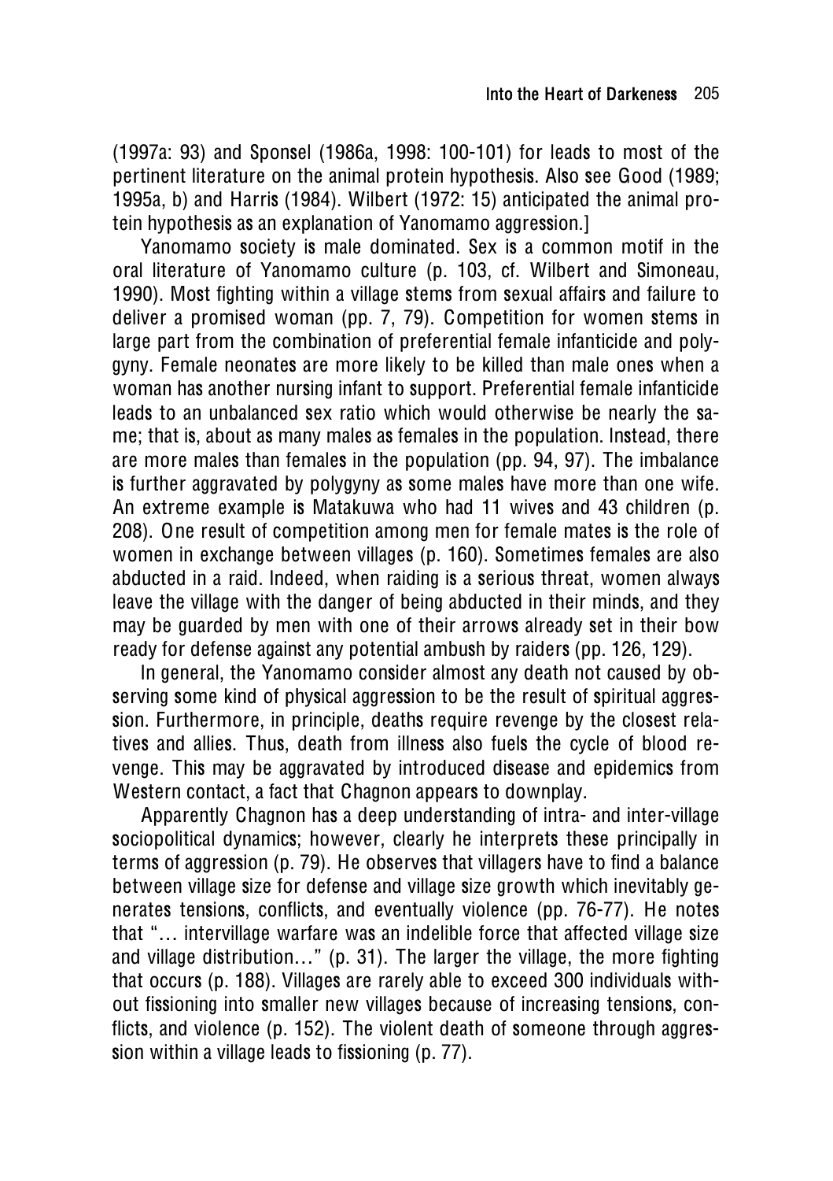(1997a: 93) and Sponsel (1986a, 1998: 100-101) for leads to most of the pertinent literature on the animal protein hypothesis. Also see Good (1989; 1995a, b) and Harris (1984). Wilbert (1972: 15) anticipated the animal protein hypothesis as an explanation of Yanomamo aggression.]

Yanomamo society is male dominated. Sex is a common motif in the oral literature of Yanomamo culture (p. 103, cf. Wilbert and Simoneau, 1990). Most fighting within a village stems from sexual affairs and failure to deliver a promised woman (pp. 7, 79). Competition for women stems in large part from the combination of preferential female infanticide and polygyny. Female neonates are more likely to be killed than male ones when a woman has another nursing infant to support. Preferential female infanticide leads to an unbalanced sex ratio which would otherwise be nearly the same; that is, about as many males as females in the population. Instead, there are more males than females in the population (pp. 94, 97). The imbalance is further aggravated by polygyny as some males have more than one wife. An extreme example is Matakuwa who had 11 wives and 43 children (p. 208). One result of competition among men for female mates is the role of women in exchange between villages (p. 160). Sometimes females are also abducted in a raid. Indeed, when raiding is a serious threat, women always leave the village with the danger of being abducted in their minds, and they may be guarded by men with one of their arrows already set in their bow ready for defense against any potential ambush by raiders (pp. 126, 129).

In general, the Yanomamo consider almost any death not caused by observing some kind of physical aggression to be the result of spiritual aggression. Furthermore, in principle, deaths require revenge by the closest relatives and allies. Thus, death from illness also fuels the cycle of blood revenge. This may be aggravated by introduced disease and epidemics from Western contact, a fact that Chagnon appears to downplay.

Apparently Chagnon has a deep understanding of intra- and inter-village sociopolitical dynamics; however, clearly he interprets these principally in terms of aggression (p. 79). He observes that villagers have to find a balance between village size for defense and village size growth which inevitably generates tensions, conflicts, and eventually violence (pp. 76-77). He notes that "… intervillage warfare was an indelible force that affected village size and village distribution…" (p. 31). The larger the village, the more fighting that occurs (p. 188). Villages are rarely able to exceed 300 individuals without fissioning into smaller new villages because of increasing tensions, conflicts, and violence (p. 152). The violent death of someone through aggression within a village leads to fissioning (p. 77).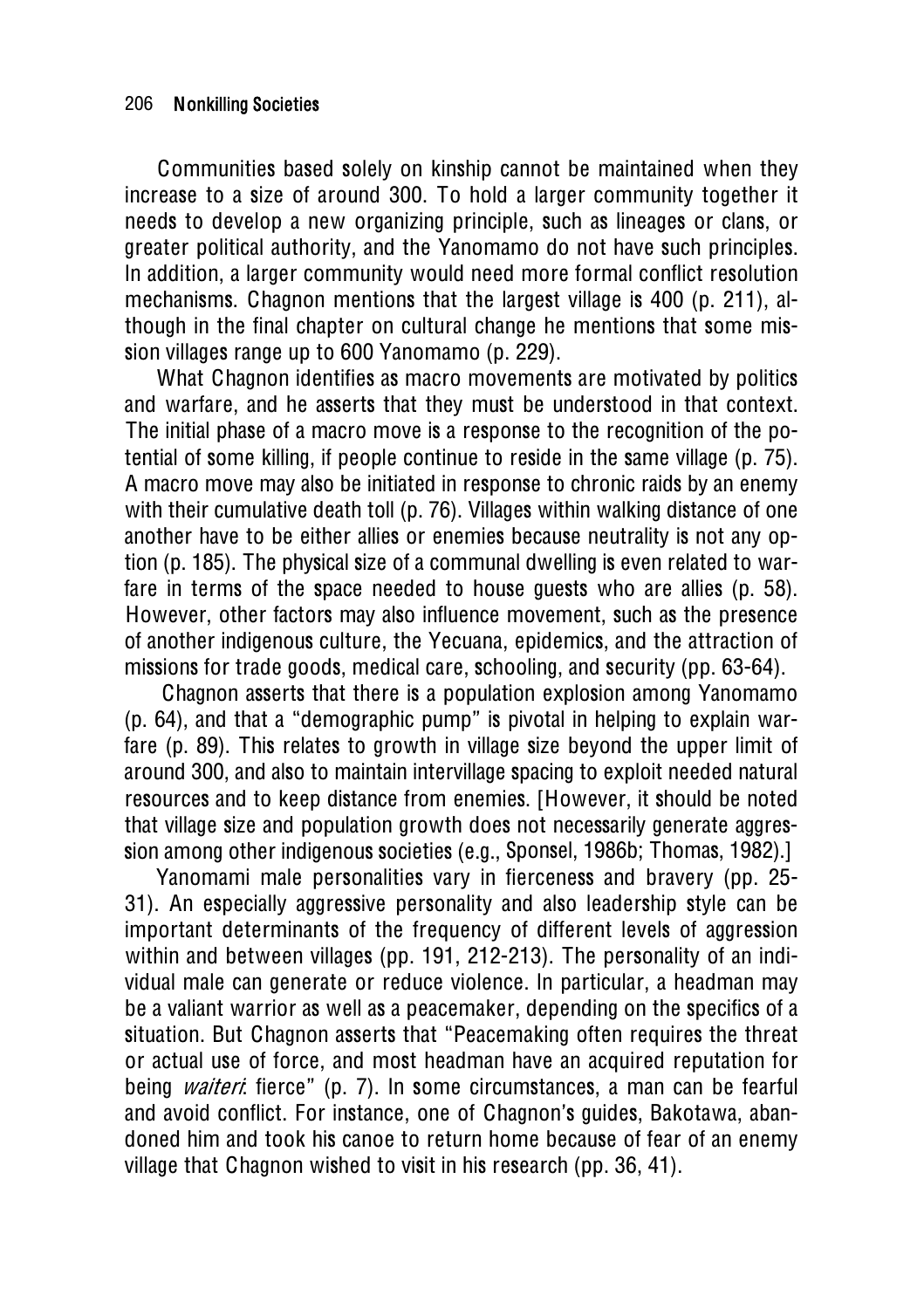Communities based solely on kinship cannot be maintained when they increase to a size of around 300. To hold a larger community together it needs to develop a new organizing principle, such as lineages or clans, or greater political authority, and the Yanomamo do not have such principles. In addition, a larger community would need more formal conflict resolution mechanisms. Chagnon mentions that the largest village is 400 (p. 211), although in the final chapter on cultural change he mentions that some mission villages range up to 600 Yanomamo (p. 229).

What Chagnon identifies as macro movements are motivated by politics and warfare, and he asserts that they must be understood in that context. The initial phase of a macro move is a response to the recognition of the potential of some killing, if people continue to reside in the same village (p. 75). A macro move may also be initiated in response to chronic raids by an enemy with their cumulative death toll (p. 76). Villages within walking distance of one another have to be either allies or enemies because neutrality is not any option (p. 185). The physical size of a communal dwelling is even related to warfare in terms of the space needed to house guests who are allies (p. 58). However, other factors may also influence movement, such as the presence of another indigenous culture, the Yecuana, epidemics, and the attraction of missions for trade goods, medical care, schooling, and security (pp. 63-64).

Chagnon asserts that there is a population explosion among Yanomamo (p. 64), and that a "demographic pump" is pivotal in helping to explain warfare (p. 89). This relates to growth in village size beyond the upper limit of around 300, and also to maintain intervillage spacing to exploit needed natural resources and to keep distance from enemies. [However, it should be noted that village size and population growth does not necessarily generate aggression among other indigenous societies (e.g., Sponsel, 1986b; Thomas, 1982).]

Yanomami male personalities vary in fierceness and bravery (pp. 25-31). An especially aggressive personality and also leadership style can be important determinants of the frequency of different levels of aggression within and between villages (pp. 191, 212-213). The personality of an individual male can generate or reduce violence. In particular, a headman may be a valiant warrior as well as a peacemaker, depending on the specifics of a situation. But Chagnon asserts that "Peacemaking often requires the threat or actual use of force, and most headman have an acquired reputation for being *waiteri*: fierce" (p. 7). In some circumstances, a man can be fearful and avoid conflict. For instance, one of Chagnon's guides, Bakotawa, abandoned him and took his canoe to return home because of fear of an enemy village that Chagnon wished to visit in his research (pp. 36, 41).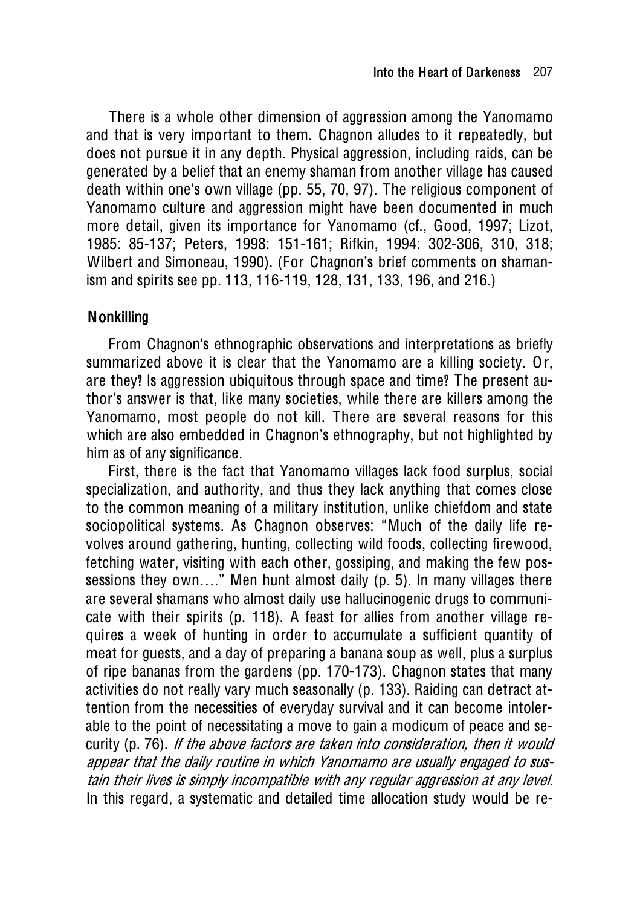There is a whole other dimension of aggression among the Yanomamo and that is very important to them. Chagnon alludes to it repeatedly, but does not pursue it in any depth. Physical aggression, including raids, can be generated by a belief that an enemy shaman from another village has caused death within one's own village (pp. 55, 70, 97). The religious component of Yanomamo culture and aggression might have been documented in much more detail, given its importance for Yanomamo (cf., Good, 1997; Lizot, 1985: 85-137; Peters, 1998: 151-161; Rifkin, 1994: 302-306, 310, 318; Wilbert and Simoneau, 1990). (For Chagnon's brief comments on shamanism and spirits see pp. 113, 116-119, 128, 131, 133, 196, and 216.)

## Nonkilling

From Chagnon's ethnographic observations and interpretations as briefly summarized above it is clear that the Yanomamo are a killing society. Or, are they? Is aggression ubiquitous through space and time? The present author's answer is that, like many societies, while there are killers among the Yanomamo, most people do not kill. There are several reasons for this which are also embedded in Chagnon's ethnography, but not highlighted by him as of any significance.

First, there is the fact that Yanomamo villages lack food surplus, social specialization, and authority, and thus they lack anything that comes close to the common meaning of a military institution, unlike chiefdom and state sociopolitical systems. As Chagnon observes: "Much of the daily life revolves around gathering, hunting, collecting wild foods, collecting firewood, fetching water, visiting with each other, gossiping, and making the few possessions they own…." Men hunt almost daily (p. 5). In many villages there are several shamans who almost daily use hallucinogenic drugs to communicate with their spirits (p. 118). A feast for allies from another village requires a week of hunting in order to accumulate a sufficient quantity of meat for guests, and a day of preparing a banana soup as well, plus a surplus of ripe bananas from the gardens (pp. 170-173). Chagnon states that many activities do not really vary much seasonally (p. 133). Raiding can detract attention from the necessities of everyday survival and it can become intolerable to the point of necessitating a move to gain a modicum of peace and security (p. 76). *If the above factors are taken into consideration, then it would appear that the daily routine in which Yanomamo are usually engaged to sustain their lives is simply incompatible with any regular aggression at any level.* In this regard, a systematic and detailed time allocation study would be re-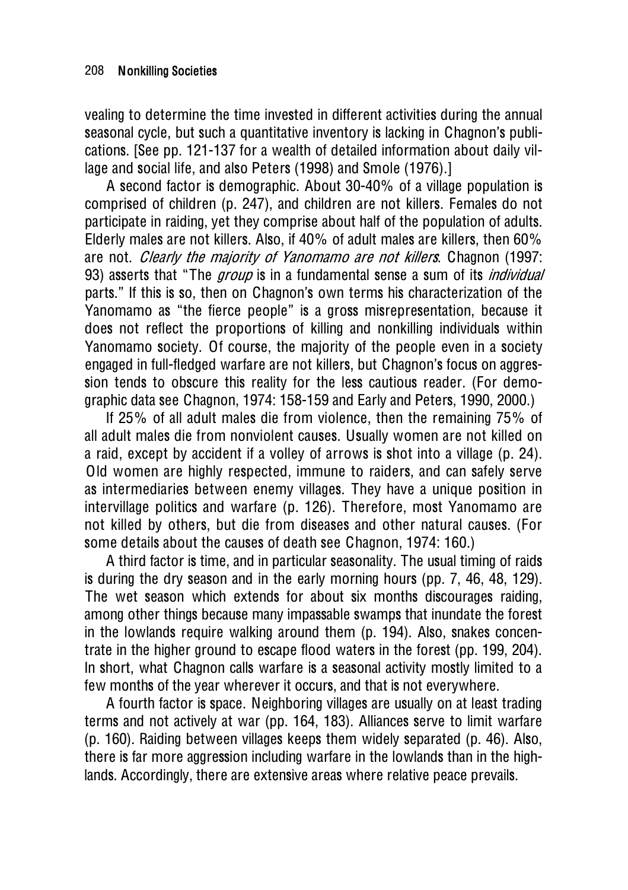vealing to determine the time invested in different activities during the annual seasonal cycle, but such a quantitative inventory is lacking in Chagnon's publications. [See pp. 121-137 for a wealth of detailed information about daily village and social life, and also Peters (1998) and Smole (1976).]

A second factor is demographic. About 30-40% of a village population is comprised of children (p. 247), and children are not killers. Females do not participate in raiding, yet they comprise about half of the population of adults. Elderly males are not killers. Also, if 40% of adult males are killers, then 60% are not. *Clearly the majority of Yanomamo are not killers*. Chagnon (1997: 93) asserts that "The *group* is in a fundamental sense a sum of its *individual* parts." If this is so, then on Chagnon's own terms his characterization of the Yanomamo as "the fierce people" is a gross misrepresentation, because it does not reflect the proportions of killing and nonkilling individuals within Yanomamo society. Of course, the majority of the people even in a society engaged in full-fledged warfare are not killers, but Chagnon's focus on aggression tends to obscure this reality for the less cautious reader. (For demographic data see Chagnon, 1974: 158-159 and Early and Peters, 1990, 2000.)

If 25% of all adult males die from violence, then the remaining 75% of all adult males die from nonviolent causes. Usually women are not killed on a raid, except by accident if a volley of arrows is shot into a village (p. 24). Old women are highly respected, immune to raiders, and can safely serve as intermediaries between enemy villages. They have a unique position in intervillage politics and warfare (p. 126). Therefore, most Yanomamo are not killed by others, but die from diseases and other natural causes. (For some details about the causes of death see Chagnon, 1974: 160.)

A third factor is time, and in particular seasonality. The usual timing of raids is during the dry season and in the early morning hours (pp. 7, 46, 48, 129). The wet season which extends for about six months discourages raiding, among other things because many impassable swamps that inundate the forest in the lowlands require walking around them (p. 194). Also, snakes concentrate in the higher ground to escape flood waters in the forest (pp. 199, 204). In short, what Chagnon calls warfare is a seasonal activity mostly limited to a few months of the year wherever it occurs, and that is not everywhere.

A fourth factor is space. Neighboring villages are usually on at least trading terms and not actively at war (pp. 164, 183). Alliances serve to limit warfare (p. 160). Raiding between villages keeps them widely separated (p. 46). Also, there is far more aggression including warfare in the lowlands than in the highlands. Accordingly, there are extensive areas where relative peace prevails.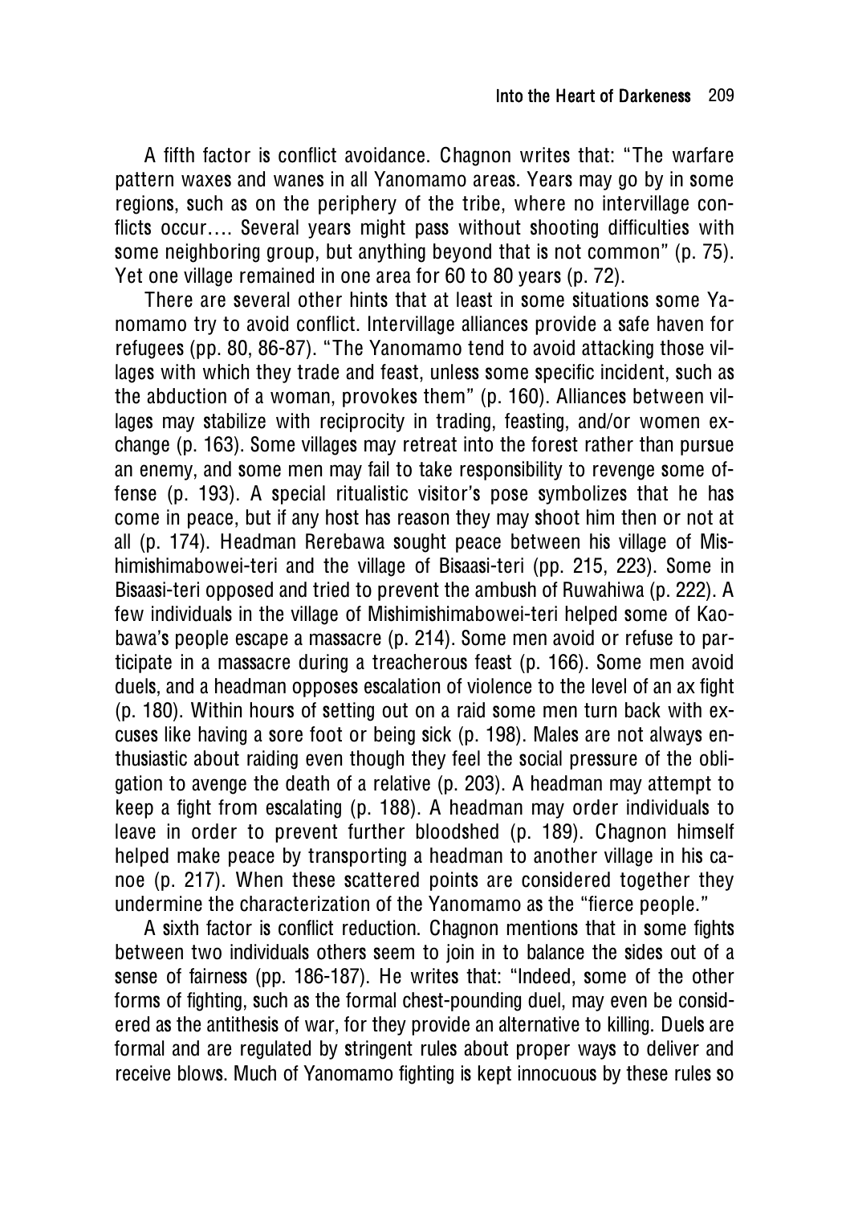A fifth factor is conflict avoidance. Chagnon writes that: "The warfare pattern waxes and wanes in all Yanomamo areas. Years may go by in some regions, such as on the periphery of the tribe, where no intervillage conflicts occur.... Several years might pass without shooting difficulties with some neighboring group, but anything beyond that is not common" (p. 75). Yet one village remained in one area for 60 to 80 years (p. 72).

There are several other hints that at least in some situations some Yanomamo try to avoid conflict. Intervillage alliances provide a safe haven for refugees (pp. 80, 86-87). "The Yanomamo tend to avoid attacking those villages with which they trade and feast, unless some specific incident, such as the abduction of a woman, provokes them" (p. 160). Alliances between villages may stabilize with reciprocity in trading, feasting, and/or women exchange (p. 163). Some villages may retreat into the forest rather than pursue an enemy, and some men may fail to take responsibility to revenge some offense (p. 193). A special ritualistic visitor's pose symbolizes that he has come in peace, but if any host has reason they may shoot him then or not at all (p. 174). Headman Rerebawa sought peace between his village of Mishimishimabowei-teri and the village of Bisaasi-teri (pp. 215, 223). Some in Bisaasi-teri opposed and tried to prevent the ambush of Ruwahiwa (p. 222). A few individuals in the village of Mishimishimabowei-teri helped some of Kaobawa's people escape a massacre (p. 214). Some men avoid or refuse to participate in a massacre during a treacherous feast (p. 166). Some men avoid duels, and a headman opposes escalation of violence to the level of an ax fight (p. 180). Within hours of setting out on a raid some men turn back with excuses like having a sore foot or being sick (p. 198). Males are not always enthusiastic about raiding even though they feel the social pressure of the obligation to avenge the death of a relative (p. 203). A headman may attempt to keep a fight from escalating (p. 188). A headman may order individuals to leave in order to prevent further bloodshed (p. 189). Chagnon himself helped make peace by transporting a headman to another village in his canoe (p. 217). When these scattered points are considered together they undermine the characterization of the Yanomamo as the "fierce people."

A sixth factor is conflict reduction. Chagnon mentions that in some fights between two individuals others seem to join in to balance the sides out of a sense of fairness (pp. 186-187). He writes that: "Indeed, some of the other forms of fighting, such as the formal chest-pounding duel, may even be considered as the antithesis of war, for they provide an alternative to killing. Duels are formal and are regulated by stringent rules about proper ways to deliver and receive blows. Much of Yanomamo fighting is kept innocuous by these rules so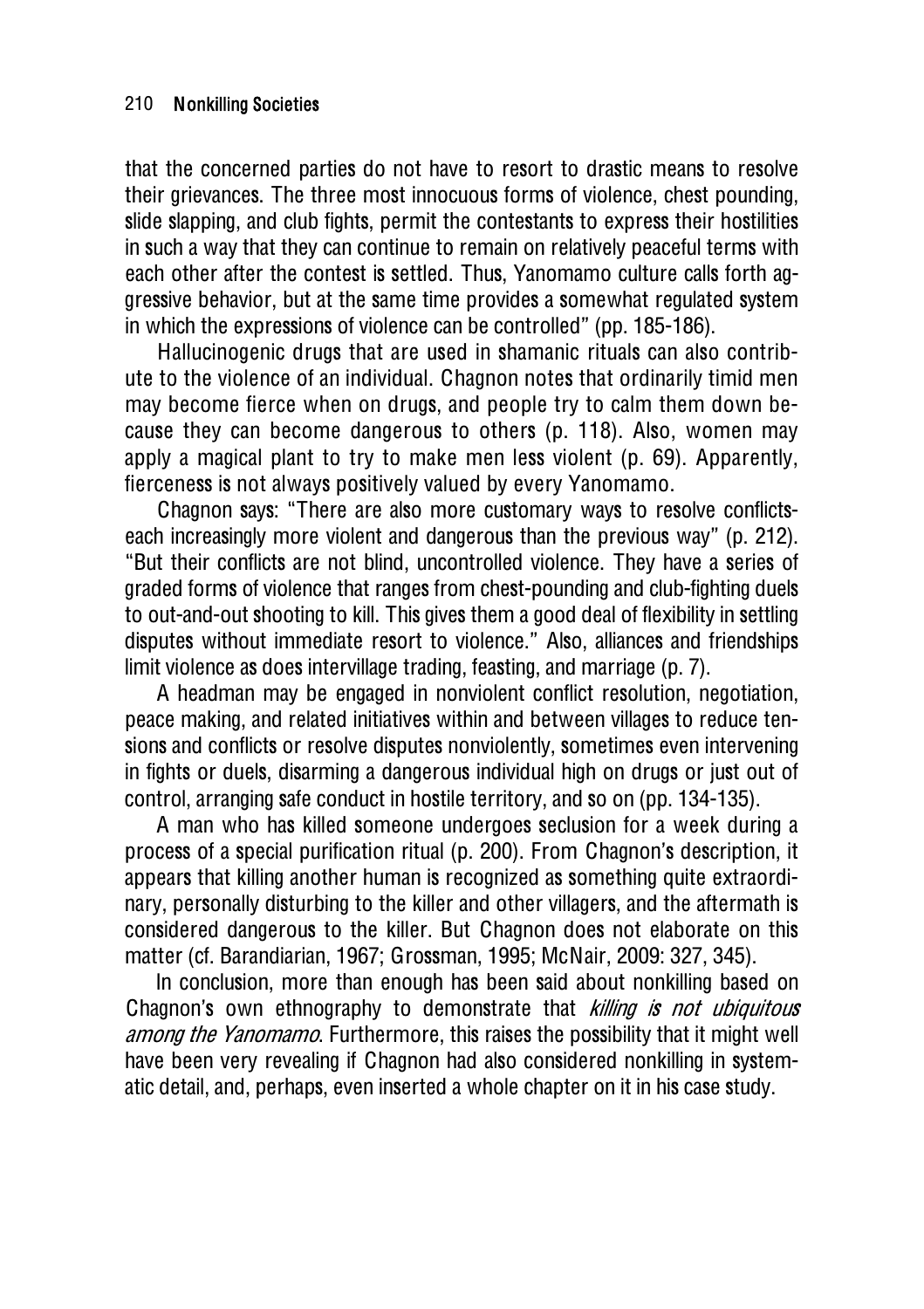that the concerned parties do not have to resort to drastic means to resolve their grievances. The three most innocuous forms of violence, chest pounding, slide slapping, and club fights, permit the contestants to express their hostilities in such a way that they can continue to remain on relatively peaceful terms with each other after the contest is settled. Thus, Yanomamo culture calls forth aggressive behavior, but at the same time provides a somewhat regulated system in which the expressions of violence can be controlled" (pp. 185-186).

Hallucinogenic drugs that are used in shamanic rituals can also contribute to the violence of an individual. Chagnon notes that ordinarily timid men may become fierce when on drugs, and people try to calm them down because they can become dangerous to others (p. 118). Also, women may apply a magical plant to try to make men less violent (p. 69). Apparently, fierceness is not always positively valued by every Yanomamo.

Chagnon says: "There are also more customary ways to resolve conflicts-each increasingly more violent and dangerous than the previous way" (p. 212). "But their conflicts are not blind, uncontrolled violence. They have a series of graded forms of violence that ranges from chest-pounding and club-fighting duels to out-and-out shooting to kill. This gives them a good deal of flexibility in settling disputes without immediate resort to violence." Also, alliances and friendships limit violence as does intervillage trading, feasting, and marriage (p. 7).

A headman may be engaged in nonviolent conflict resolution, negotiation, peace making, and related initiatives within and between villages to reduce tensions and conflicts or resolve disputes nonviolently, sometimes even intervening in fights or duels, disarming a dangerous individual high on drugs or just out of control, arranging safe conduct in hostile territory, and so on (pp. 134-135).

A man who has killed someone undergoes seclusion for a week during a process of a special purification ritual (p. 200). From Chagnon's description, it appears that killing another human is recognized as something quite extraordinary, personally disturbing to the killer and other villagers, and the aftermath is considered dangerous to the killer. But Chagnon does not elaborate on this matter (cf. Barandiarian, 1967; Grossman, 1995; McNair, 2009: 327, 345).

In conclusion, more than enough has been said about nonkilling based on Chagnon's own ethnography to demonstrate that *killing is not ubiquitous among the Yanomamo*. Furthermore, this raises the possibility that it might well have been very revealing if Chagnon had also considered nonkilling in systematic detail, and, perhaps, even inserted a whole chapter on it in his case study.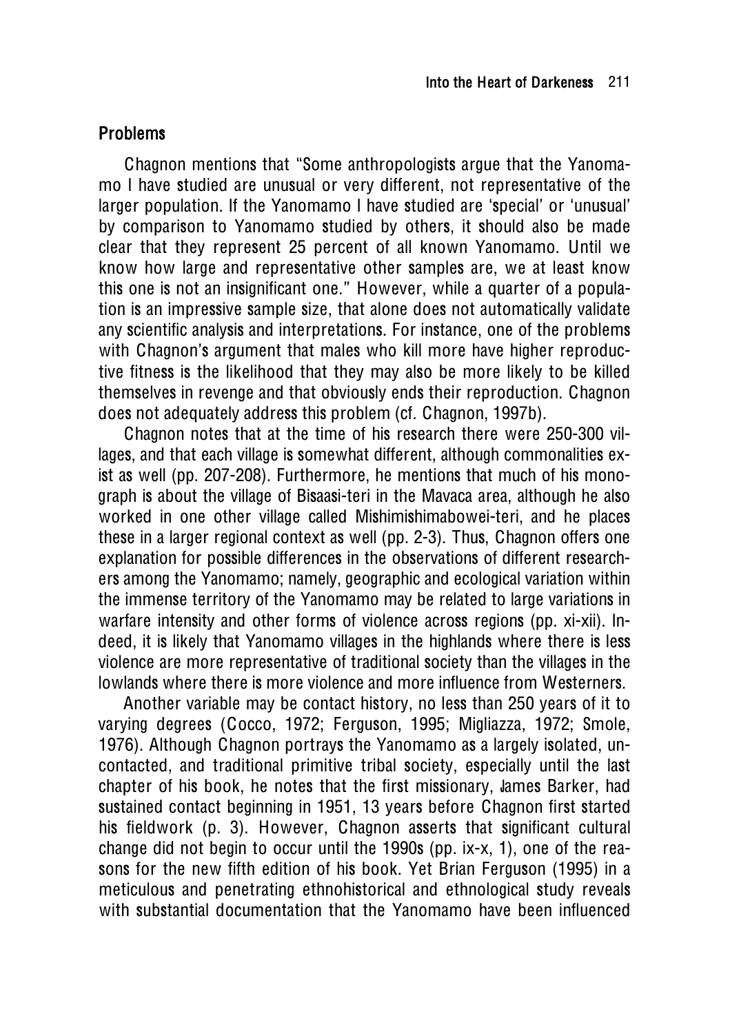## Problems

Chagnon mentions that "Some anthropologists argue that the Yanomamo I have studied are unusual or very different, not representative of the larger population. If the Yanomamo I have studied are 'special' or 'unusual' by comparison to Yanomamo studied by others, it should also be made clear that they represent 25 percent of all known Yanomamo. Until we know how large and representative other samples are, we at least know this one is not an insignificant one." However, while a quarter of a population is an impressive sample size, that alone does not automatically validate any scientific analysis and interpretations. For instance, one of the problems with Chagnon's argument that males who kill more have higher reproductive fitness is the likelihood that they may also be more likely to be killed themselves in revenge and that obviously ends their reproduction. Chagnon does not adequately address this problem (cf. Chagnon, 1997b).

Chagnon notes that at the time of his research there were 250-300 villages, and that each village is somewhat different, although commonalities exist as well (pp. 207-208). Furthermore, he mentions that much of his monograph is about the village of Bisaasi-teri in the Mavaca area, although he also worked in one other village called Mishimishimabowei-teri, and he places these in a larger regional context as well (pp. 2-3). Thus, Chagnon offers one explanation for possible differences in the observations of different researchers among the Yanomamo; namely, geographic and ecological variation within the immense territory of the Yanomamo may be related to large variations in warfare intensity and other forms of violence across regions (pp. xi-xii). Indeed, it is likely that Yanomamo villages in the highlands where there is less violence are more representative of traditional society than the villages in the lowlands where there is more violence and more influence from Westerners.

Another variable may be contact history, no less than 250 years of it to varying degrees (Cocco, 1972; Ferguson, 1995; Migliazza, 1972; Smole, 1976). Although Chagnon portrays the Yanomamo as a largely isolated, uncontacted, and traditional primitive tribal society, especially until the last chapter of his book, he notes that the first missionary, James Barker, had sustained contact beginning in 1951, 13 years before Chagnon first started his fieldwork (p. 3). However, Chagnon asserts that significant cultural change did not begin to occur until the 1990s (pp. ix-x, 1), one of the reasons for the new fifth edition of his book. Yet Brian Ferguson (1995) in a meticulous and penetrating ethnohistorical and ethnological study reveals with substantial documentation that the Yanomamo have been influenced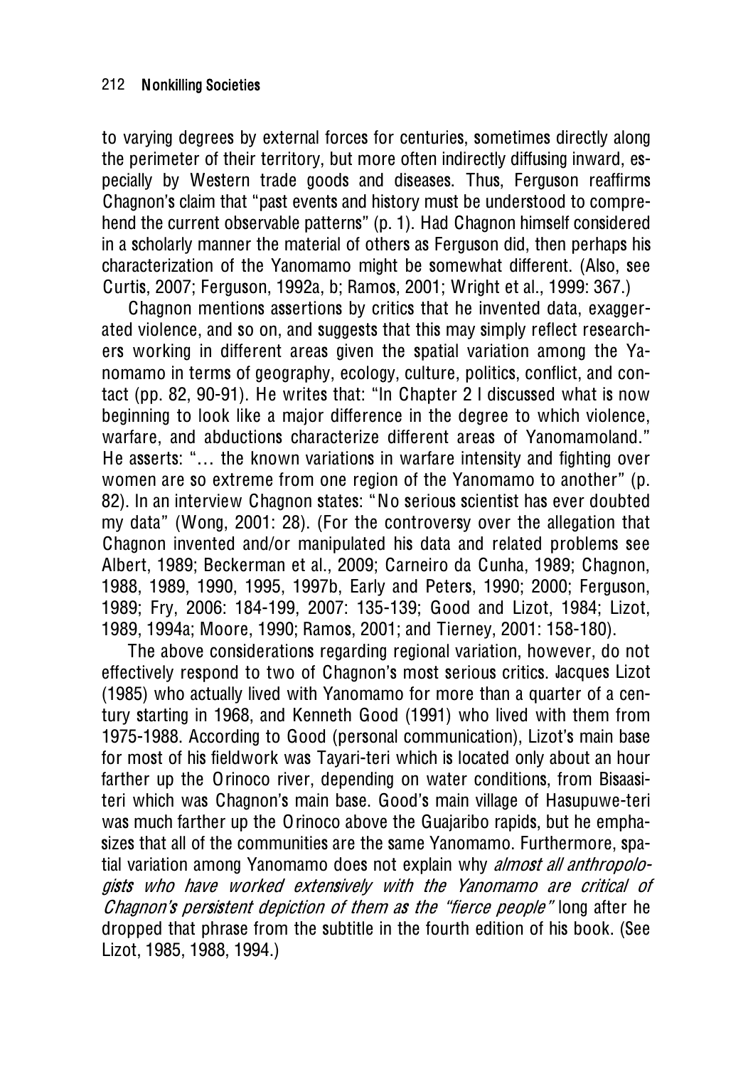to varying degrees by external forces for centuries, sometimes directly along the perimeter of their territory, but more often indirectly diffusing inward, especially by Western trade goods and diseases. Thus, Ferguson reaffirms Chagnon's claim that "past events and history must be understood to comprehend the current observable patterns" (p. 1). Had Chagnon himself considered in a scholarly manner the material of others as Ferguson did, then perhaps his characterization of the Yanomamo might be somewhat different. (Also, see Curtis, 2007; Ferguson, 1992a, b; Ramos, 2001; Wright et al., 1999: 367.)

Chagnon mentions assertions by critics that he invented data, exaggerated violence, and so on, and suggests that this may simply reflect researchers working in different areas given the spatial variation among the Yanomamo in terms of geography, ecology, culture, politics, conflict, and contact (pp. 82, 90-91). He writes that: "In Chapter 2 I discussed what is now beginning to look like a major difference in the degree to which violence, warfare, and abductions characterize different areas of Yanomamoland." He asserts: "… the known variations in warfare intensity and fighting over women are so extreme from one region of the Yanomamo to another" (p. 82). In an interview Chagnon states: "No serious scientist has ever doubted my data" (Wong, 2001: 28). (For the controversy over the allegation that Chagnon invented and/or manipulated his data and related problems see Albert, 1989; Beckerman et al., 2009; Carneiro da Cunha, 1989; Chagnon, 1988, 1989, 1990, 1995, 1997b, Early and Peters, 1990; 2000; Ferguson, 1989; Fry, 2006: 184-199, 2007: 135-139; Good and Lizot, 1984; Lizot, 1989, 1994a; Moore, 1990; Ramos, 2001; and Tierney, 2001: 158-180).

The above considerations regarding regional variation, however, do not effectively respond to two of Chagnon's most serious critics. Jacques Lizot (1985) who actually lived with Yanomamo for more than a quarter of a century starting in 1968, and Kenneth Good (1991) who lived with them from 1975-1988. According to Good (personal communication), Lizot's main base for most of his fieldwork was Tayari-teri which is located only about an hour farther up the Orinoco river, depending on water conditions, from Bisaasi-teri which was Chagnon's main base. Good's main village of Hasupuwe-teri was much farther up the Orinoco above the Guajaribo rapids, but he emphasizes that all of the communities are the same Yanomamo. Furthermore, spatial variation among Yanomamo does not explain why *almost all anthropologists who have worked extensively with the Yanomamo are critical of Chagnon's persistent depiction of them as the "fierce people"* long after he dropped that phrase from the subtitle in the fourth edition of his book. (See Lizot, 1985, 1988, 1994.)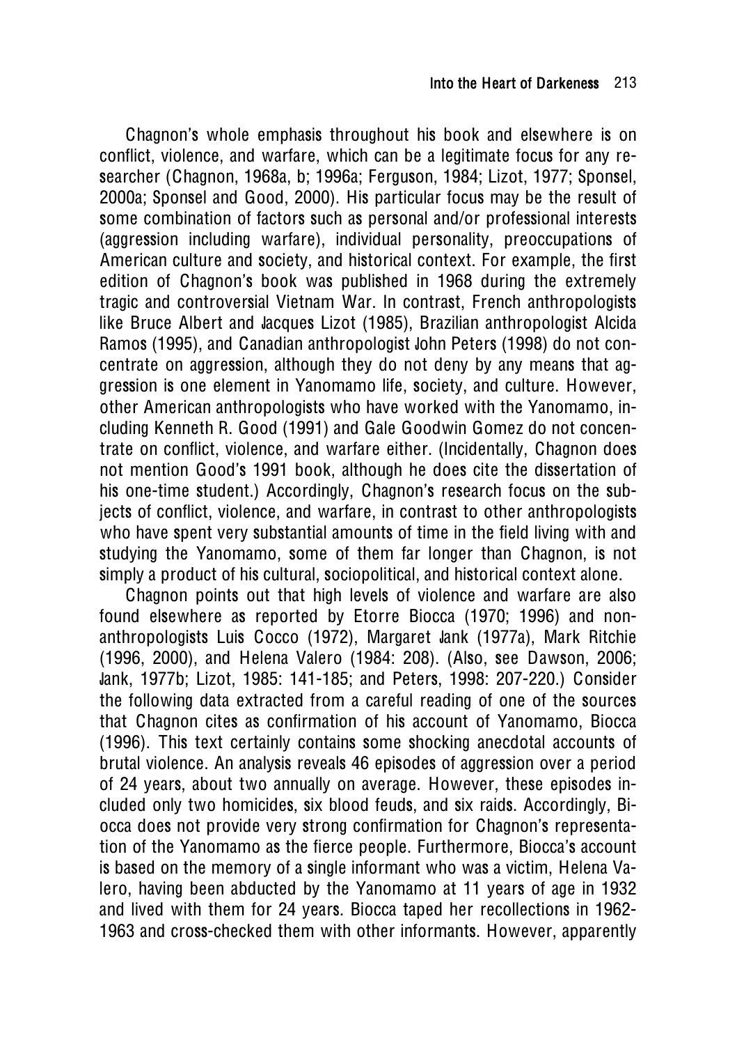Chagnon's whole emphasis throughout his book and elsewhere is on conflict, violence, and warfare, which can be a legitimate focus for any researcher (Chagnon, 1968a, b; 1996a; Ferguson, 1984; Lizot, 1977; Sponsel, 2000a; Sponsel and Good, 2000). His particular focus may be the result of some combination of factors such as personal and/or professional interests (aggression including warfare), individual personality, preoccupations of American culture and society, and historical context. For example, the first edition of Chagnon's book was published in 1968 during the extremely tragic and controversial Vietnam War. In contrast, French anthropologists like Bruce Albert and Jacques Lizot (1985), Brazilian anthropologist Alcida Ramos (1995), and Canadian anthropologist John Peters (1998) do not concentrate on aggression, although they do not deny by any means that aggression is one element in Yanomamo life, society, and culture. However, other American anthropologists who have worked with the Yanomamo, including Kenneth R. Good (1991) and Gale Goodwin Gomez do not concentrate on conflict, violence, and warfare either. (Incidentally, Chagnon does not mention Good's 1991 book, although he does cite the dissertation of his one-time student.) Accordingly, Chagnon's research focus on the subjects of conflict, violence, and warfare, in contrast to other anthropologists who have spent very substantial amounts of time in the field living with and studying the Yanomamo, some of them far longer than Chagnon, is not simply a product of his cultural, sociopolitical, and historical context alone.

Chagnon points out that high levels of violence and warfare are also found elsewhere as reported by Etorre Biocca (1970; 1996) and non-anthropologists Luis Cocco (1972), Margaret Jank (1977a), Mark Ritchie (1996, 2000), and Helena Valero (1984: 208). (Also, see Dawson, 2006; Jank, 1977b; Lizot, 1985: 141-185; and Peters, 1998: 207-220.) Consider the following data extracted from a careful reading of one of the sources that Chagnon cites as confirmation of his account of Yanomamo, Biocca (1996). This text certainly contains some shocking anecdotal accounts of brutal violence. An analysis reveals 46 episodes of aggression over a period of 24 years, about two annually on average. However, these episodes included only two homicides, six blood feuds, and six raids. Accordingly, Biocca does not provide very strong confirmation for Chagnon's representation of the Yanomamo as the fierce people. Furthermore, Biocca's account is based on the memory of a single informant who was a victim, Helena Valero, having been abducted by the Yanomamo at 11 years of age in 1932 and lived with them for 24 years. Biocca taped her recollections in 1962-1963 and cross-checked them with other informants. However, apparently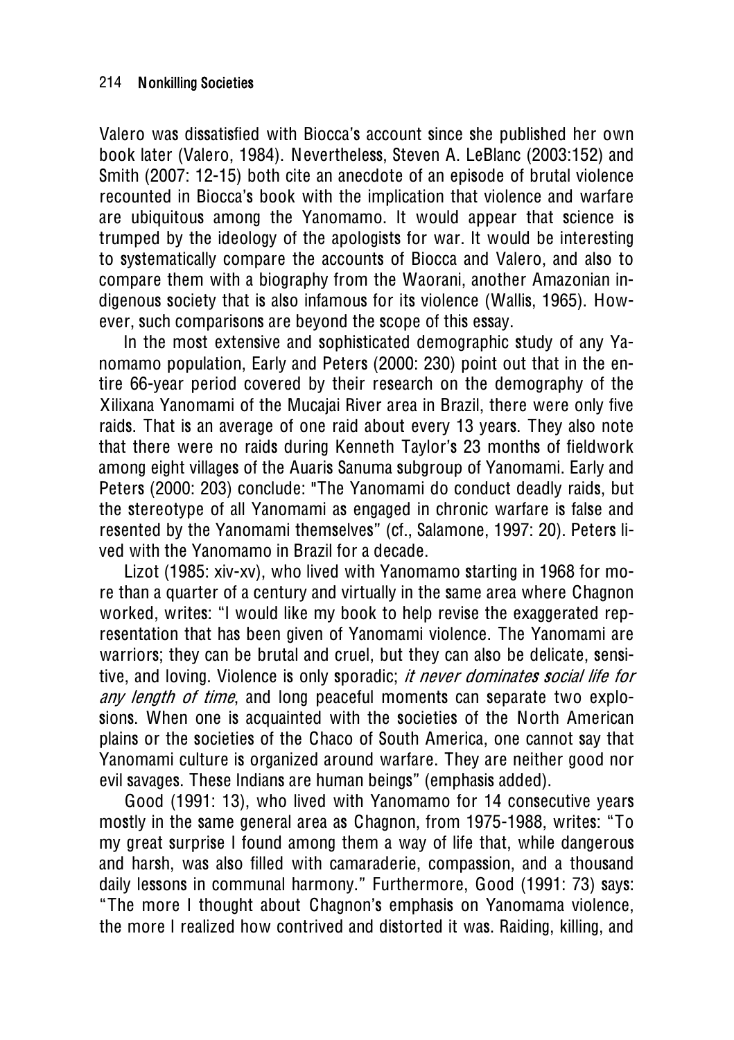Valero was dissatisfied with Biocca's account since she published her own book later (Valero, 1984). Nevertheless, Steven A. LeBlanc (2003:152) and Smith (2007: 12-15) both cite an anecdote of an episode of brutal violence recounted in Biocca's book with the implication that violence and warfare are ubiquitous among the Yanomamo. It would appear that science is trumped by the ideology of the apologists for war. It would be interesting to systematically compare the accounts of Biocca and Valero, and also to compare them with a biography from the Waorani, another Amazonian indigenous society that is also infamous for its violence (Wallis, 1965). However, such comparisons are beyond the scope of this essay.

In the most extensive and sophisticated demographic study of any Yanomamo population, Early and Peters (2000: 230) point out that in the entire 66-year period covered by their research on the demography of the Xilixana Yanomami of the Mucajai River area in Brazil, there were only five raids. That is an average of one raid about every 13 years. They also note that there were no raids during Kenneth Taylor's 23 months of fieldwork among eight villages of the Auaris Sanuma subgroup of Yanomami. Early and Peters (2000: 203) conclude: "The Yanomami do conduct deadly raids, but the stereotype of all Yanomami as engaged in chronic warfare is false and resented by the Yanomami themselves" (cf., Salamone, 1997: 20). Peters lived with the Yanomamo in Brazil for a decade.

Lizot (1985: xiv-xv), who lived with Yanomamo starting in 1968 for more than a quarter of a century and virtually in the same area where Chagnon worked, writes: "I would like my book to help revise the exaggerated representation that has been given of Yanomami violence. The Yanomami are warriors; they can be brutal and cruel, but they can also be delicate, sensitive, and loving. Violence is only sporadic; *it never dominates social life for any length of time*, and long peaceful moments can separate two explosions. When one is acquainted with the societies of the North American plains or the societies of the Chaco of South America, one cannot say that Yanomami culture is organized around warfare. They are neither good nor evil savages. These Indians are human beings" (emphasis added).

Good (1991: 13), who lived with Yanomamo for 14 consecutive years mostly in the same general area as Chagnon, from 1975-1988, writes: "To my great surprise I found among them a way of life that, while dangerous and harsh, was also filled with camaraderie, compassion, and a thousand daily lessons in communal harmony." Furthermore, Good (1991: 73) says: "The more I thought about Chagnon's emphasis on Yanomama violence, the more I realized how contrived and distorted it was. Raiding, killing, and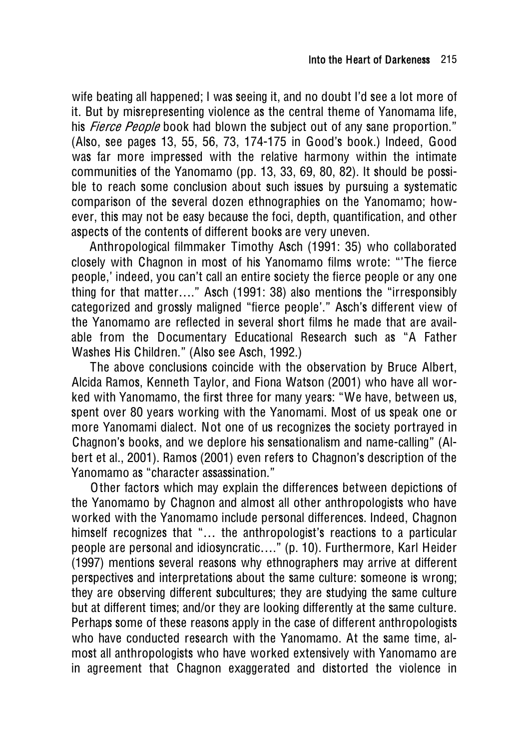wife beating all happened; I was seeing it, and no doubt I'd see a lot more of it. But by misrepresenting violence as the central theme of Yanomama life, his *Fierce People* book had blown the subject out of any sane proportion." (Also, see pages 13, 55, 56, 73, 174-175 in Good's book.) Indeed, Good was far more impressed with the relative harmony within the intimate communities of the Yanomamo (pp. 13, 33, 69, 80, 82). It should be possible to reach some conclusion about such issues by pursuing a systematic comparison of the several dozen ethnographies on the Yanomamo; however, this may not be easy because the foci, depth, quantification, and other aspects of the contents of different books are very uneven.

Anthropological filmmaker Timothy Asch (1991: 35) who collaborated closely with Chagnon in most of his Yanomamo films wrote: "'The fierce people,' indeed, you can't call an entire society the fierce people or any one thing for that matter…." Asch (1991: 38) also mentions the "irresponsibly categorized and grossly maligned "fierce people'." Asch's different view of the Yanomamo are reflected in several short films he made that are available from the Documentary Educational Research such as "A Father Washes His Children." (Also see Asch, 1992.)

The above conclusions coincide with the observation by Bruce Albert, Alcida Ramos, Kenneth Taylor, and Fiona Watson (2001) who have all worked with Yanomamo, the first three for many years: "We have, between us, spent over 80 years working with the Yanomami. Most of us speak one or more Yanomami dialect. Not one of us recognizes the society portrayed in Chagnon's books, and we deplore his sensationalism and name-calling" (Albert et al., 2001). Ramos (2001) even refers to Chagnon's description of the Yanomamo as "character assassination."

Other factors which may explain the differences between depictions of the Yanomamo by Chagnon and almost all other anthropologists who have worked with the Yanomamo include personal differences. Indeed, Chagnon himself recognizes that "… the anthropologist's reactions to a particular people are personal and idiosyncratic…." (p. 10). Furthermore, Karl Heider (1997) mentions several reasons why ethnographers may arrive at different perspectives and interpretations about the same culture: someone is wrong; they are observing different subcultures; they are studying the same culture but at different times; and/or they are looking differently at the same culture. Perhaps some of these reasons apply in the case of different anthropologists who have conducted research with the Yanomamo. At the same time, almost all anthropologists who have worked extensively with Yanomamo are in agreement that Chagnon exaggerated and distorted the violence in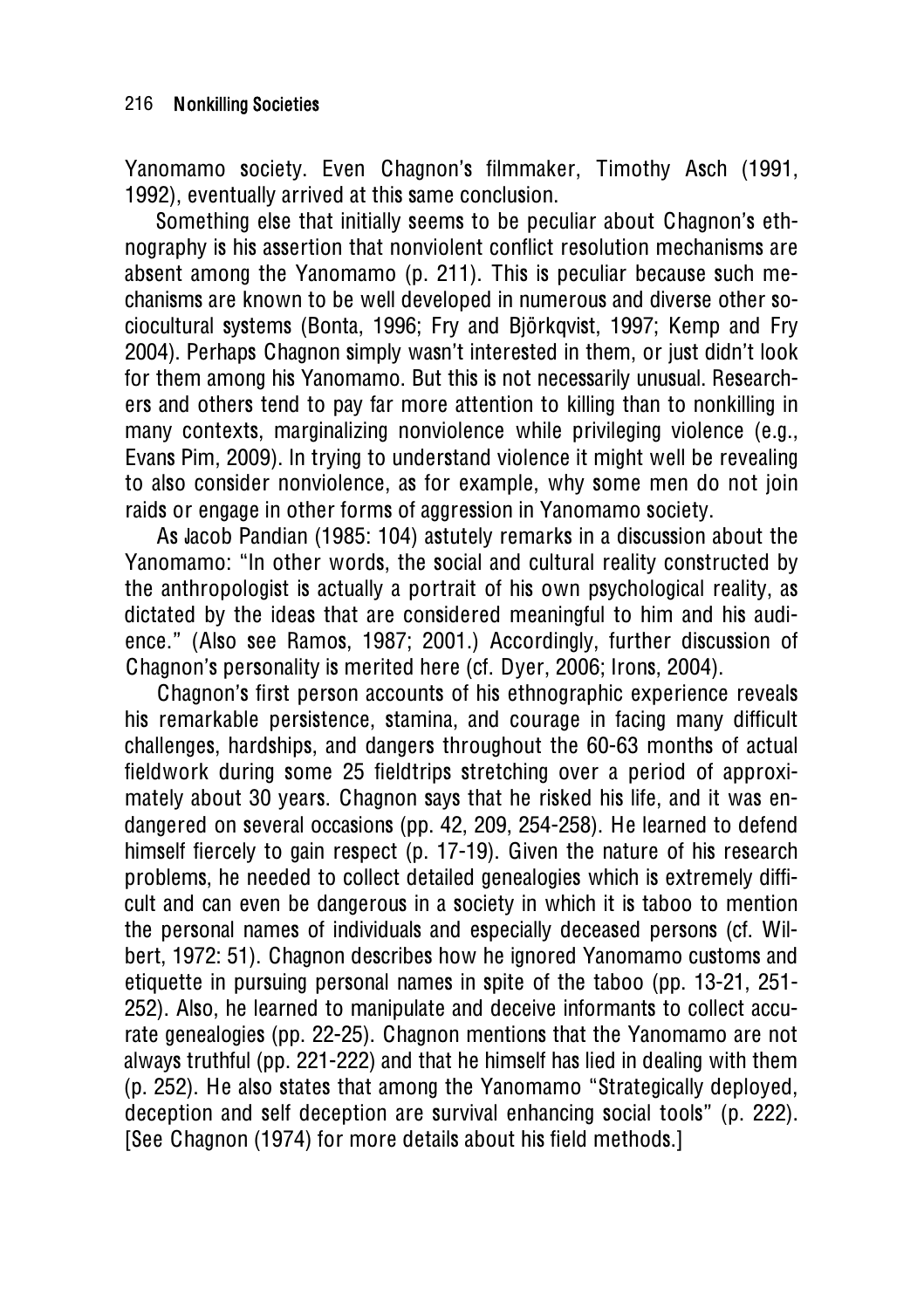Yanomamo society. Even Chagnon's filmmaker, Timothy Asch (1991, 1992), eventually arrived at this same conclusion.

Something else that initially seems to be peculiar about Chagnon's ethnography is his assertion that nonviolent conflict resolution mechanisms are absent among the Yanomamo (p. 211). This is peculiar because such mechanisms are known to be well developed in numerous and diverse other sociocultural systems (Bonta, 1996; Fry and Björkqvist, 1997; Kemp and Fry 2004). Perhaps Chagnon simply wasn't interested in them, or just didn't look for them among his Yanomamo. But this is not necessarily unusual. Researchers and others tend to pay far more attention to killing than to nonkilling in many contexts, marginalizing nonviolence while privileging violence (e.g., Evans Pim, 2009). In trying to understand violence it might well be revealing to also consider nonviolence, as for example, why some men do not join raids or engage in other forms of aggression in Yanomamo society.

As Jacob Pandian (1985: 104) astutely remarks in a discussion about the Yanomamo: "In other words, the social and cultural reality constructed by the anthropologist is actually a portrait of his own psychological reality, as dictated by the ideas that are considered meaningful to him and his audience." (Also see Ramos, 1987; 2001.) Accordingly, further discussion of Chagnon's personality is merited here (cf. Dyer, 2006; Irons, 2004).

Chagnon's first person accounts of his ethnographic experience reveals his remarkable persistence, stamina, and courage in facing many difficult challenges, hardships, and dangers throughout the 60-63 months of actual fieldwork during some 25 fieldtrips stretching over a period of approximately about 30 years. Chagnon says that he risked his life, and it was endangered on several occasions (pp. 42, 209, 254-258). He learned to defend himself fiercely to gain respect (p. 17-19). Given the nature of his research problems, he needed to collect detailed genealogies which is extremely difficult and can even be dangerous in a society in which it is taboo to mention the personal names of individuals and especially deceased persons (cf. Wilbert, 1972: 51). Chagnon describes how he ignored Yanomamo customs and etiquette in pursuing personal names in spite of the taboo (pp. 13-21, 251-252). Also, he learned to manipulate and deceive informants to collect accurate genealogies (pp. 22-25). Chagnon mentions that the Yanomamo are not always truthful (pp. 221-222) and that he himself has lied in dealing with them (p. 252). He also states that among the Yanomamo "Strategically deployed, deception and self deception are survival enhancing social tools" (p. 222). [See Chagnon (1974) for more details about his field methods.]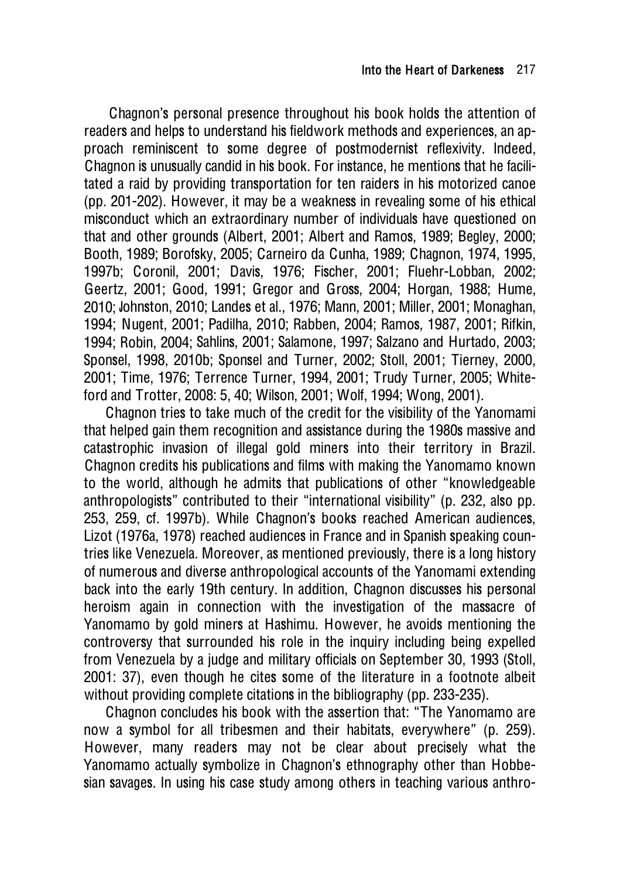Chagnon's personal presence throughout his book holds the attention of readers and helps to understand his fieldwork methods and experiences, an approach reminiscent to some degree of postmodernist reflexivity. Indeed, Chagnon is unusually candid in his book. For instance, he mentions that he facilitated a raid by providing transportation for ten raiders in his motorized canoe (pp. 201-202). However, it may be a weakness in revealing some of his ethical misconduct which an extraordinary number of individuals have questioned on that and other grounds (Albert, 2001; Albert and Ramos, 1989; Begley, 2000; Booth, 1989; Borofsky, 2005; Carneiro da Cunha, 1989; Chagnon, 1974, 1995, 1997b; Coronil, 2001; Davis, 1976; Fischer, 2001; Fluehr-Lobban, 2002; Geertz, 2001; Good, 1991; Gregor and Gross, 2004; Horgan, 1988; Hume, 2010; Johnston, 2010; Landes et al., 1976; Mann, 2001; Miller, 2001; Monaghan, 1994; Nugent, 2001; Padilha, 2010; Rabben, 2004; Ramos, 1987, 2001; Rifkin, 1994; Robin, 2004; Sahlins, 2001; Salamone, 1997; Salzano and Hurtado, 2003; Sponsel, 1998, 2010b; Sponsel and Turner, 2002; Stoll, 2001; Tierney, 2000, 2001; Time, 1976; Terrence Turner, 1994, 2001; Trudy Turner, 2005; Whiteford and Trotter, 2008: 5, 40; Wilson, 2001; Wolf, 1994; Wong, 2001).

Chagnon tries to take much of the credit for the visibility of the Yanomami that helped gain them recognition and assistance during the 1980s massive and catastrophic invasion of illegal gold miners into their territory in Brazil. Chagnon credits his publications and films with making the Yanomamo known to the world, although he admits that publications of other "knowledgeable anthropologists" contributed to their "international visibility" (p. 232, also pp. 253, 259, cf. 1997b). While Chagnon's books reached American audiences, Lizot (1976a, 1978) reached audiences in France and in Spanish speaking countries like Venezuela. Moreover, as mentioned previously, there is a long history of numerous and diverse anthropological accounts of the Yanomami extending back into the early 19th century. In addition, Chagnon discusses his personal heroism again in connection with the investigation of the massacre of Yanomamo by gold miners at Hashimu. However, he avoids mentioning the controversy that surrounded his role in the inquiry including being expelled from Venezuela by a judge and military officials on September 30, 1993 (Stoll, 2001: 37), even though he cites some of the literature in a footnote albeit without providing complete citations in the bibliography (pp. 233-235).

Chagnon concludes his book with the assertion that: "The Yanomamo are now a symbol for all tribesmen and their habitats, everywhere" (p. 259). However, many readers may not be clear about precisely what the Yanomamo actually symbolize in Chagnon's ethnography other than Hobbesian savages. In using his case study among others in teaching various anthro-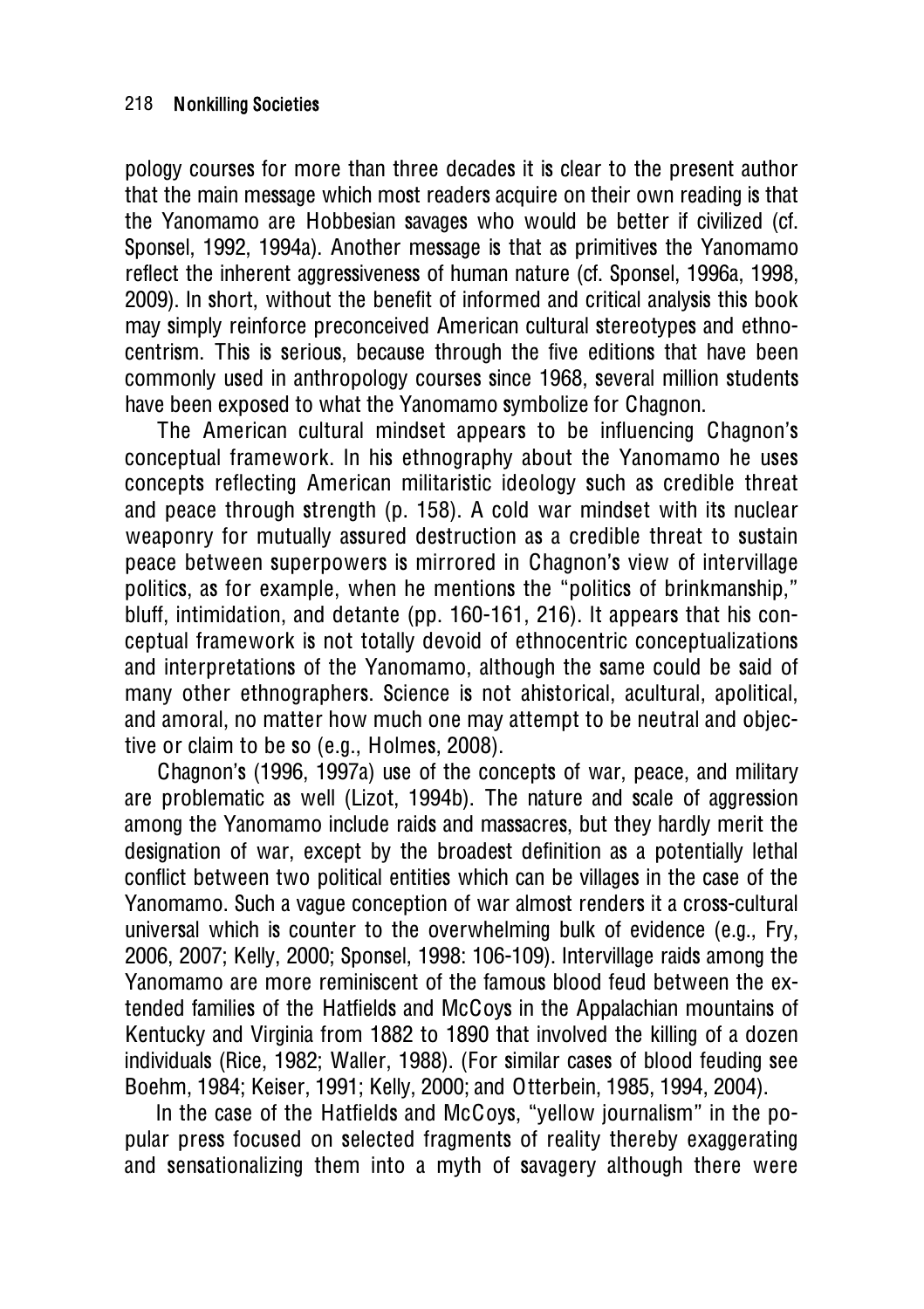pology courses for more than three decades it is clear to the present author that the main message which most readers acquire on their own reading is that the Yanomamo are Hobbesian savages who would be better if civilized (cf. Sponsel, 1992, 1994a). Another message is that as primitives the Yanomamo reflect the inherent aggressiveness of human nature (cf. Sponsel, 1996a, 1998, 2009). In short, without the benefit of informed and critical analysis this book may simply reinforce preconceived American cultural stereotypes and ethnocentrism. This is serious, because through the five editions that have been commonly used in anthropology courses since 1968, several million students have been exposed to what the Yanomamo symbolize for Chagnon.

The American cultural mindset appears to be influencing Chagnon's conceptual framework. In his ethnography about the Yanomamo he uses concepts reflecting American militaristic ideology such as credible threat and peace through strength (p. 158). A cold war mindset with its nuclear weaponry for mutually assured destruction as a credible threat to sustain peace between superpowers is mirrored in Chagnon's view of intervillage politics, as for example, when he mentions the "politics of brinkmanship," bluff, intimidation, and detante (pp. 160-161, 216). It appears that his conceptual framework is not totally devoid of ethnocentric conceptualizations and interpretations of the Yanomamo, although the same could be said of many other ethnographers. Science is not ahistorical, acultural, apolitical, and amoral, no matter how much one may attempt to be neutral and objective or claim to be so (e.g., Holmes, 2008).

Chagnon's (1996, 1997a) use of the concepts of war, peace, and military are problematic as well (Lizot, 1994b). The nature and scale of aggression among the Yanomamo include raids and massacres, but they hardly merit the designation of war, except by the broadest definition as a potentially lethal conflict between two political entities which can be villages in the case of the Yanomamo. Such a vague conception of war almost renders it a cross-cultural universal which is counter to the overwhelming bulk of evidence (e.g., Fry, 2006, 2007; Kelly, 2000; Sponsel, 1998: 106-109). Intervillage raids among the Yanomamo are more reminiscent of the famous blood feud between the extended families of the Hatfields and McCoys in the Appalachian mountains of Kentucky and Virginia from 1882 to 1890 that involved the killing of a dozen individuals (Rice, 1982; Waller, 1988). (For similar cases of blood feuding see Boehm, 1984; Keiser, 1991; Kelly, 2000; and Otterbein, 1985, 1994, 2004).

In the case of the Hatfields and McCoys, "yellow journalism" in the popular press focused on selected fragments of reality thereby exaggerating and sensationalizing them into a myth of savagery although there were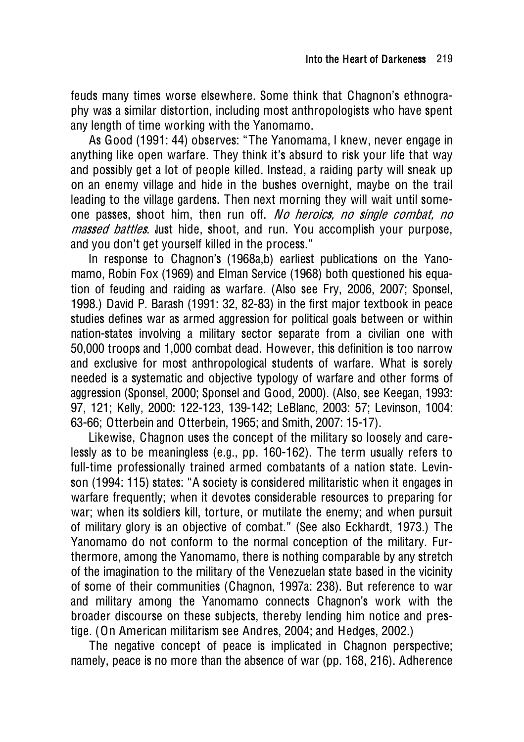feuds many times worse elsewhere. Some think that Chagnon's ethnography was a similar distortion, including most anthropologists who have spent any length of time working with the Yanomamo.

As Good (1991: 44) observes: "The Yanomama, I knew, never engage in anything like open warfare. They think it's absurd to risk your life that way and possibly get a lot of people killed. Instead, a raiding party will sneak up on an enemy village and hide in the bushes overnight, maybe on the trail leading to the village gardens. Then next morning they will wait until someone passes, shoot him, then run off. *No heroics, no single combat, no massed battles*. Just hide, shoot, and run. You accomplish your purpose, and you don't get yourself killed in the process."

In response to Chagnon's (1968a,b) earliest publications on the Yanomamo, Robin Fox (1969) and Elman Service (1968) both questioned his equation of feuding and raiding as warfare. (Also see Fry, 2006, 2007; Sponsel, 1998.) David P. Barash (1991: 32, 82-83) in the first major textbook in peace studies defines war as armed aggression for political goals between or within nation-states involving a military sector separate from a civilian one with 50,000 troops and 1,000 combat dead. However, this definition is too narrow and exclusive for most anthropological students of warfare. What is sorely needed is a systematic and objective typology of warfare and other forms of aggression (Sponsel, 2000; Sponsel and Good, 2000). (Also, see Keegan, 1993: 97, 121; Kelly, 2000: 122-123, 139-142; LeBlanc, 2003: 57; Levinson, 1004: 63-66; Otterbein and Otterbein, 1965; and Smith, 2007: 15-17).

Likewise, Chagnon uses the concept of the military so loosely and carelessly as to be meaningless (e.g., pp. 160-162). The term usually refers to full-time professionally trained armed combatants of a nation state. Levinson (1994: 115) states: "A society is considered militaristic when it engages in warfare frequently; when it devotes considerable resources to preparing for war; when its soldiers kill, torture, or mutilate the enemy; and when pursuit of military glory is an objective of combat." (See also Eckhardt, 1973.) The Yanomamo do not conform to the normal conception of the military. Furthermore, among the Yanomamo, there is nothing comparable by any stretch of the imagination to the military of the Venezuelan state based in the vicinity of some of their communities (Chagnon, 1997a: 238). But reference to war and military among the Yanomamo connects Chagnon's work with the broader discourse on these subjects, thereby lending him notice and prestige. (On American militarism see Andres, 2004; and Hedges, 2002.)

The negative concept of peace is implicated in Chagnon perspective; namely, peace is no more than the absence of war (pp. 168, 216). Adherence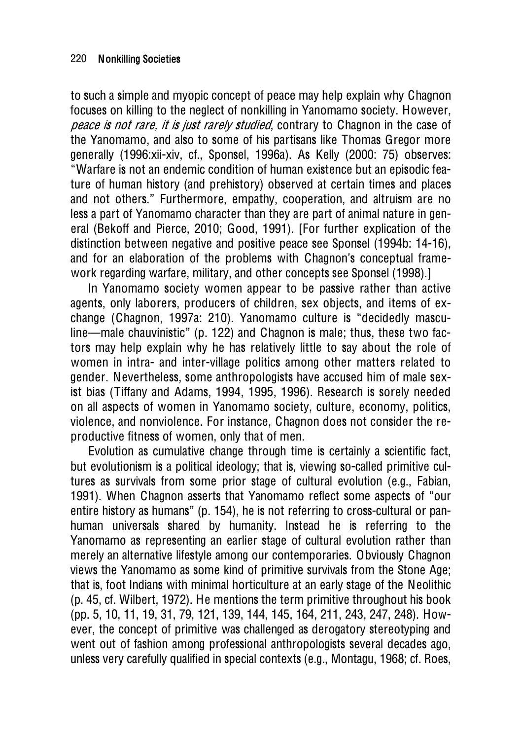to such a simple and myopic concept of peace may help explain why Chagnon focuses on killing to the neglect of nonkilling in Yanomamo society. However, *peace is not rare, it is just rarely studied*, contrary to Chagnon in the case of the Yanomamo, and also to some of his partisans like Thomas Gregor more generally (1996:xii-xiv, cf., Sponsel, 1996a). As Kelly (2000: 75) observes: "Warfare is not an endemic condition of human existence but an episodic feature of human history (and prehistory) observed at certain times and places and not others." Furthermore, empathy, cooperation, and altruism are no less a part of Yanomamo character than they are part of animal nature in general (Bekoff and Pierce, 2010; Good, 1991). [For further explication of the distinction between negative and positive peace see Sponsel (1994b: 14-16), and for an elaboration of the problems with Chagnon's conceptual framework regarding warfare, military, and other concepts see Sponsel (1998).]

In Yanomamo society women appear to be passive rather than active agents, only laborers, producers of children, sex objects, and items of exchange (Chagnon, 1997a: 210). Yanomamo culture is "decidedly masculine—male chauvinistic" (p. 122) and Chagnon is male; thus, these two factors may help explain why he has relatively little to say about the role of women in intra- and inter-village politics among other matters related to gender. Nevertheless, some anthropologists have accused him of male sexist bias (Tiffany and Adams, 1994, 1995, 1996). Research is sorely needed on all aspects of women in Yanomamo society, culture, economy, politics, violence, and nonviolence. For instance, Chagnon does not consider the reproductive fitness of women, only that of men.

Evolution as cumulative change through time is certainly a scientific fact, but evolutionism is a political ideology; that is, viewing so-called primitive cultures as survivals from some prior stage of cultural evolution (e.g., Fabian, 1991). When Chagnon asserts that Yanomamo reflect some aspects of "our entire history as humans" (p. 154), he is not referring to cross-cultural or panhuman universals shared by humanity. Instead he is referring to the Yanomamo as representing an earlier stage of cultural evolution rather than merely an alternative lifestyle among our contemporaries. Obviously Chagnon views the Yanomamo as some kind of primitive survivals from the Stone Age; that is, foot Indians with minimal horticulture at an early stage of the Neolithic (p. 45, cf. Wilbert, 1972). He mentions the term primitive throughout his book (pp. 5, 10, 11, 19, 31, 79, 121, 139, 144, 145, 164, 211, 243, 247, 248). However, the concept of primitive was challenged as derogatory stereotyping and went out of fashion among professional anthropologists several decades ago, unless very carefully qualified in special contexts (e.g., Montagu, 1968; cf. Roes,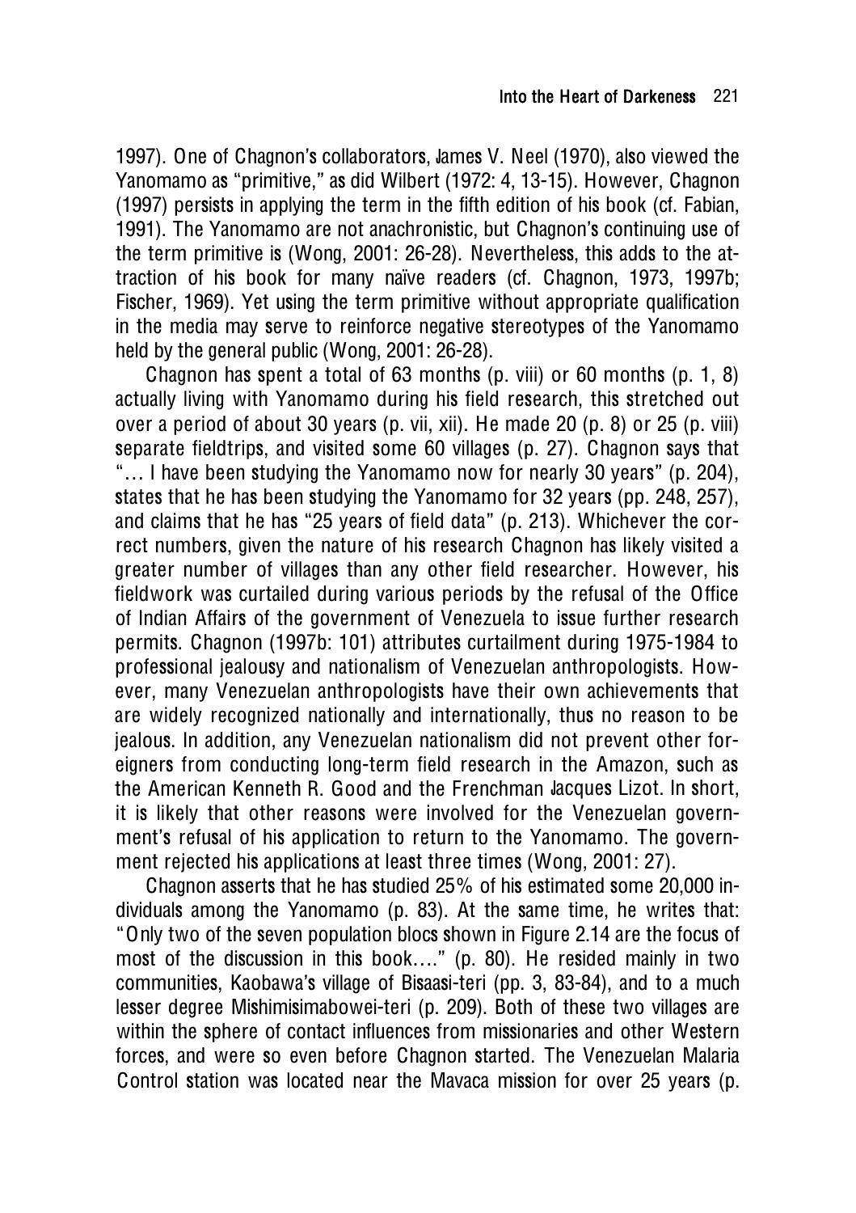1997). One of Chagnon's collaborators, James V. Neel (1970), also viewed the Yanomamo as "primitive," as did Wilbert (1972: 4, 13-15). However, Chagnon (1997) persists in applying the term in the fifth edition of his book (cf. Fabian, 1991). The Yanomamo are not anachronistic, but Chagnon's continuing use of the term primitive is (Wong, 2001: 26-28). Nevertheless, this adds to the attraction of his book for many naïve readers (cf. Chagnon, 1973, 1997b; Fischer, 1969). Yet using the term primitive without appropriate qualification in the media may serve to reinforce negative stereotypes of the Yanomamo held by the general public (Wong, 2001: 26-28).

Chagnon has spent a total of 63 months (p. viii) or 60 months (p. 1, 8) actually living with Yanomamo during his field research, this stretched out over a period of about 30 years (p. vii, xii). He made 20 (p. 8) or 25 (p. viii) separate fieldtrips, and visited some 60 villages (p. 27). Chagnon says that "… I have been studying the Yanomamo now for nearly 30 years" (p. 204), states that he has been studying the Yanomamo for 32 years (pp. 248, 257), and claims that he has "25 years of field data" (p. 213). Whichever the correct numbers, given the nature of his research Chagnon has likely visited a greater number of villages than any other field researcher. However, his fieldwork was curtailed during various periods by the refusal of the Office of Indian Affairs of the government of Venezuela to issue further research permits. Chagnon (1997b: 101) attributes curtailment during 1975-1984 to professional jealousy and nationalism of Venezuelan anthropologists. However, many Venezuelan anthropologists have their own achievements that are widely recognized nationally and internationally, thus no reason to be jealous. In addition, any Venezuelan nationalism did not prevent other foreigners from conducting long-term field research in the Amazon, such as the American Kenneth R. Good and the Frenchman Jacques Lizot. In short, it is likely that other reasons were involved for the Venezuelan government's refusal of his application to return to the Yanomamo. The government rejected his applications at least three times (Wong, 2001: 27).

Chagnon asserts that he has studied 25% of his estimated some 20,000 individuals among the Yanomamo (p. 83). At the same time, he writes that: "Only two of the seven population blocs shown in Figure 2.14 are the focus of most of the discussion in this book…." (p. 80). He resided mainly in two communities, Kaobawa's village of Bisaasi-teri (pp. 3, 83-84), and to a much lesser degree Mishimisimabowei-teri (p. 209). Both of these two villages are within the sphere of contact influences from missionaries and other Western forces, and were so even before Chagnon started. The Venezuelan Malaria Control station was located near the Mavaca mission for over 25 years (p.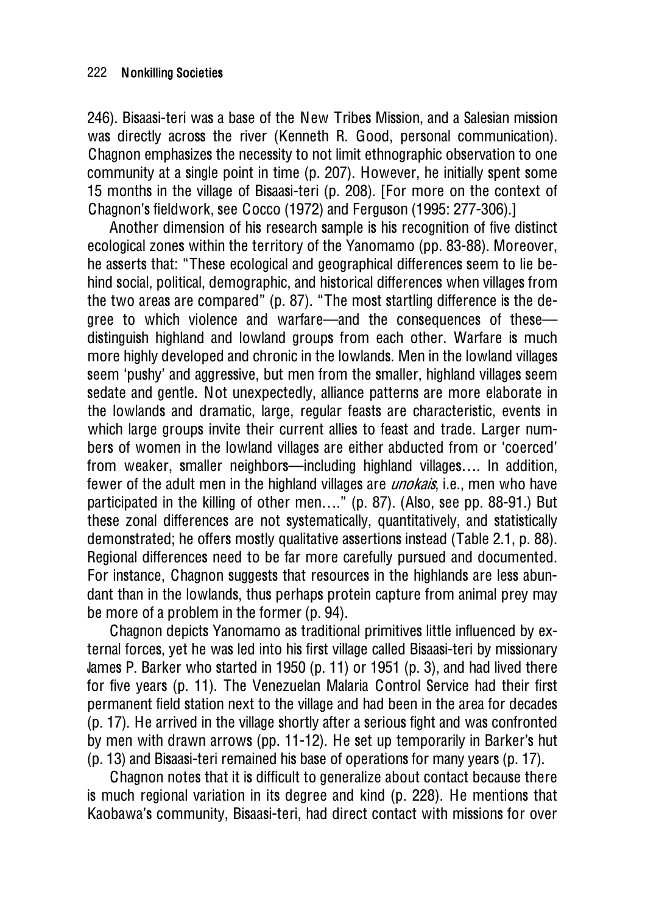246). Bisaasi-teri was a base of the New Tribes Mission, and a Salesian mission was directly across the river (Kenneth R. Good, personal communication). Chagnon emphasizes the necessity to not limit ethnographic observation to one community at a single point in time (p. 207). However, he initially spent some 15 months in the village of Bisaasi-teri (p. 208). [For more on the context of Chagnon's fieldwork, see Cocco (1972) and Ferguson (1995: 277-306).]

Another dimension of his research sample is his recognition of five distinct ecological zones within the territory of the Yanomamo (pp. 83-88). Moreover, he asserts that: "These ecological and geographical differences seem to lie behind social, political, demographic, and historical differences when villages from the two areas are compared" (p. 87). "The most startling difference is the degree to which violence and warfare—and the consequences of these—distinguish highland and lowland groups from each other. Warfare is much more highly developed and chronic in the lowlands. Men in the lowland villages seem 'pushy' and aggressive, but men from the smaller, highland villages seem sedate and gentle. Not unexpectedly, alliance patterns are more elaborate in the lowlands and dramatic, large, regular feasts are characteristic, events in which large groups invite their current allies to feast and trade. Larger numbers of women in the lowland villages are either abducted from or 'coerced' from weaker, smaller neighbors—including highland villages…. In addition, fewer of the adult men in the highland villages are *unokais*, i.e., men who have participated in the killing of other men…." (p. 87). (Also, see pp. 88-91.) But these zonal differences are not systematically, quantitatively, and statistically demonstrated; he offers mostly qualitative assertions instead (Table 2.1, p. 88). Regional differences need to be far more carefully pursued and documented. For instance, Chagnon suggests that resources in the highlands are less abundant than in the lowlands, thus perhaps protein capture from animal prey may be more of a problem in the former (p. 94).

Chagnon depicts Yanomamo as traditional primitives little influenced by external forces, yet he was led into his first village called Bisaasi-teri by missionary James P. Barker who started in 1950 (p. 11) or 1951 (p. 3), and had lived there for five years (p. 11). The Venezuelan Malaria Control Service had their first permanent field station next to the village and had been in the area for decades (p. 17). He arrived in the village shortly after a serious fight and was confronted by men with drawn arrows (pp. 11-12). He set up temporarily in Barker's hut (p. 13) and Bisaasi-teri remained his base of operations for many years (p. 17).

Chagnon notes that it is difficult to generalize about contact because there is much regional variation in its degree and kind (p. 228). He mentions that Kaobawa's community, Bisaasi-teri, had direct contact with missions for over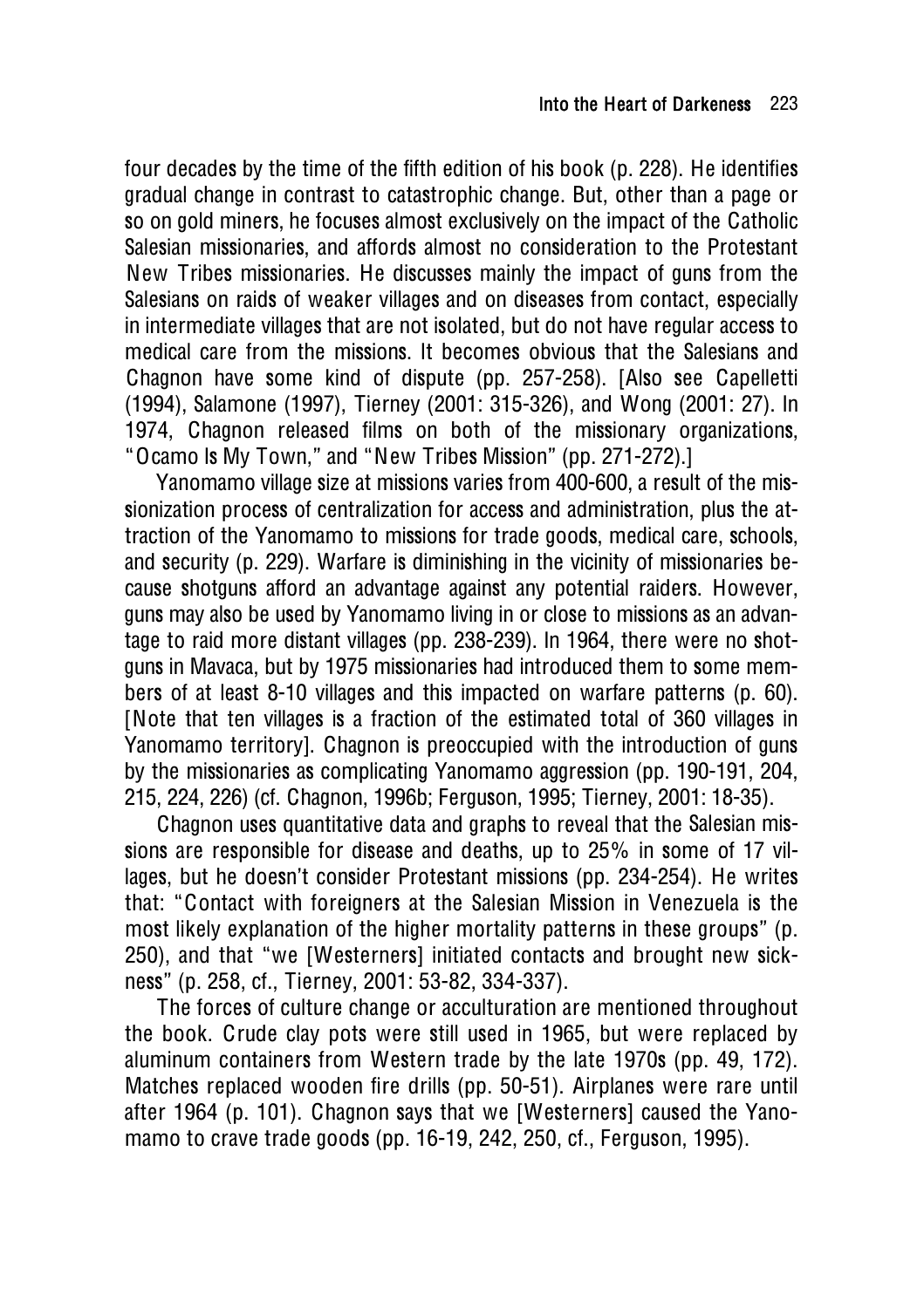four decades by the time of the fifth edition of his book (p. 228). He identifies gradual change in contrast to catastrophic change. But, other than a page or so on gold miners, he focuses almost exclusively on the impact of the Catholic Salesian missionaries, and affords almost no consideration to the Protestant New Tribes missionaries. He discusses mainly the impact of guns from the Salesians on raids of weaker villages and on diseases from contact, especially in intermediate villages that are not isolated, but do not have regular access to medical care from the missions. It becomes obvious that the Salesians and Chagnon have some kind of dispute (pp. 257-258). [Also see Capelletti (1994), Salamone (1997), Tierney (2001: 315-326), and Wong (2001: 27). In 1974, Chagnon released films on both of the missionary organizations, "Ocamo Is My Town," and "New Tribes Mission" (pp. 271-272).]

Yanomamo village size at missions varies from 400-600, a result of the missionization process of centralization for access and administration, plus the attraction of the Yanomamo to missions for trade goods, medical care, schools, and security (p. 229). Warfare is diminishing in the vicinity of missionaries because shotguns afford an advantage against any potential raiders. However, guns may also be used by Yanomamo living in or close to missions as an advantage to raid more distant villages (pp. 238-239). In 1964, there were no shotguns in Mavaca, but by 1975 missionaries had introduced them to some members of at least 8-10 villages and this impacted on warfare patterns (p. 60). [Note that ten villages is a fraction of the estimated total of 360 villages in Yanomamo territory]. Chagnon is preoccupied with the introduction of guns by the missionaries as complicating Yanomamo aggression (pp. 190-191, 204, 215, 224, 226) (cf. Chagnon, 1996b; Ferguson, 1995; Tierney, 2001: 18-35).

Chagnon uses quantitative data and graphs to reveal that the Salesian missions are responsible for disease and deaths, up to 25% in some of 17 villages, but he doesn't consider Protestant missions (pp. 234-254). He writes that: "Contact with foreigners at the Salesian Mission in Venezuela is the most likely explanation of the higher mortality patterns in these groups" (p. 250), and that "we [Westerners] initiated contacts and brought new sickness" (p. 258, cf., Tierney, 2001: 53-82, 334-337).

The forces of culture change or acculturation are mentioned throughout the book. Crude clay pots were still used in 1965, but were replaced by aluminum containers from Western trade by the late 1970s (pp. 49, 172). Matches replaced wooden fire drills (pp. 50-51). Airplanes were rare until after 1964 (p. 101). Chagnon says that we [Westerners] caused the Yanomamo to crave trade goods (pp. 16-19, 242, 250, cf., Ferguson, 1995).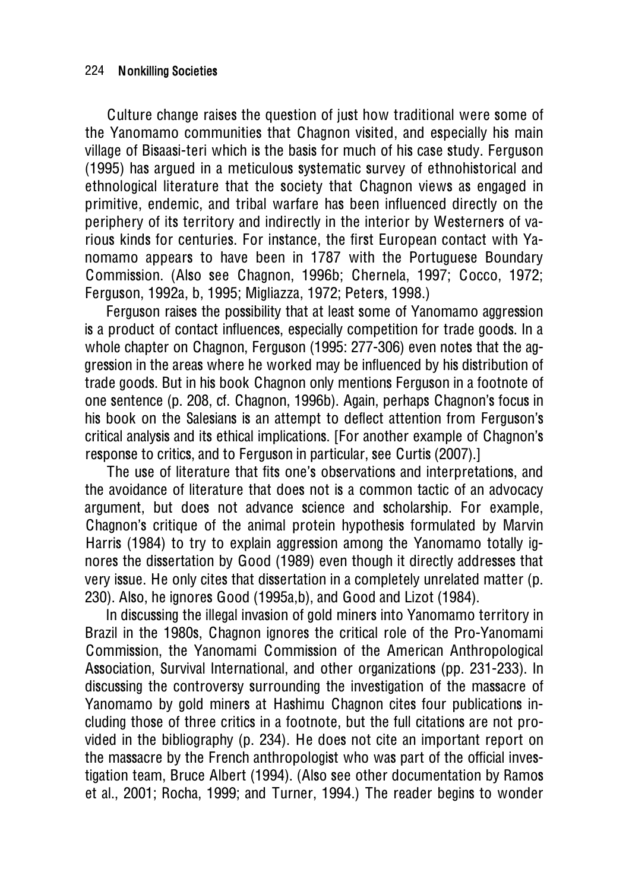Culture change raises the question of just how traditional were some of the Yanomamo communities that Chagnon visited, and especially his main village of Bisaasi-teri which is the basis for much of his case study. Ferguson (1995) has argued in a meticulous systematic survey of ethnohistorical and ethnological literature that the society that Chagnon views as engaged in primitive, endemic, and tribal warfare has been influenced directly on the periphery of its territory and indirectly in the interior by Westerners of various kinds for centuries. For instance, the first European contact with Yanomamo appears to have been in 1787 with the Portuguese Boundary Commission. (Also see Chagnon, 1996b; Chernela, 1997; Cocco, 1972; Ferguson, 1992a, b, 1995; Migliazza, 1972; Peters, 1998.)

Ferguson raises the possibility that at least some of Yanomamo aggression is a product of contact influences, especially competition for trade goods. In a whole chapter on Chagnon, Ferguson (1995: 277-306) even notes that the aggression in the areas where he worked may be influenced by his distribution of trade goods. But in his book Chagnon only mentions Ferguson in a footnote of one sentence (p. 208, cf. Chagnon, 1996b). Again, perhaps Chagnon's focus in his book on the Salesians is an attempt to deflect attention from Ferguson's critical analysis and its ethical implications. [For another example of Chagnon's response to critics, and to Ferguson in particular, see Curtis (2007).]

The use of literature that fits one's observations and interpretations, and the avoidance of literature that does not is a common tactic of an advocacy argument, but does not advance science and scholarship. For example, Chagnon's critique of the animal protein hypothesis formulated by Marvin Harris (1984) to try to explain aggression among the Yanomamo totally ignores the dissertation by Good (1989) even though it directly addresses that very issue. He only cites that dissertation in a completely unrelated matter (p. 230). Also, he ignores Good (1995a,b), and Good and Lizot (1984).

In discussing the illegal invasion of gold miners into Yanomamo territory in Brazil in the 1980s, Chagnon ignores the critical role of the Pro-Yanomami Commission, the Yanomami Commission of the American Anthropological Association, Survival International, and other organizations (pp. 231-233). In discussing the controversy surrounding the investigation of the massacre of Yanomamo by gold miners at Hashimu Chagnon cites four publications including those of three critics in a footnote, but the full citations are not provided in the bibliography (p. 234). He does not cite an important report on the massacre by the French anthropologist who was part of the official investigation team, Bruce Albert (1994). (Also see other documentation by Ramos et al., 2001; Rocha, 1999; and Turner, 1994.) The reader begins to wonder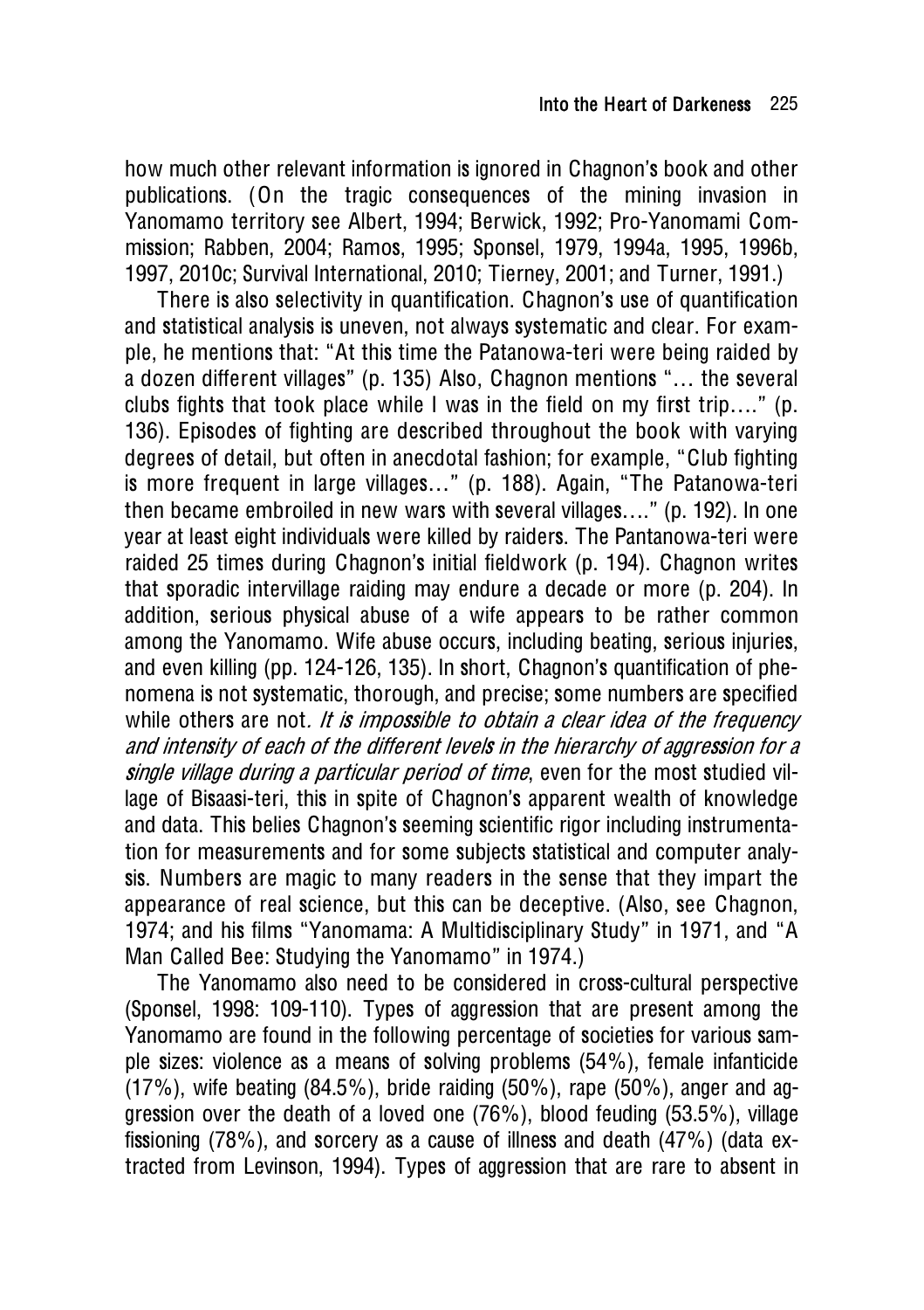how much other relevant information is ignored in Chagnon's book and other publications. (On the tragic consequences of the mining invasion in Yanomamo territory see Albert, 1994; Berwick, 1992; Pro-Yanomami Commission; Rabben, 2004; Ramos, 1995; Sponsel, 1979, 1994a, 1995, 1996b, 1997, 2010c; Survival International, 2010; Tierney, 2001; and Turner, 1991.)

There is also selectivity in quantification. Chagnon's use of quantification and statistical analysis is uneven, not always systematic and clear. For example, he mentions that: "At this time the Patanowa-teri were being raided by a dozen different villages" (p. 135) Also, Chagnon mentions "… the several clubs fights that took place while I was in the field on my first trip…." (p. 136). Episodes of fighting are described throughout the book with varying degrees of detail, but often in anecdotal fashion; for example, "Club fighting is more frequent in large villages…" (p. 188). Again, "The Patanowa-teri then became embroiled in new wars with several villages…." (p. 192). In one year at least eight individuals were killed by raiders. The Pantanowa-teri were raided 25 times during Chagnon's initial fieldwork (p. 194). Chagnon writes that sporadic intervillage raiding may endure a decade or more (p. 204). In addition, serious physical abuse of a wife appears to be rather common among the Yanomamo. Wife abuse occurs, including beating, serious injuries, and even killing (pp. 124-126, 135). In short, Chagnon's quantification of phenomena is not systematic, thorough, and precise; some numbers are specified while others are not. *It is impossible to obtain a clear idea of the frequency and intensity of each of the different levels in the hierarchy of aggression for a single village during a particular period of time*, even for the most studied village of Bisaasi-teri, this in spite of Chagnon's apparent wealth of knowledge and data. This belies Chagnon's seeming scientific rigor including instrumentation for measurements and for some subjects statistical and computer analysis. Numbers are magic to many readers in the sense that they impart the appearance of real science, but this can be deceptive. (Also, see Chagnon, 1974; and his films "Yanomama: A Multidisciplinary Study" in 1971, and "A Man Called Bee: Studying the Yanomamo" in 1974.)

The Yanomamo also need to be considered in cross-cultural perspective (Sponsel, 1998: 109-110). Types of aggression that are present among the Yanomamo are found in the following percentage of societies for various sample sizes: violence as a means of solving problems (54%), female infanticide (17%), wife beating (84.5%), bride raiding (50%), rape (50%), anger and aggression over the death of a loved one (76%), blood feuding (53.5%), village fissioning (78%), and sorcery as a cause of illness and death (47%) (data extracted from Levinson, 1994). Types of aggression that are rare to absent in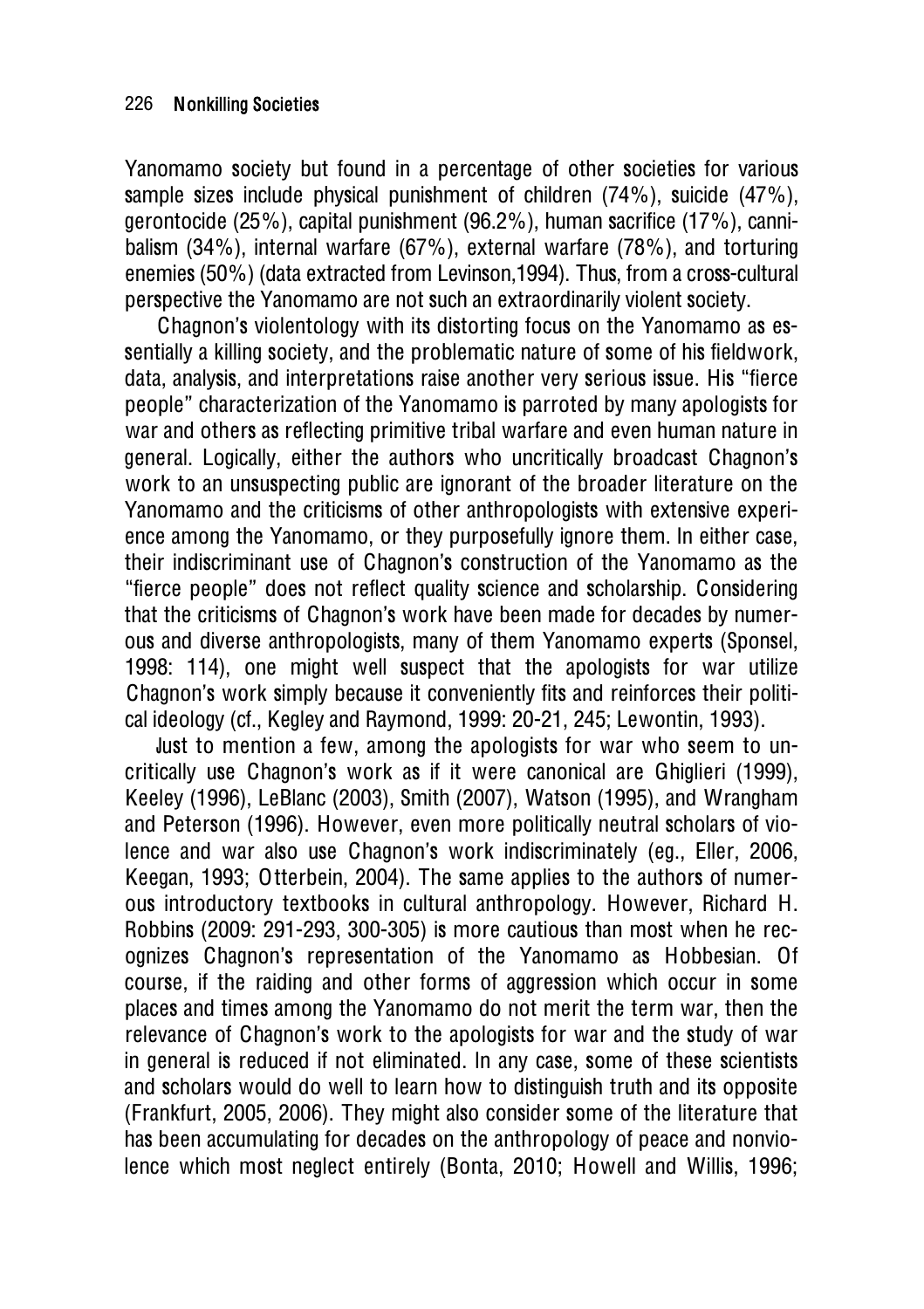Yanomamo society but found in a percentage of other societies for various sample sizes include physical punishment of children (74%), suicide (47%), gerontocide (25%), capital punishment (96.2%), human sacrifice (17%), cannibalism (34%), internal warfare (67%), external warfare (78%), and torturing enemies (50%) (data extracted from Levinson,1994). Thus, from a cross-cultural perspective the Yanomamo are not such an extraordinarily violent society.

Chagnon's violentology with its distorting focus on the Yanomamo as essentially a killing society, and the problematic nature of some of his fieldwork, data, analysis, and interpretations raise another very serious issue. His "fierce people" characterization of the Yanomamo is parroted by many apologists for war and others as reflecting primitive tribal warfare and even human nature in general. Logically, either the authors who uncritically broadcast Chagnon's work to an unsuspecting public are ignorant of the broader literature on the Yanomamo and the criticisms of other anthropologists with extensive experience among the Yanomamo, or they purposefully ignore them. In either case, their indiscriminant use of Chagnon's construction of the Yanomamo as the "fierce people" does not reflect quality science and scholarship. Considering that the criticisms of Chagnon's work have been made for decades by numerous and diverse anthropologists, many of them Yanomamo experts (Sponsel, 1998: 114), one might well suspect that the apologists for war utilize Chagnon's work simply because it conveniently fits and reinforces their political ideology (cf., Kegley and Raymond, 1999: 20-21, 245; Lewontin, 1993).

Just to mention a few, among the apologists for war who seem to uncritically use Chagnon's work as if it were canonical are Ghiglieri (1999), Keeley (1996), LeBlanc (2003), Smith (2007), Watson (1995), and Wrangham and Peterson (1996). However, even more politically neutral scholars of violence and war also use Chagnon's work indiscriminately (eg., Eller, 2006, Keegan, 1993; Otterbein, 2004). The same applies to the authors of numerous introductory textbooks in cultural anthropology. However, Richard H. Robbins (2009: 291-293, 300-305) is more cautious than most when he recognizes Chagnon's representation of the Yanomamo as Hobbesian. Of course, if the raiding and other forms of aggression which occur in some places and times among the Yanomamo do not merit the term war, then the relevance of Chagnon's work to the apologists for war and the study of war in general is reduced if not eliminated. In any case, some of these scientists and scholars would do well to learn how to distinguish truth and its opposite (Frankfurt, 2005, 2006). They might also consider some of the literature that has been accumulating for decades on the anthropology of peace and nonviolence which most neglect entirely (Bonta, 2010; Howell and Willis, 1996;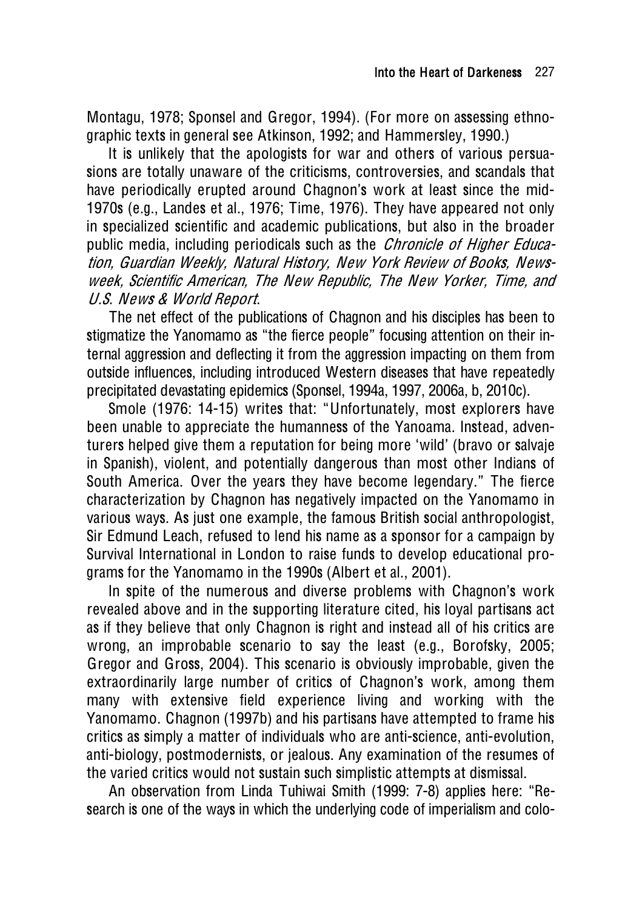Montagu, 1978; Sponsel and Gregor, 1994). (For more on assessing ethnographic texts in general see Atkinson, 1992; and Hammersley, 1990.)

It is unlikely that the apologists for war and others of various persuasions are totally unaware of the criticisms, controversies, and scandals that have periodically erupted around Chagnon's work at least since the mid-1970s (e.g., Landes et al., 1976; Time, 1976). They have appeared not only in specialized scientific and academic publications, but also in the broader public media, including periodicals such as the *Chronicle of Higher Education, Guardian Weekly, Natural History, New York Review of Books, Newsweek, Scientific American, The New Republic, The New Yorker, Time, and U.S. News & World Report*.

The net effect of the publications of Chagnon and his disciples has been to stigmatize the Yanomamo as "the fierce people" focusing attention on their internal aggression and deflecting it from the aggression impacting on them from outside influences, including introduced Western diseases that have repeatedly precipitated devastating epidemics (Sponsel, 1994a, 1997, 2006a, b, 2010c).

Smole (1976: 14-15) writes that: "Unfortunately, most explorers have been unable to appreciate the humanness of the Yanoama. Instead, adventurers helped give them a reputation for being more 'wild' (bravo or salvaje in Spanish), violent, and potentially dangerous than most other Indians of South America. Over the years they have become legendary." The fierce characterization by Chagnon has negatively impacted on the Yanomamo in various ways. As just one example, the famous British social anthropologist, Sir Edmund Leach, refused to lend his name as a sponsor for a campaign by Survival International in London to raise funds to develop educational programs for the Yanomamo in the 1990s (Albert et al., 2001).

In spite of the numerous and diverse problems with Chagnon's work revealed above and in the supporting literature cited, his loyal partisans act as if they believe that only Chagnon is right and instead all of his critics are wrong, an improbable scenario to say the least (e.g., Borofsky, 2005; Gregor and Gross, 2004). This scenario is obviously improbable, given the extraordinarily large number of critics of Chagnon's work, among them many with extensive field experience living and working with the Yanomamo. Chagnon (1997b) and his partisans have attempted to frame his critics as simply a matter of individuals who are anti-science, anti-evolution, anti-biology, postmodernists, or jealous. Any examination of the resumes of the varied critics would not sustain such simplistic attempts at dismissal.

An observation from Linda Tuhiwai Smith (1999: 7-8) applies here: "Research is one of the ways in which the underlying code of imperialism and colo-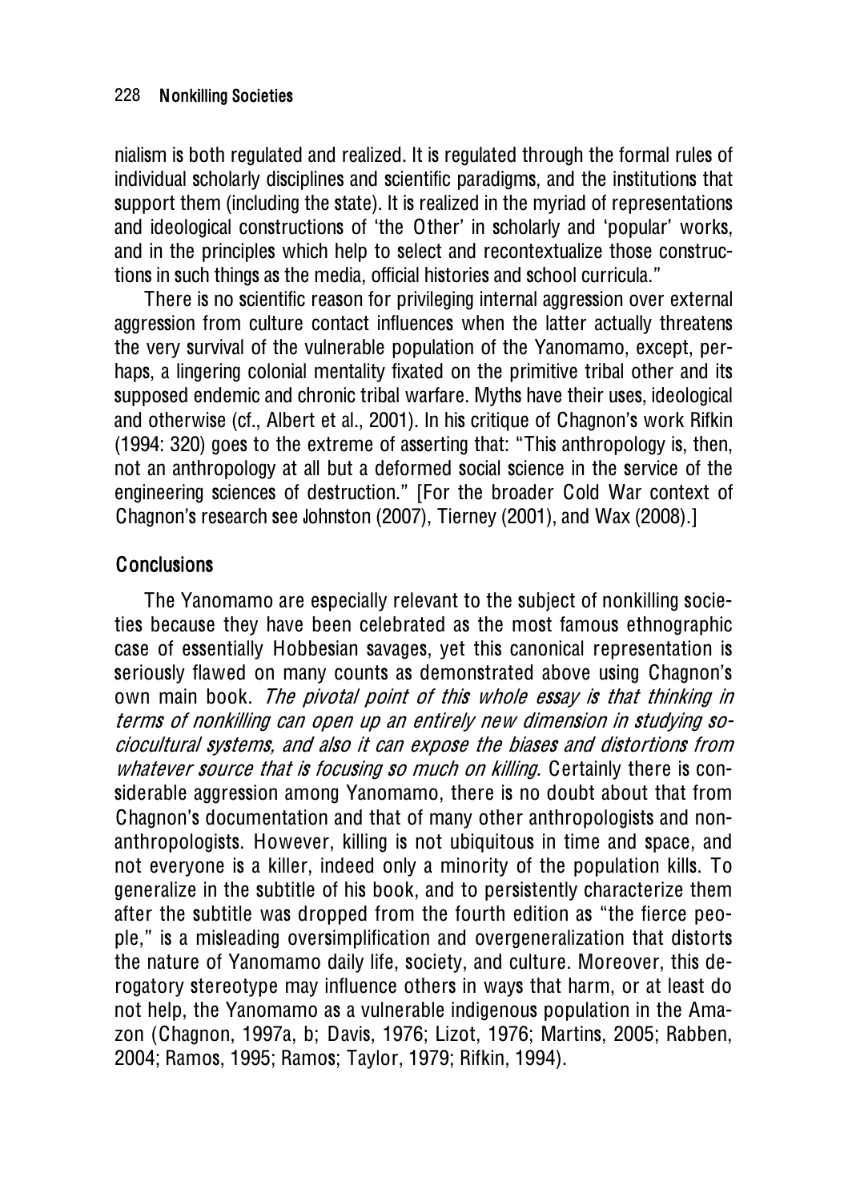nialism is both regulated and realized. It is regulated through the formal rules of individual scholarly disciplines and scientific paradigms, and the institutions that support them (including the state). It is realized in the myriad of representations and ideological constructions of 'the Other' in scholarly and 'popular' works, and in the principles which help to select and recontextualize those constructions in such things as the media, official histories and school curricula."

There is no scientific reason for privileging internal aggression over external aggression from culture contact influences when the latter actually threatens the very survival of the vulnerable population of the Yanomamo, except, perhaps, a lingering colonial mentality fixated on the primitive tribal other and its supposed endemic and chronic tribal warfare. Myths have their uses, ideological and otherwise (cf., Albert et al., 2001). In his critique of Chagnon's work Rifkin (1994: 320) goes to the extreme of asserting that: "This anthropology is, then, not an anthropology at all but a deformed social science in the service of the engineering sciences of destruction." [For the broader Cold War context of Chagnon's research see Johnston (2007), Tierney (2001), and Wax (2008).]

## Conclusions

The Yanomamo are especially relevant to the subject of nonkilling societies because they have been celebrated as the most famous ethnographic case of essentially Hobbesian savages, yet this canonical representation is seriously flawed on many counts as demonstrated above using Chagnon's own main book. *The pivotal point of this whole essay is that thinking in terms of nonkilling can open up an entirely new dimension in studying sociocultural systems, and also it can expose the biases and distortions from whatever source that is focusing so much on killing.* Certainly there is considerable aggression among Yanomamo, there is no doubt about that from Chagnon's documentation and that of many other anthropologists and non-anthropologists. However, killing is not ubiquitous in time and space, and not everyone is a killer, indeed only a minority of the population kills. To generalize in the subtitle of his book, and to persistently characterize them after the subtitle was dropped from the fourth edition as "the fierce people," is a misleading oversimplification and overgeneralization that distorts the nature of Yanomamo daily life, society, and culture. Moreover, this derogatory stereotype may influence others in ways that harm, or at least do not help, the Yanomamo as a vulnerable indigenous population in the Amazon (Chagnon, 1997a, b; Davis, 1976; Lizot, 1976; Martins, 2005; Rabben, 2004; Ramos, 1995; Ramos; Taylor, 1979; Rifkin, 1994).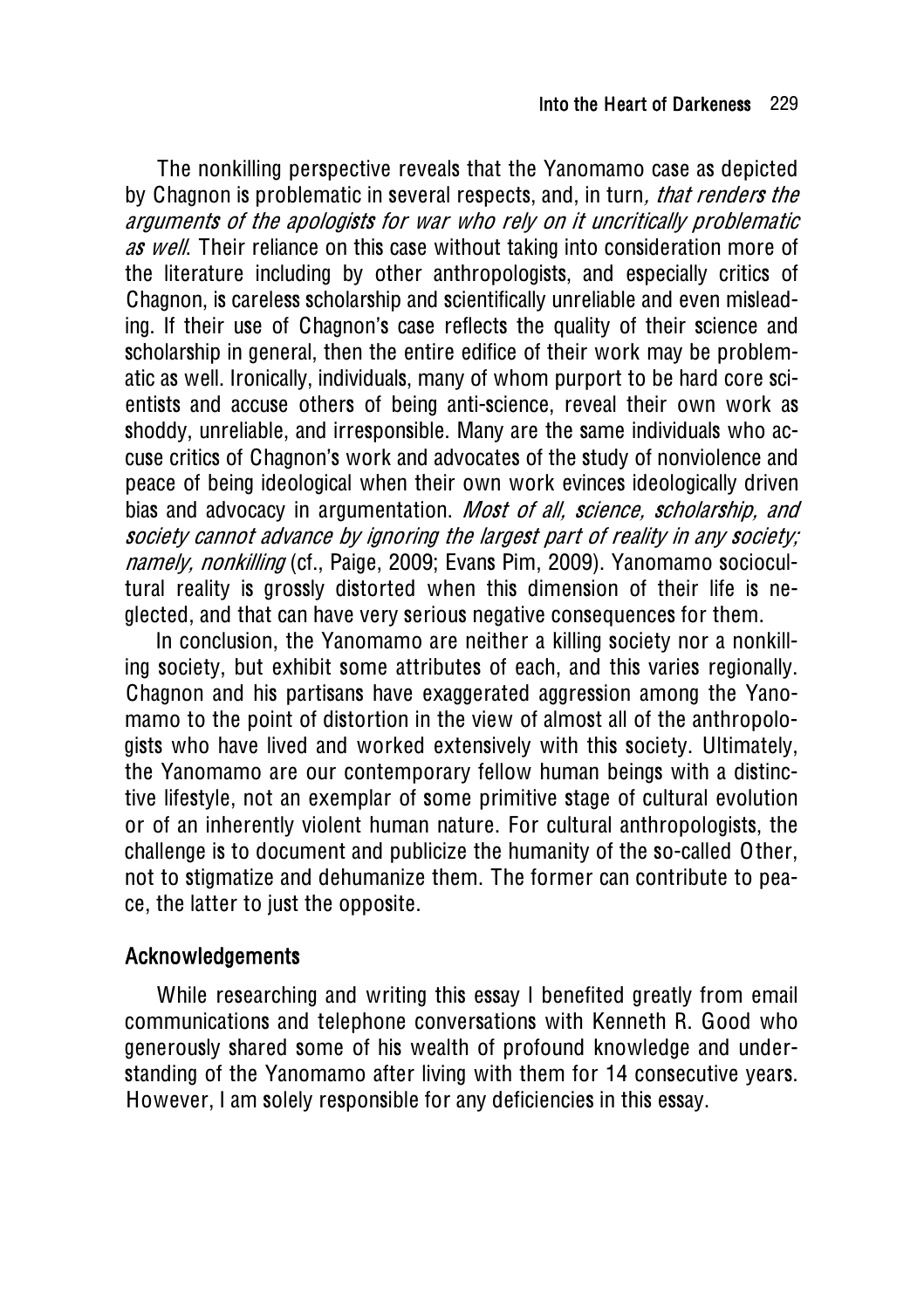The nonkilling perspective reveals that the Yanomamo case as depicted by Chagnon is problematic in several respects, and, in turn*, that renders the arguments of the apologists for war who rely on it uncritically problematic as well*. Their reliance on this case without taking into consideration more of the literature including by other anthropologists, and especially critics of Chagnon, is careless scholarship and scientifically unreliable and even misleading. If their use of Chagnon's case reflects the quality of their science and scholarship in general, then the entire edifice of their work may be problematic as well. Ironically, individuals, many of whom purport to be hard core scientists and accuse others of being anti-science, reveal their own work as shoddy, unreliable, and irresponsible. Many are the same individuals who accuse critics of Chagnon's work and advocates of the study of nonviolence and peace of being ideological when their own work evinces ideologically driven bias and advocacy in argumentation. *Most of all, science, scholarship, and society cannot advance by ignoring the largest part of reality in any society; namely, nonkilling* (cf., Paige, 2009; Evans Pim, 2009). Yanomamo sociocultural reality is grossly distorted when this dimension of their life is neglected, and that can have very serious negative consequences for them.

In conclusion, the Yanomamo are neither a killing society nor a nonkilling society, but exhibit some attributes of each, and this varies regionally. Chagnon and his partisans have exaggerated aggression among the Yanomamo to the point of distortion in the view of almost all of the anthropologists who have lived and worked extensively with this society. Ultimately, the Yanomamo are our contemporary fellow human beings with a distinctive lifestyle, not an exemplar of some primitive stage of cultural evolution or of an inherently violent human nature. For cultural anthropologists, the challenge is to document and publicize the humanity of the so-called Other, not to stigmatize and dehumanize them. The former can contribute to peace, the latter to just the opposite.

## Acknowledgements

While researching and writing this essay I benefited greatly from email communications and telephone conversations with Kenneth R. Good who generously shared some of his wealth of profound knowledge and understanding of the Yanomamo after living with them for 14 consecutive years. However, I am solely responsible for any deficiencies in this essay.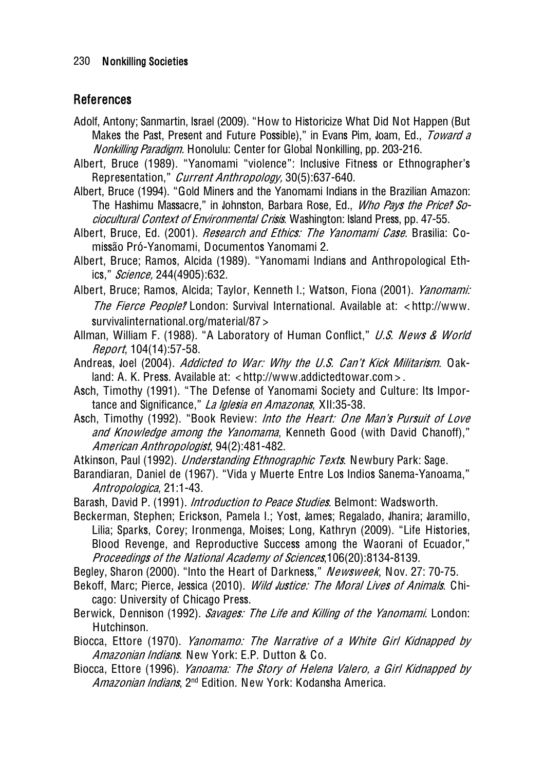## References

Adolf, Antony; Sanmartin, Israel (2009). "How to Historicize What Did Not Happen (But Makes the Past, Present and Future Possible)," in Evans Pim, Joam, Ed., *Toward a Nonkilling Paradigm*. Honolulu: Center for Global Nonkilling, pp. 203-216.

Albert, Bruce (1989). "Yanomami "violence": Inclusive Fitness or Ethnographer's Representation," *Current Anthropology*, 30(5):637-640.

Albert, Bruce (1994). "Gold Miners and the Yanomami Indians in the Brazilian Amazon: The Hashimu Massacre," in Johnston, Barbara Rose, Ed., *Who Pays the Price? Sociocultural Context of Environmental Crisis*. Washington: Island Press, pp. 47-55.

Albert, Bruce, Ed. (2001). *Research and Ethics: The Yanomami Case*. Brasilia: Comissão Pró-Yanomami, Documentos Yanomami 2.

Albert, Bruce; Ramos, Alcida (1989). "Yanomami Indians and Anthropological Ethics," *Science*, 244(4905):632.

Albert, Bruce; Ramos, Alcida; Taylor, Kenneth I.; Watson, Fiona (2001). *Yanomami: The Fierce People?* London: Survival International. Available at: <http://www.survivalinternational.org/material/87>

Allman, William F. (1988). "A Laboratory of Human Conflict," *U.S. News & World Report*, 104(14):57-58.

Andreas, Joel (2004). *Addicted to War: Why the U.S. Can't Kick Militarism*. Oakland: A. K. Press. Available at: <http://www.addictedtowar.com>.

Asch, Timothy (1991). "The Defense of Yanomami Society and Culture: Its Importance and Significance," *La Iglesia en Amazonas*, XII:35-38.

Asch, Timothy (1992). "Book Review: *Into the Heart: One Man's Pursuit of Love and Knowledge among the Yanomama*, Kenneth Good (with David Chanoff)," *American Anthropologist*, 94(2):481-482.

Atkinson, Paul (1992). *Understanding Ethnographic Texts*. Newbury Park: Sage.

Barandiaran, Daniel de (1967). "Vida y Muerte Entre Los Indios Sanema-Yanoama," *Antropologica*, 21:1-43.

Barash, David P. (1991). *Introduction to Peace Studies*. Belmont: Wadsworth.

Beckerman, Stephen; Erickson, Pamela I.; Yost, James; Regalado, Jhanira; Jaramillo, Lilia; Sparks, Corey; Ironmenga, Moises; Long, Kathryn (2009). "Life Histories, Blood Revenge, and Reproductive Success among the Waorani of Ecuador," *Proceedings of the National Academy of Sciences*,106(20):8134-8139.

Begley, Sharon (2000). "Into the Heart of Darkness," *Newsweek*, Nov. 27: 70-75.

Bekoff, Marc; Pierce, Jessica (2010). *Wild Justice: The Moral Lives of Animals*. Chicago: University of Chicago Press.

Berwick, Dennison (1992). *Savages: The Life and Killing of the Yanomami*. London: Hutchinson.

Biocca, Ettore (1970). *Yanomamo: The Narrative of a White Girl Kidnapped by Amazonian Indians*. New York: E.P. Dutton & Co.

Biocca, Ettore (1996). *Yanoama: The Story of Helena Valero, a Girl Kidnapped by Amazonian Indians*, 2nd Edition. New York: Kodansha America.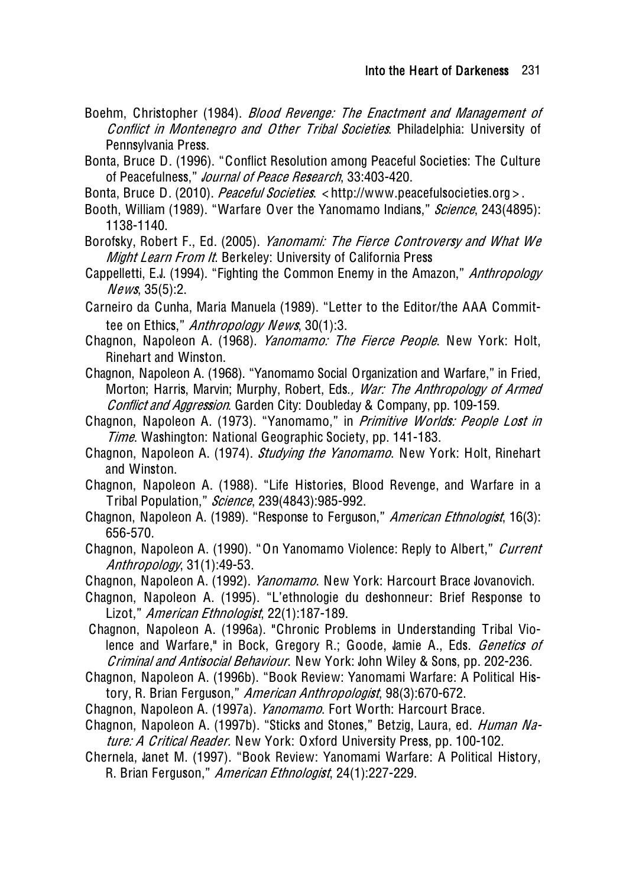Boehm, Christopher (1984). *Blood Revenge: The Enactment and Management of Conflict in Montenegro and Other Tribal Societies*. Philadelphia: University of Pennsylvania Press.

Bonta, Bruce D. (1996). "Conflict Resolution among Peaceful Societies: The Culture of Peacefulness," *Journal of Peace Research*, 33:403-420.

Bonta, Bruce D. (2010). *Peaceful Societies*. <http://www.peacefulsocieties.org>.

Booth, William (1989). "Warfare Over the Yanomamo Indians," *Science*, 243(4895): 1138-1140.

Borofsky, Robert F., Ed. (2005). *Yanomami: The Fierce Controversy and What We Might Learn From It*. Berkeley: University of California Press

Cappelletti, E.J. (1994). "Fighting the Common Enemy in the Amazon," *Anthropology News*, 35(5):2.

Carneiro da Cunha, Maria Manuela (1989). "Letter to the Editor/the AAA Committee on Ethics," *Anthropology News*, 30(1):3.

Chagnon, Napoleon A. (1968). *Yanomamo: The Fierce People*. New York: Holt, Rinehart and Winston.

Chagnon, Napoleon A. (1968). "Yanomamo Social Organization and Warfare," in Fried, Morton; Harris, Marvin; Murphy, Robert, Eds., *War: The Anthropology of Armed Conflict and Aggression*. Garden City: Doubleday & Company, pp. 109-159.

Chagnon, Napoleon A. (1973). "Yanomamo," in *Primitive Worlds: People Lost in Time*. Washington: National Geographic Society, pp. 141-183.

Chagnon, Napoleon A. (1974). *Studying the Yanomamo*. New York: Holt, Rinehart and Winston.

Chagnon, Napoleon A. (1988). "Life Histories, Blood Revenge, and Warfare in a Tribal Population," *Science*, 239(4843):985-992.

Chagnon, Napoleon A. (1989). "Response to Ferguson," *American Ethnologist*, 16(3): 656-570.

Chagnon, Napoleon A. (1990). "On Yanomamo Violence: Reply to Albert," *Current Anthropology*, 31(1):49-53.

Chagnon, Napoleon A. (1992). *Yanomamo*. New York: Harcourt Brace Jovanovich.

Chagnon, Napoleon A. (1995). "L'ethnologie du deshonneur: Brief Response to Lizot," *American Ethnologist*, 22(1):187-189.

Chagnon, Napoleon A. (1996a). "Chronic Problems in Understanding Tribal Violence and Warfare," in Bock, Gregory R.; Goode, Jamie A., Eds. *Genetics of Criminal and Antisocial Behaviour*. New York: John Wiley & Sons, pp. 202-236.

Chagnon, Napoleon A. (1996b). "Book Review: Yanomami Warfare: A Political History, R. Brian Ferguson," *American Anthropologist*, 98(3):670-672.

Chagnon, Napoleon A. (1997a). *Yanomamo*. Fort Worth: Harcourt Brace.

Chagnon, Napoleon A. (1997b). "Sticks and Stones," Betzig, Laura, ed. *Human Nature: A Critical Reader*. New York: Oxford University Press, pp. 100-102.

Chernela, Janet M. (1997). "Book Review: Yanomami Warfare: A Political History, R. Brian Ferguson," *American Ethnologist*, 24(1):227-229.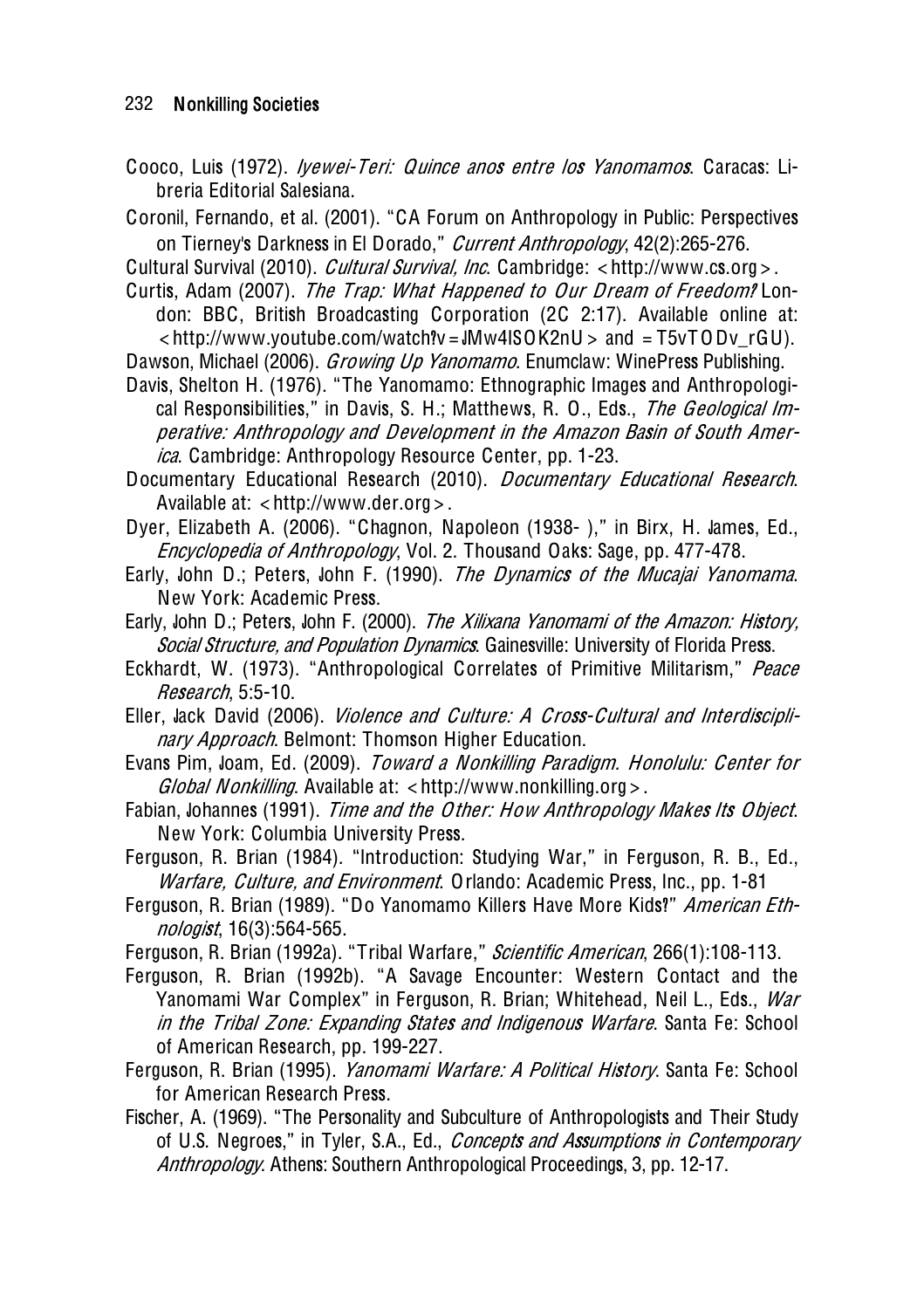Cooco, Luis (1972). *Iyewei-Teri: Quince anos entre los Yanomamos*. Caracas: Libreria Editorial Salesiana.

Coronil, Fernando, et al. (2001). "CA Forum on Anthropology in Public: Perspectives on Tierney's Darkness in El Dorado," *Current Anthropology*, 42(2):265-276.

Cultural Survival (2010). *Cultural Survival, Inc*. Cambridge: <http://www.cs.org>.

Curtis, Adam (2007). *The Trap: What Happened to Our Dream of Freedom?* London: BBC, British Broadcasting Corporation (2C 2:17). Available online at: <http://www.youtube.com/watch?v=JMw4ISOK2nU> and =T5vTODv_rGU).

Dawson, Michael (2006). *Growing Up Yanomamo*. Enumclaw: WinePress Publishing.

Davis, Shelton H. (1976). "The Yanomamo: Ethnographic Images and Anthropological Responsibilities," in Davis, S. H.; Matthews, R. O., Eds., *The Geological Imperative: Anthropology and Development in the Amazon Basin of South America*. Cambridge: Anthropology Resource Center, pp. 1-23.

Documentary Educational Research (2010). *Documentary Educational Research*. Available at: <http://www.der.org>.

Dyer, Elizabeth A. (2006). "Chagnon, Napoleon (1938- )," in Birx, H. James, Ed., *Encyclopedia of Anthropology*, Vol. 2. Thousand Oaks: Sage, pp. 477-478.

Early, John D.; Peters, John F. (1990). *The Dynamics of the Mucajai Yanomama*. New York: Academic Press.

Early, John D.; Peters, John F. (2000). *The Xilixana Yanomami of the Amazon: History, Social Structure, and Population Dynamics*. Gainesville: University of Florida Press.

Eckhardt, W. (1973). "Anthropological Correlates of Primitive Militarism," *Peace Research*, 5:5-10.

Eller, Jack David (2006). *Violence and Culture: A Cross-Cultural and Interdisciplinary Approach*. Belmont: Thomson Higher Education.

Evans Pim, Joam, Ed. (2009). *Toward a Nonkilling Paradigm. Honolulu: Center for Global Nonkilling*. Available at: <http://www.nonkilling.org>.

Fabian, Johannes (1991). *Time and the Other: How Anthropology Makes Its Object*. New York: Columbia University Press.

Ferguson, R. Brian (1984). "Introduction: Studying War," in Ferguson, R. B., Ed., *Warfare, Culture, and Environment*. Orlando: Academic Press, Inc., pp. 1-81

Ferguson, R. Brian (1989). "Do Yanomamo Killers Have More Kids?" *American Ethnologist*, 16(3):564-565.

Ferguson, R. Brian (1992a). "Tribal Warfare," *Scientific American*, 266(1):108-113.

Ferguson, R. Brian (1992b). "A Savage Encounter: Western Contact and the Yanomami War Complex" in Ferguson, R. Brian; Whitehead, Neil L., Eds., *War in the Tribal Zone: Expanding States and Indigenous Warfare*. Santa Fe: School of American Research, pp. 199-227.

Ferguson, R. Brian (1995). *Yanomami Warfare: A Political History*. Santa Fe: School for American Research Press.

Fischer, A. (1969). "The Personality and Subculture of Anthropologists and Their Study of U.S. Negroes," in Tyler, S.A., Ed., *Concepts and Assumptions in Contemporary Anthropology*. Athens: Southern Anthropological Proceedings, 3, pp. 12-17.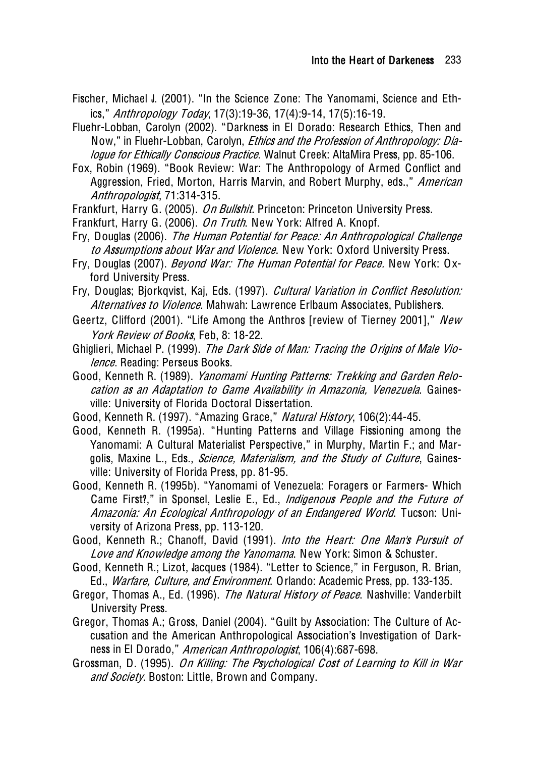Fischer, Michael J. (2001). "In the Science Zone: The Yanomami, Science and Ethics," *Anthropology Today*, 17(3):19-36, 17(4):9-14, 17(5):16-19.

Fluehr-Lobban, Carolyn (2002). "Darkness in El Dorado: Research Ethics, Then and Now," in Fluehr-Lobban, Carolyn, *Ethics and the Profession of Anthropology: Dialogue for Ethically Conscious Practice*. Walnut Creek: AltaMira Press, pp. 85-106.

Fox, Robin (1969). "Book Review: War: The Anthropology of Armed Conflict and Aggression, Fried, Morton, Harris Marvin, and Robert Murphy, eds.," *American Anthropologist*, 71:314-315.

Frankfurt, Harry G. (2005). *On Bullshit*. Princeton: Princeton University Press.

Frankfurt, Harry G. (2006). *On Truth*. New York: Alfred A. Knopf.

Fry, Douglas (2006). *The Human Potential for Peace: An Anthropological Challenge to Assumptions about War and Violence*. New York: Oxford University Press.

Fry, Douglas (2007). *Beyond War: The Human Potential for Peace.* New York: Oxford University Press.

Fry, Douglas; Bjorkqvist, Kaj, Eds. (1997). *Cultural Variation in Conflict Resolution: Alternatives to Violence*. Mahwah: Lawrence Erlbaum Associates, Publishers.

Geertz, Clifford (2001). "Life Among the Anthros [review of Tierney 2001]," *New York Review of Books*, Feb, 8: 18-22.

Ghiglieri, Michael P. (1999). *The Dark Side of Man: Tracing the Origins of Male Violence*. Reading: Perseus Books.

Good, Kenneth R. (1989). *Yanomami Hunting Patterns: Trekking and Garden Relocation as an Adaptation to Game Availability in Amazonia, Venezuela*. Gainesville: University of Florida Doctoral Dissertation.

Good, Kenneth R. (1997). "Amazing Grace," *Natural History*, 106(2):44-45.

Good, Kenneth R. (1995a). "Hunting Patterns and Village Fissioning among the Yanomami: A Cultural Materialist Perspective," in Murphy, Martin F.; and Margolis, Maxine L., Eds., *Science, Materialism, and the Study of Culture*, Gainesville: University of Florida Press, pp. 81-95.

Good, Kenneth R. (1995b). "Yanomami of Venezuela: Foragers or Farmers- Which Came First?," in Sponsel, Leslie E., Ed., *Indigenous People and the Future of Amazonia: An Ecological Anthropology of an Endangered World*. Tucson: University of Arizona Press, pp. 113-120.

Good, Kenneth R.; Chanoff, David (1991). *Into the Heart: One Man's Pursuit of Love and Knowledge among the Yanomama*. New York: Simon & Schuster.

Good, Kenneth R.; Lizot, Jacques (1984). "Letter to Science," in Ferguson, R. Brian, Ed., *Warfare, Culture, and Environment*. Orlando: Academic Press, pp. 133-135.

Gregor, Thomas A., Ed. (1996). *The Natural History of Peace*. Nashville: Vanderbilt University Press.

Gregor, Thomas A.; Gross, Daniel (2004). "Guilt by Association: The Culture of Accusation and the American Anthropological Association's Investigation of Darkness in El Dorado," *American Anthropologist*, 106(4):687-698.

Grossman, D. (1995). *On Killing: The Psychological Cost of Learning to Kill in War and Society*. Boston: Little, Brown and Company.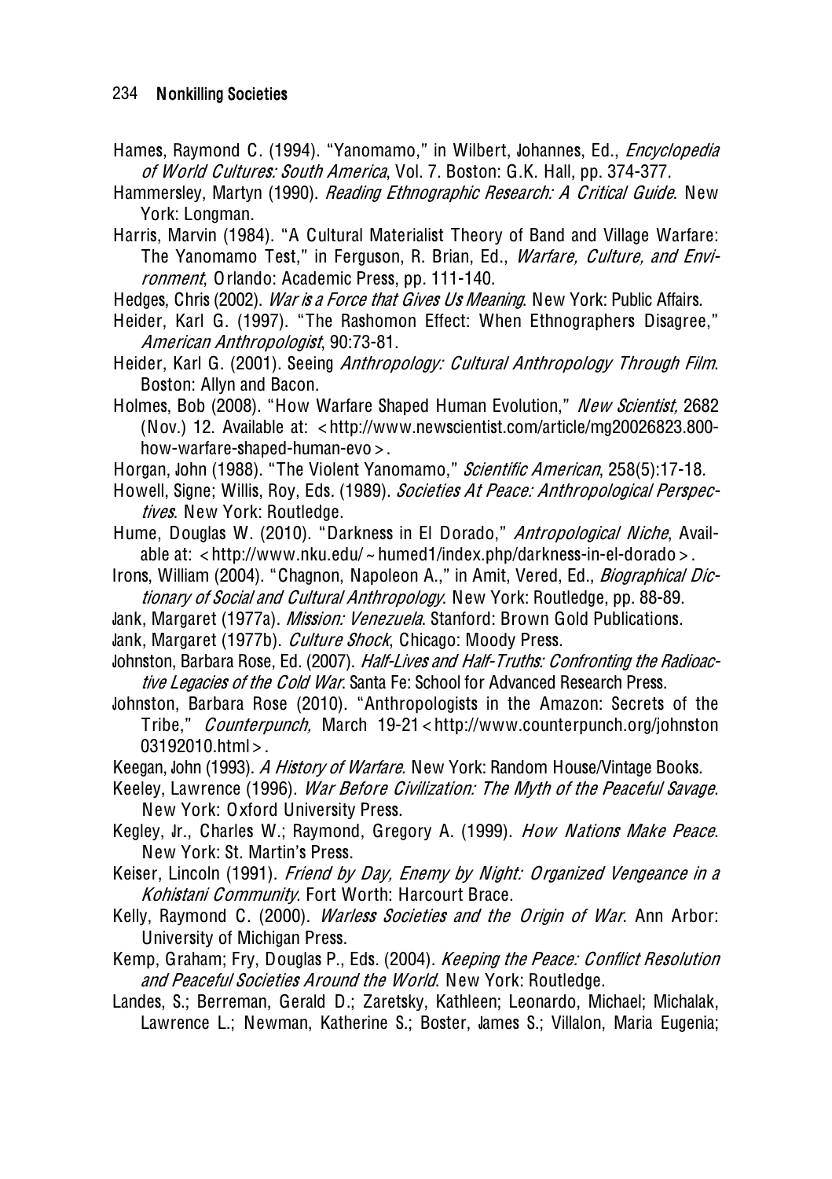Hames, Raymond C. (1994). "Yanomamo," in Wilbert, Johannes, Ed., *Encyclopedia of World Cultures: South America*, Vol. 7. Boston: G.K. Hall, pp. 374-377.

Hammersley, Martyn (1990). *Reading Ethnographic Research: A Critical Guide*. New York: Longman.

Harris, Marvin (1984). "A Cultural Materialist Theory of Band and Village Warfare: The Yanomamo Test," in Ferguson, R. Brian, Ed., *Warfare, Culture, and Environment*, Orlando: Academic Press, pp. 111-140.

Hedges, Chris (2002). *War is a Force that Gives Us Meaning*. New York: Public Affairs.

Heider, Karl G. (1997). "The Rashomon Effect: When Ethnographers Disagree," *American Anthropologist*, 90:73-81.

Heider, Karl G. (2001). Seeing *Anthropology: Cultural Anthropology Through Film*. Boston: Allyn and Bacon.

Holmes, Bob (2008). "How Warfare Shaped Human Evolution," *New Scientist,* 2682 (Nov.) 12. Available at: <http://www.newscientist.com/article/mg20026823.800-how-warfare-shaped-human-evo>.

Horgan, John (1988). "The Violent Yanomamo," *Scientific American*, 258(5):17-18.

Howell, Signe; Willis, Roy, Eds. (1989). *Societies At Peace: Anthropological Perspectives*. New York: Routledge.

Hume, Douglas W. (2010). "Darkness in El Dorado," *Antropological Niche*, Available at: <http://www.nku.edu/~humed1/index.php/darkness-in-el-dorado>.

Irons, William (2004). "Chagnon, Napoleon A.," in Amit, Vered, Ed., *Biographical Dictionary of Social and Cultural Anthropology*. New York: Routledge, pp. 88-89.

Jank, Margaret (1977a). *Mission: Venezuela*. Stanford: Brown Gold Publications.

Jank, Margaret (1977b). *Culture Shock*, Chicago: Moody Press.

Johnston, Barbara Rose, Ed. (2007). *Half-Lives and Half-Truths: Confronting the Radioactive Legacies of the Cold War*. Santa Fe: School for Advanced Research Press.

Johnston, Barbara Rose (2010). "Anthropologists in the Amazon: Secrets of the Tribe," *Counterpunch,* March 19-21<http://www.counterpunch.org/johnston 03192010.html>.

Keegan, John (1993). *A History of Warfare*. New York: Random House/Vintage Books.

Keeley, Lawrence (1996). *War Before Civilization: The Myth of the Peaceful Savage*. New York: Oxford University Press.

Kegley, Jr., Charles W.; Raymond, Gregory A. (1999). *How Nations Make Peace*. New York: St. Martin's Press.

Keiser, Lincoln (1991). *Friend by Day, Enemy by Night: Organized Vengeance in a Kohistani Community*. Fort Worth: Harcourt Brace.

Kelly, Raymond C. (2000). *Warless Societies and the Origin of War*. Ann Arbor: University of Michigan Press.

Kemp, Graham; Fry, Douglas P., Eds. (2004). *Keeping the Peace: Conflict Resolution and Peaceful Societies Around the World*. New York: Routledge.

Landes, S.; Berreman, Gerald D.; Zaretsky, Kathleen; Leonardo, Michael; Michalak, Lawrence L.; Newman, Katherine S.; Boster, James S.; Villalon, Maria Eugenia;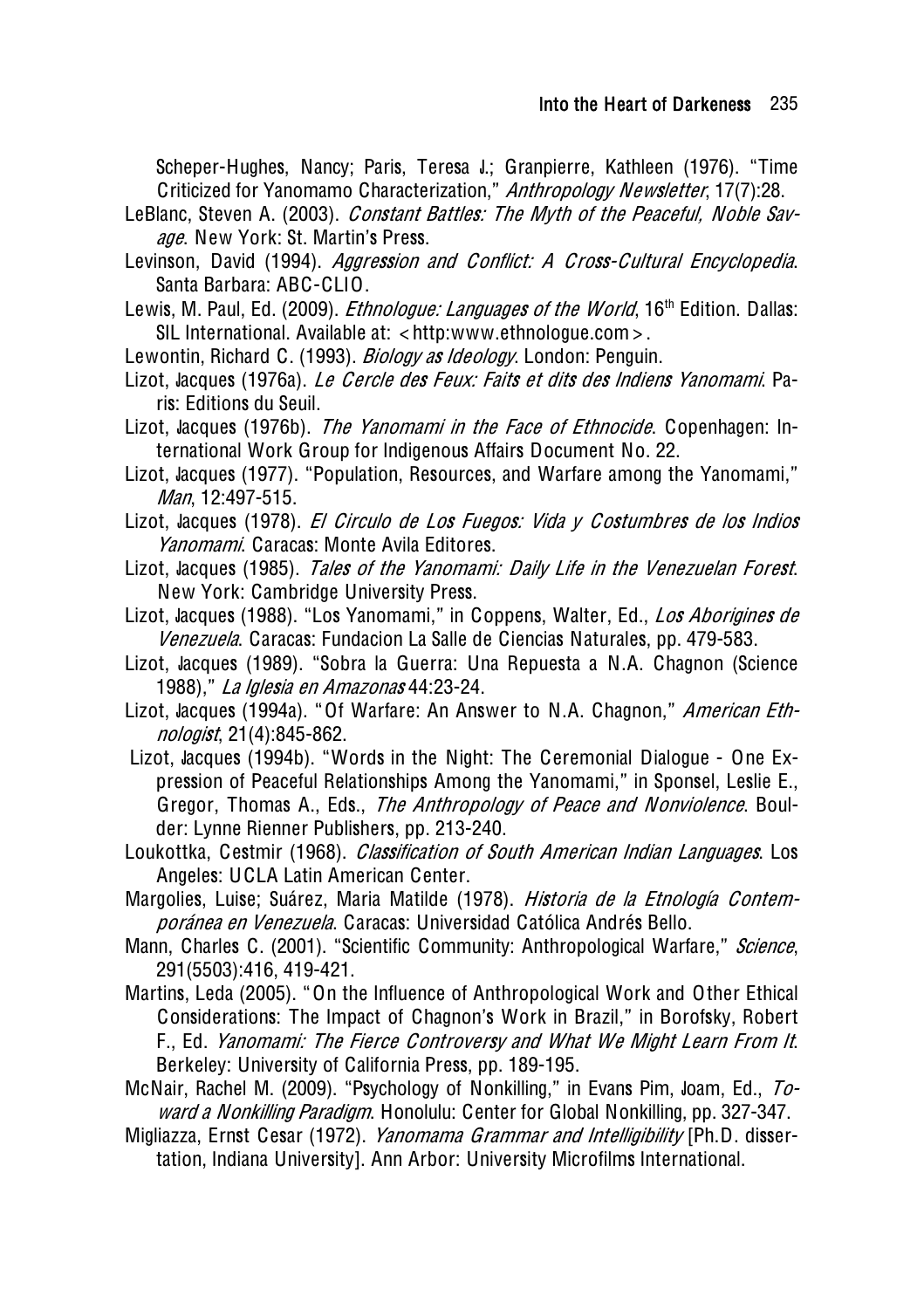Scheper-Hughes, Nancy; Paris, Teresa J.; Granpierre, Kathleen (1976). "Time Criticized for Yanomamo Characterization," *Anthropology Newsletter*, 17(7):28.

LeBlanc, Steven A. (2003). *Constant Battles: The Myth of the Peaceful, Noble Savage*. New York: St. Martin's Press.

Levinson, David (1994). *Aggression and Conflict: A Cross-Cultural Encyclopedia*. Santa Barbara: ABC-CLIO.

Lewis, M. Paul, Ed. (2009). *Ethnologue: Languages of the World*, 16th Edition. Dallas: SIL International. Available at: <http:www.ethnologue.com>.

Lewontin, Richard C. (1993). *Biology as Ideology*. London: Penguin.

Lizot, Jacques (1976a). *Le Cercle des Feux: Faits et dits des Indiens Yanomami*. Paris: Editions du Seuil.

Lizot, Jacques (1976b). *The Yanomami in the Face of Ethnocide*. Copenhagen: International Work Group for Indigenous Affairs Document No. 22.

Lizot, Jacques (1977). "Population, Resources, and Warfare among the Yanomami," *Man*, 12:497-515.

Lizot, Jacques (1978). *El Circulo de Los Fuegos: Vida y Costumbres de los Indios Yanomami*. Caracas: Monte Avila Editores.

Lizot, Jacques (1985). *Tales of the Yanomami: Daily Life in the Venezuelan Forest*. New York: Cambridge University Press.

Lizot, Jacques (1988). "Los Yanomami," in Coppens, Walter, Ed., *Los Aborigines de Venezuela*. Caracas: Fundacion La Salle de Ciencias Naturales, pp. 479-583.

Lizot, Jacques (1989). "Sobra la Guerra: Una Repuesta a N.A. Chagnon (Science 1988)," *La Iglesia en Amazonas* 44:23-24.

Lizot, Jacques (1994a). "Of Warfare: An Answer to N.A. Chagnon," *American Ethnologist*, 21(4):845-862.

Lizot, Jacques (1994b). "Words in the Night: The Ceremonial Dialogue - One Expression of Peaceful Relationships Among the Yanomami," in Sponsel, Leslie E., Gregor, Thomas A., Eds., *The Anthropology of Peace and Nonviolence*. Boulder: Lynne Rienner Publishers, pp. 213-240.

Loukottka, Cestmir (1968). *Classification of South American Indian Languages*. Los Angeles: UCLA Latin American Center.

Margolies, Luise; Suárez, Maria Matilde (1978). *Historia de la Etnología Contemporánea en Venezuela*. Caracas: Universidad Católica Andrés Bello.

Mann, Charles C. (2001). "Scientific Community: Anthropological Warfare," *Science*, 291(5503):416, 419-421.

Martins, Leda (2005). "On the Influence of Anthropological Work and Other Ethical Considerations: The Impact of Chagnon's Work in Brazil," in Borofsky, Robert F., Ed. *Yanomami: The Fierce Controversy and What We Might Learn From It*. Berkeley: University of California Press, pp. 189-195.

McNair, Rachel M. (2009). "Psychology of Nonkilling," in Evans Pim, Joam, Ed., *Toward a Nonkilling Paradigm*. Honolulu: Center for Global Nonkilling, pp. 327-347.

Migliazza, Ernst Cesar (1972). *Yanomama Grammar and Intelligibility* [Ph.D. dissertation, Indiana University]. Ann Arbor: University Microfilms International.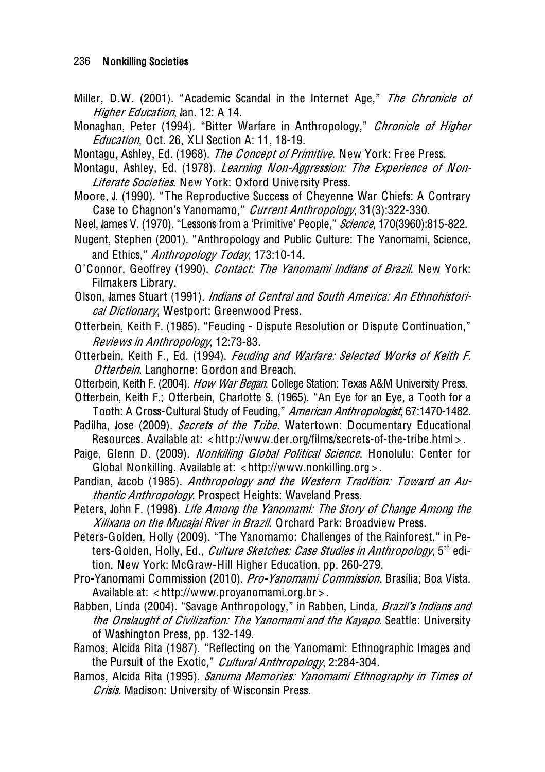Miller, D.W. (2001). "Academic Scandal in the Internet Age," *The Chronicle of Higher Education*, Jan. 12: A 14.

Monaghan, Peter (1994). "Bitter Warfare in Anthropology," *Chronicle of Higher Education*, Oct. 26, XLI Section A: 11, 18-19.

Montagu, Ashley, Ed. (1968). *The Concept of Primitive*. New York: Free Press.

Montagu, Ashley, Ed. (1978). *Learning Non-Aggression: The Experience of Non-Literate Societies*. New York: Oxford University Press.

Moore, J. (1990). "The Reproductive Success of Cheyenne War Chiefs: A Contrary Case to Chagnon's Yanomamo," *Current Anthropology*, 31(3):322-330.

Neel, James V. (1970). "Lessons from a 'Primitive' People," *Science*, 170(3960):815-822.

Nugent, Stephen (2001). "Anthropology and Public Culture: The Yanomami, Science, and Ethics," *Anthropology Today*, 173:10-14.

O'Connor, Geoffrey (1990). *Contact: The Yanomami Indians of Brazil*. New York: Filmakers Library.

Olson, James Stuart (1991). *Indians of Central and South America: An Ethnohistorical Dictionary*, Westport: Greenwood Press.

Otterbein, Keith F. (1985). "Feuding - Dispute Resolution or Dispute Continuation," *Reviews in Anthropology*, 12:73-83.

Otterbein, Keith F., Ed. (1994). *Feuding and Warfare: Selected Works of Keith F. Otterbein*. Langhorne: Gordon and Breach.

Otterbein, Keith F. (2004). *How War Began*. College Station: Texas A&M University Press.

Otterbein, Keith F.; Otterbein, Charlotte S. (1965). "An Eye for an Eye, a Tooth for a Tooth: A Cross-Cultural Study of Feuding," *American Anthropologist*, 67:1470-1482.

Padilha, Jose (2009). *Secrets of the Tribe.* Watertown: Documentary Educational Resources. Available at: <http://www.der.org/films/secrets-of-the-tribe.html>.

Paige, Glenn D. (2009). *Nonkilling Global Political Science*. Honolulu: Center for Global Nonkilling. Available at: <http://www.nonkilling.org>.

Pandian, Jacob (1985). *Anthropology and the Western Tradition: Toward an Authentic Anthropology*. Prospect Heights: Waveland Press.

Peters, John F. (1998). *Life Among the Yanomami: The Story of Change Among the Xilixana on the Mucajai River in Brazil*. Orchard Park: Broadview Press.

Peters-Golden, Holly (2009). "The Yanomamo: Challenges of the Rainforest," in Peters-Golden, Holly, Ed., *Culture Sketches: Case Studies in Anthropology*, 5th edition. New York: McGraw-Hill Higher Education, pp. 260-279.

Pro-Yanomami Commission (2010). *Pro-Yanomami Commission*. Brasília; Boa Vista. Available at: <http://www.proyanomami.org.br>.

Rabben, Linda (2004). "Savage Anthropology," in Rabben, Linda, *Brazil's Indians and the Onslaught of Civilization: The Yanomami and the Kayapo*. Seattle: University of Washington Press, pp. 132-149.

Ramos, Alcida Rita (1987). "Reflecting on the Yanomami: Ethnographic Images and the Pursuit of the Exotic," *Cultural Anthropology*, 2:284-304.

Ramos, Alcida Rita (1995). *Sanuma Memories: Yanomami Ethnography in Times of Crisis*. Madison: University of Wisconsin Press.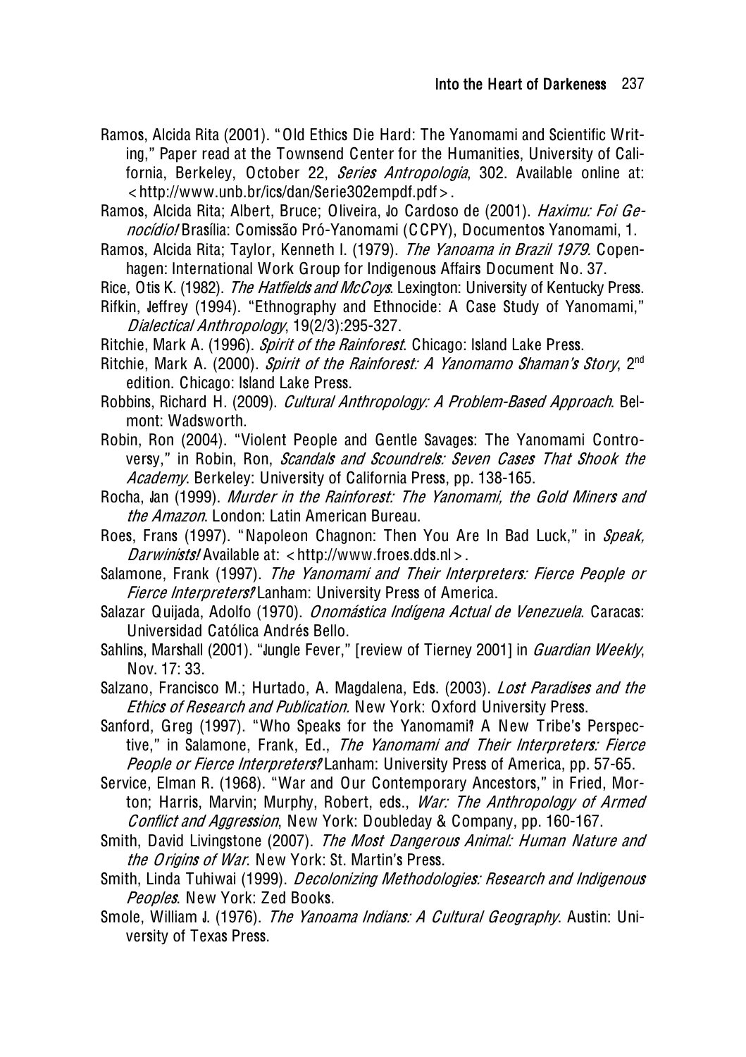Ramos, Alcida Rita (2001). "Old Ethics Die Hard: The Yanomami and Scientific Writing," Paper read at the Townsend Center for the Humanities, University of California, Berkeley, October 22, *Series Antropologia*, 302. Available online at: <http://www.unb.br/ics/dan/Serie302empdf.pdf>.

Ramos, Alcida Rita; Albert, Bruce; Oliveira, Jo Cardoso de (2001). *Haximu: Foi Genocídio!* Brasília: Comissão Pró-Yanomami (CCPY), Documentos Yanomami, 1.

Ramos, Alcida Rita; Taylor, Kenneth I. (1979). *The Yanoama in Brazil 1979*. Copenhagen: International Work Group for Indigenous Affairs Document No. 37.

Rice, Otis K. (1982). *The Hatfields and McCoys*. Lexington: University of Kentucky Press.

Rifkin, Jeffrey (1994). "Ethnography and Ethnocide: A Case Study of Yanomami," *Dialectical Anthropology*, 19(2/3):295-327.

Ritchie, Mark A. (1996). *Spirit of the Rainforest*. Chicago: Island Lake Press.

Ritchie, Mark A. (2000). *Spirit of the Rainforest: A Yanomamo Shaman's Story*, 2nd edition. Chicago: Island Lake Press.

Robbins, Richard H. (2009). *Cultural Anthropology: A Problem-Based Approach*. Belmont: Wadsworth.

Robin, Ron (2004). "Violent People and Gentle Savages: The Yanomami Controversy," in Robin, Ron, *Scandals and Scoundrels: Seven Cases That Shook the Academy*. Berkeley: University of California Press, pp. 138-165.

Rocha, Jan (1999). *Murder in the Rainforest: The Yanomami, the Gold Miners and the Amazon*. London: Latin American Bureau.

Roes, Frans (1997). "Napoleon Chagnon: Then You Are In Bad Luck," in *Speak, Darwinists!* Available at: <http://www.froes.dds.nl>.

Salamone, Frank (1997). *The Yanomami and Their Interpreters: Fierce People or Fierce Interpreters?* Lanham: University Press of America.

Salazar Quijada, Adolfo (1970). *Onomástica Indígena Actual de Venezuela*. Caracas: Universidad Católica Andrés Bello.

Sahlins, Marshall (2001). "Jungle Fever," [review of Tierney 2001] in *Guardian Weekly*, Nov. 17: 33.

Salzano, Francisco M.; Hurtado, A. Magdalena, Eds. (2003). *Lost Paradises and the Ethics of Research and Publication.* New York: Oxford University Press.

Sanford, Greg (1997). "Who Speaks for the Yanomami? A New Tribe's Perspective," in Salamone, Frank, Ed., *The Yanomami and Their Interpreters: Fierce People or Fierce Interpreters?* Lanham: University Press of America, pp. 57-65.

Service, Elman R. (1968). "War and Our Contemporary Ancestors," in Fried, Morton; Harris, Marvin; Murphy, Robert, eds., *War: The Anthropology of Armed Conflict and Aggression*, New York: Doubleday & Company, pp. 160-167.

Smith, David Livingstone (2007). *The Most Dangerous Animal: Human Nature and the Origins of War*. New York: St. Martin's Press.

Smith, Linda Tuhiwai (1999). *Decolonizing Methodologies: Research and Indigenous Peoples*. New York: Zed Books.

Smole, William J. (1976). *The Yanoama Indians: A Cultural Geography*. Austin: University of Texas Press.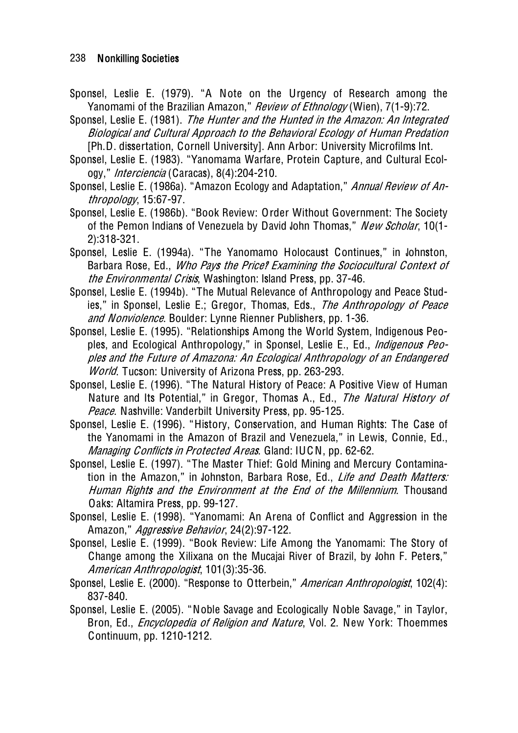Sponsel, Leslie E. (1979). "A Note on the Urgency of Research among the Yanomami of the Brazilian Amazon," *Review of Ethnology* (Wien), 7(1-9):72.

Sponsel, Leslie E. (1981). *The Hunter and the Hunted in the Amazon: An Integrated Biological and Cultural Approach to the Behavioral Ecology of Human Predation* [Ph.D. dissertation, Cornell University]. Ann Arbor: University Microfilms Int.

Sponsel, Leslie E. (1983). "Yanomama Warfare, Protein Capture, and Cultural Ecology," *Interciencia* (Caracas), 8(4):204-210.

Sponsel, Leslie E. (1986a). "Amazon Ecology and Adaptation," *Annual Review of Anthropology*, 15:67-97.

Sponsel, Leslie E. (1986b). "Book Review: Order Without Government: The Society of the Pemon Indians of Venezuela by David John Thomas," *New Scholar*, 10(1-2):318-321.

Sponsel, Leslie E. (1994a). "The Yanomamo Holocaust Continues," in Johnston, Barbara Rose, Ed., *Who Pays the Price? Examining the Sociocultural Context of the Environmental Crisis*, Washington: Island Press, pp. 37-46.

Sponsel, Leslie E. (1994b). "The Mutual Relevance of Anthropology and Peace Studies," in Sponsel, Leslie E.; Gregor, Thomas, Eds., *The Anthropology of Peace and Nonviolence*. Boulder: Lynne Rienner Publishers, pp. 1-36.

Sponsel, Leslie E. (1995). "Relationships Among the World System, Indigenous Peoples, and Ecological Anthropology," in Sponsel, Leslie E., Ed., *Indigenous Peoples and the Future of Amazona: An Ecological Anthropology of an Endangered World*. Tucson: University of Arizona Press, pp. 263-293.

Sponsel, Leslie E. (1996). "The Natural History of Peace: A Positive View of Human Nature and Its Potential," in Gregor, Thomas A., Ed., *The Natural History of Peace*. Nashville: Vanderbilt University Press, pp. 95-125.

Sponsel, Leslie E. (1996). "History, Conservation, and Human Rights: The Case of the Yanomami in the Amazon of Brazil and Venezuela," in Lewis, Connie, Ed., *Managing Conflicts in Protected Areas*. Gland: IUCN, pp. 62-62.

Sponsel, Leslie E. (1997). "The Master Thief: Gold Mining and Mercury Contamination in the Amazon," in Johnston, Barbara Rose, Ed., *Life and Death Matters: Human Rights and the Environment at the End of the Millennium*. Thousand Oaks: Altamira Press, pp. 99-127.

Sponsel, Leslie E. (1998). "Yanomami: An Arena of Conflict and Aggression in the Amazon," *Aggressive Behavior*, 24(2):97-122.

Sponsel, Leslie E. (1999). "Book Review: Life Among the Yanomami: The Story of Change among the Xilixana on the Mucajai River of Brazil, by John F. Peters," *American Anthropologist*, 101(3):35-36.

Sponsel, Leslie E. (2000). "Response to Otterbein," *American Anthropologist*, 102(4): 837-840.

Sponsel, Leslie E. (2005). "Noble Savage and Ecologically Noble Savage," in Taylor, Bron, Ed., *Encyclopedia of Religion and Nature*, Vol. 2. New York: Thoemmes Continuum, pp. 1210-1212.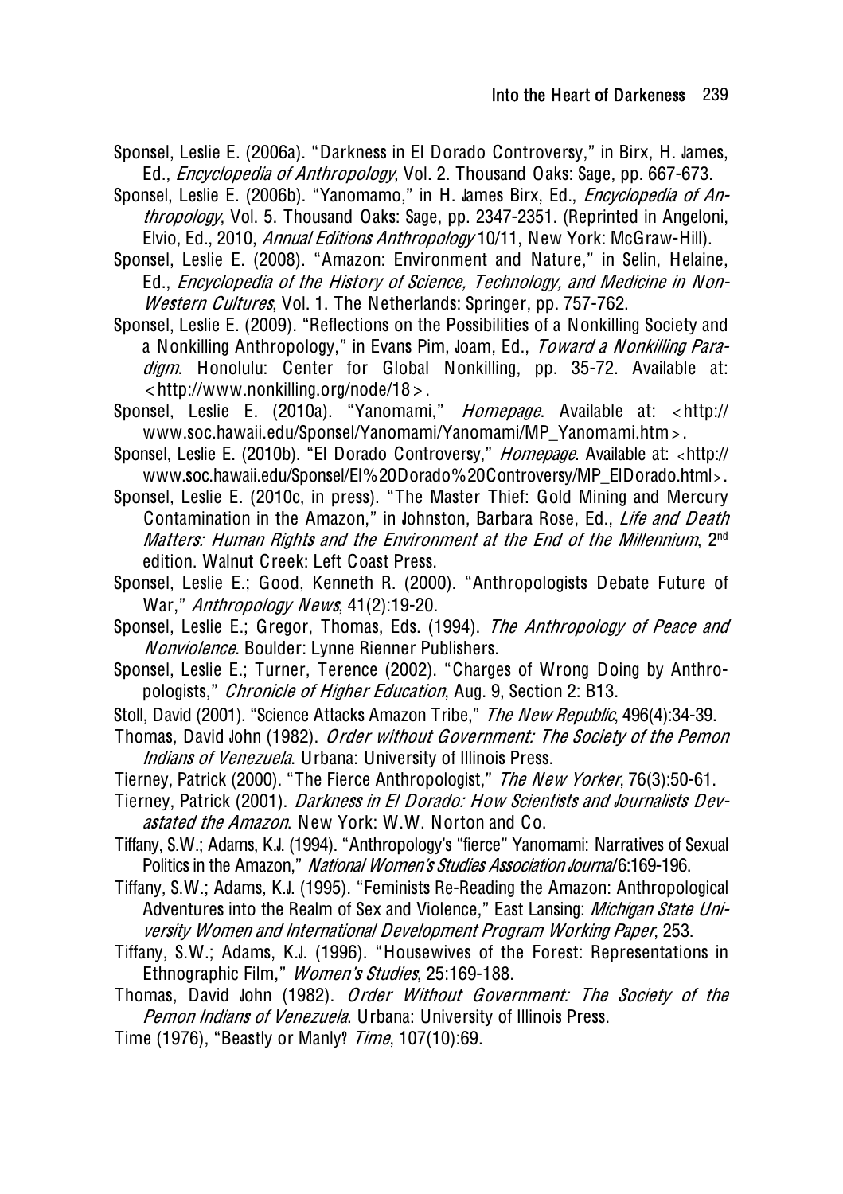Sponsel, Leslie E. (2006a). "Darkness in El Dorado Controversy," in Birx, H. James, Ed., *Encyclopedia of Anthropology*, Vol. 2. Thousand Oaks: Sage, pp. 667-673.

Sponsel, Leslie E. (2006b). "Yanomamo," in H. James Birx, Ed., *Encyclopedia of Anthropology*, Vol. 5. Thousand Oaks: Sage, pp. 2347-2351. (Reprinted in Angeloni, Elvio, Ed., 2010, *Annual Editions Anthropology* 10/11, New York: McGraw-Hill).

Sponsel, Leslie E. (2008). "Amazon: Environment and Nature," in Selin, Helaine, Ed., *Encyclopedia of the History of Science, Technology, and Medicine in Non-Western Cultures*, Vol. 1. The Netherlands: Springer, pp. 757-762.

Sponsel, Leslie E. (2009). "Reflections on the Possibilities of a Nonkilling Society and a Nonkilling Anthropology," in Evans Pim, Joam, Ed., *Toward a Nonkilling Paradigm*. Honolulu: Center for Global Nonkilling, pp. 35-72. Available at: <http://www.nonkilling.org/node/18>.

Sponsel, Leslie E. (2010a). "Yanomami," *Homepage*. Available at: <http://www.soc.hawaii.edu/Sponsel/Yanomami/Yanomami/MP_Yanomami.htm>.

Sponsel, Leslie E. (2010b). "El Dorado Controversy," *Homepage*. Available at: <http://www.soc.hawaii.edu/Sponsel/El%20Dorado%20Controversy/MP_ElDorado.html>.

Sponsel, Leslie E. (2010c, in press). "The Master Thief: Gold Mining and Mercury Contamination in the Amazon," in Johnston, Barbara Rose, Ed., *Life and Death Matters: Human Rights and the Environment at the End of the Millennium*, 2nd edition. Walnut Creek: Left Coast Press.

Sponsel, Leslie E.; Good, Kenneth R. (2000). "Anthropologists Debate Future of War," *Anthropology News*, 41(2):19-20.

Sponsel, Leslie E.; Gregor, Thomas, Eds. (1994). *The Anthropology of Peace and Nonviolence*. Boulder: Lynne Rienner Publishers.

Sponsel, Leslie E.; Turner, Terence (2002). "Charges of Wrong Doing by Anthropologists," *Chronicle of Higher Education*, Aug. 9, Section 2: B13.

Stoll, David (2001). "Science Attacks Amazon Tribe," *The New Republic*, 496(4):34-39.

Thomas, David John (1982). *Order without Government: The Society of the Pemon Indians of Venezuela*. Urbana: University of Illinois Press.

Tierney, Patrick (2000). "The Fierce Anthropologist," *The New Yorker*, 76(3):50-61.

Tierney, Patrick (2001). *Darkness in El Dorado: How Scientists and Journalists Devastated the Amazon*. New York: W.W. Norton and Co.

Tiffany, S.W.; Adams, K.J. (1994). "Anthropology's "fierce" Yanomami: Narratives of Sexual Politics in the Amazon," *National Women's Studies Association Journal* 6:169-196.

Tiffany, S.W.; Adams, K.J. (1995). "Feminists Re-Reading the Amazon: Anthropological Adventures into the Realm of Sex and Violence," East Lansing: *Michigan State University Women and International Development Program Working Paper*, 253.

Tiffany, S.W.; Adams, K.J. (1996). "Housewives of the Forest: Representations in Ethnographic Film," *Women's Studies*, 25:169-188.

Thomas, David John (1982). *Order Without Government: The Society of the Pemon Indians of Venezuela*. Urbana: University of Illinois Press.

Time (1976), "Beastly or Manly? *Time*, 107(10):69.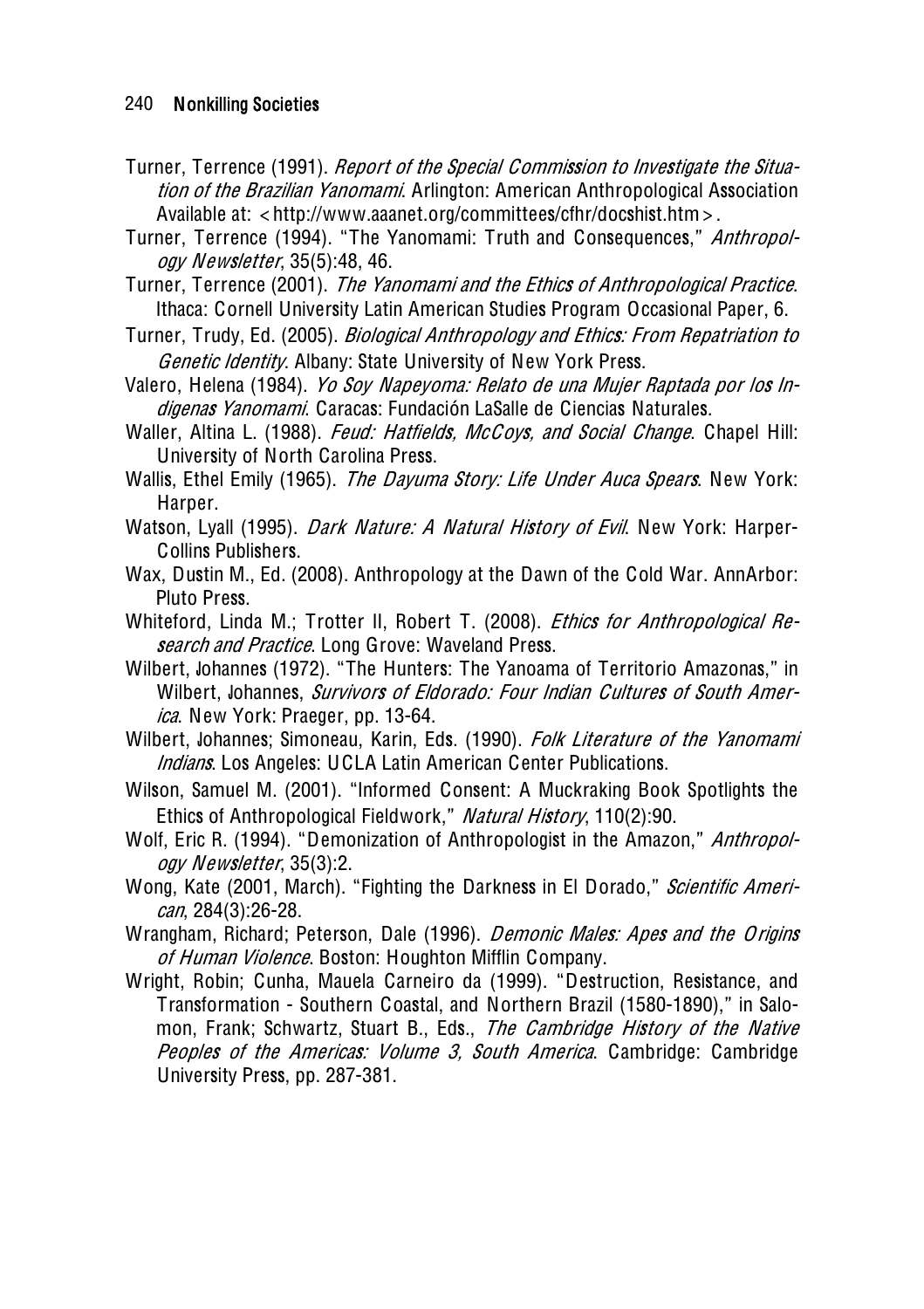Turner, Terrence (1991). *Report of the Special Commission to Investigate the Situation of the Brazilian Yanomami*. Arlington: American Anthropological Association Available at: <http://www.aaanet.org/committees/cfhr/docshist.htm>.

Turner, Terrence (1994). "The Yanomami: Truth and Consequences," *Anthropology Newsletter*, 35(5):48, 46.

Turner, Terrence (2001). *The Yanomami and the Ethics of Anthropological Practice*. Ithaca: Cornell University Latin American Studies Program Occasional Paper, 6.

Turner, Trudy, Ed. (2005). *Biological Anthropology and Ethics: From Repatriation to Genetic Identity*. Albany: State University of New York Press.

Valero, Helena (1984). *Yo Soy Napeyoma: Relato de una Mujer Raptada por los Indigenas Yanomami*. Caracas: Fundación LaSalle de Ciencias Naturales.

Waller, Altina L. (1988). *Feud: Hatfields, McCoys, and Social Change*. Chapel Hill: University of North Carolina Press.

Wallis, Ethel Emily (1965). *The Dayuma Story: Life Under Auca Spears*. New York: Harper.

Watson, Lyall (1995). *Dark Nature: A Natural History of Evil*. New York: HarperCollins Publishers.

Wax, Dustin M., Ed. (2008). Anthropology at the Dawn of the Cold War. AnnArbor: Pluto Press.

Whiteford, Linda M.; Trotter II, Robert T. (2008). *Ethics for Anthropological Research and Practice*. Long Grove: Waveland Press.

Wilbert, Johannes (1972). "The Hunters: The Yanoama of Territorio Amazonas," in Wilbert, Johannes, *Survivors of Eldorado: Four Indian Cultures of South America*. New York: Praeger, pp. 13-64.

Wilbert, Johannes; Simoneau, Karin, Eds. (1990). *Folk Literature of the Yanomami Indians*. Los Angeles: UCLA Latin American Center Publications.

Wilson, Samuel M. (2001). "Informed Consent: A Muckraking Book Spotlights the Ethics of Anthropological Fieldwork," *Natural History*, 110(2):90.

Wolf, Eric R. (1994). "Demonization of Anthropologist in the Amazon," *Anthropology Newsletter*, 35(3):2.

Wong, Kate (2001, March). "Fighting the Darkness in El Dorado," *Scientific American*, 284(3):26-28.

Wrangham, Richard; Peterson, Dale (1996). *Demonic Males: Apes and the Origins of Human Violence*. Boston: Houghton Mifflin Company.

Wright, Robin; Cunha, Mauela Carneiro da (1999). "Destruction, Resistance, and Transformation - Southern Coastal, and Northern Brazil (1580-1890)," in Salomon, Frank; Schwartz, Stuart B., Eds., *The Cambridge History of the Native Peoples of the Americas: Volume 3, South America*. Cambridge: Cambridge University Press, pp. 287-381.